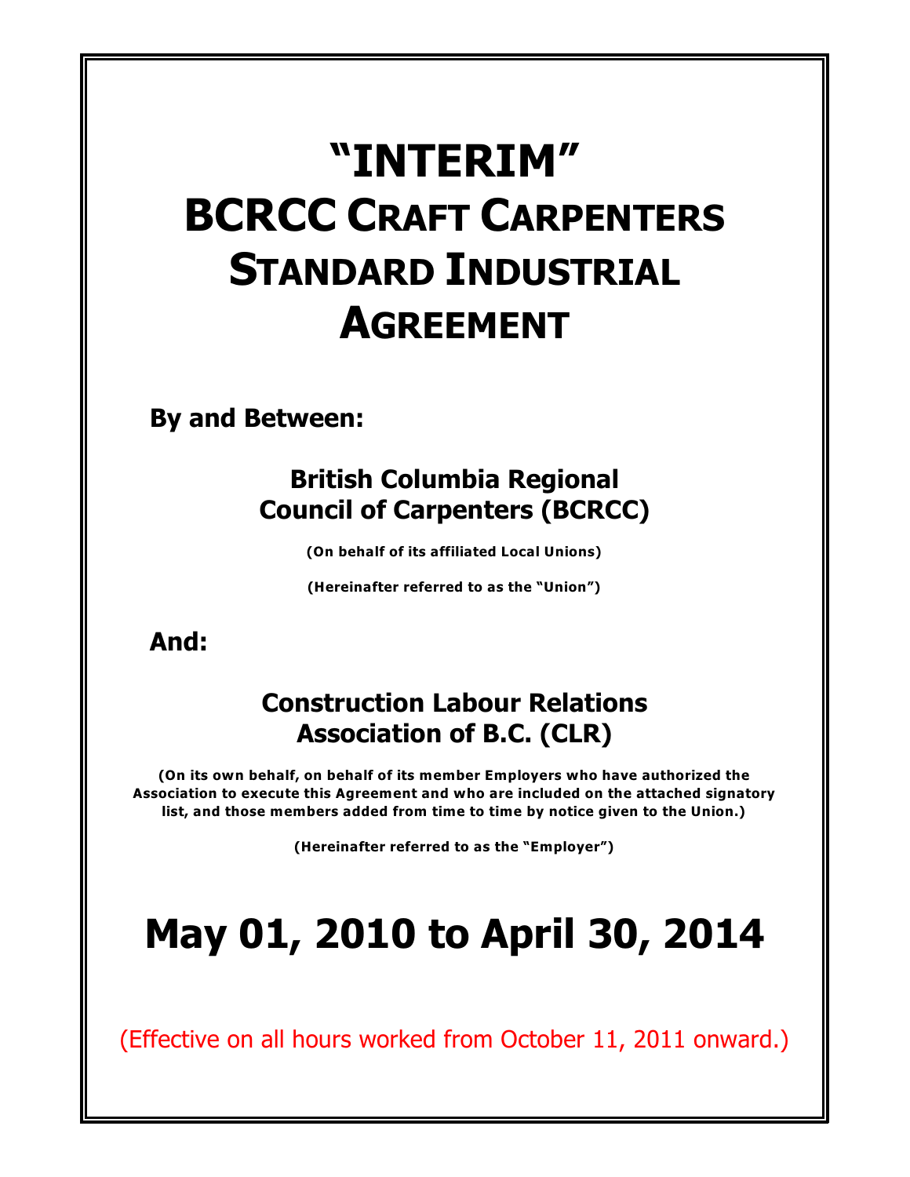# "INTERIM" BCRCC CRAFT CARPENTERS STANDARD INDUSTRIAL AGREEMENT

**By and Between:**

**British Columbia Regional Council of Carpenters (BCRCC)**

**(On behalf of its affiliated Local Unions)**

**(Hereinafter referred to as the "Union")**

**And:**

**Construction Labour Relations Association of B.C. (CLR)**

**(On its own behalf, on behalf of its member Employers who have authorized the Association to execute this Agreement and who are included on the attached signatory list, and those members added from time to time by notice given to the Union.)**

**(Hereinafter referred to as the "Employer")**

# May 01, 2010 to April 30, 2014

(Effective on all hours worked from October 11, 2011 onward.)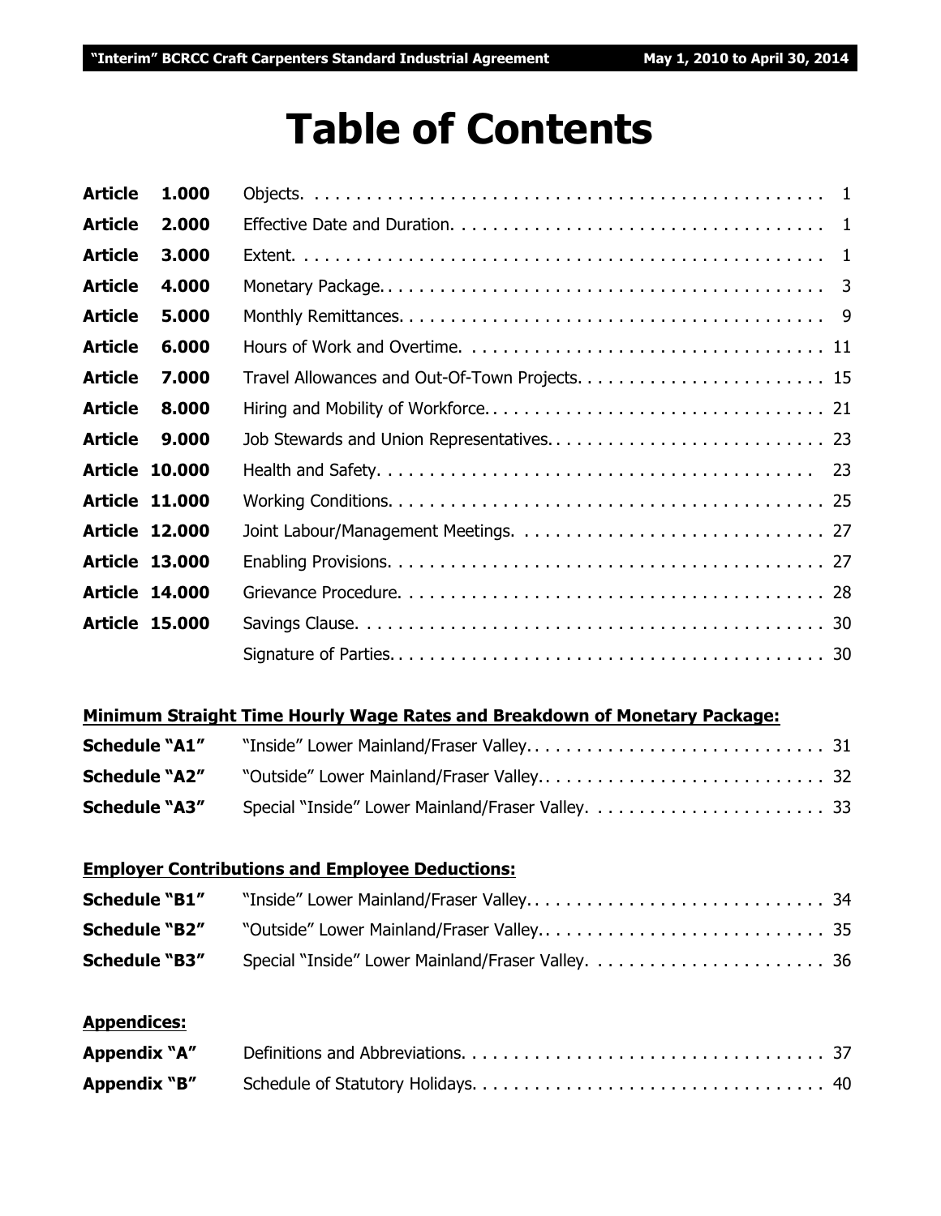# Table of Contents

| | | |
|---|---|---|
| **Article 1.000** | Objects. | 1 |
| **Article 2.000** | Effective Date and Duration. | 1 |
| **Article 3.000** | Extent. | 1 |
| **Article 4.000** | Monetary Package. | 3 |
| **Article 5.000** | Monthly Remittances. | 9 |
| **Article 6.000** | Hours of Work and Overtime. | 11 |
| **Article 7.000** | Travel Allowances and Out-Of-Town Projects. | 15 |
| **Article 8.000** | Hiring and Mobility of Workforce. | 21 |
| **Article 9.000** | Job Stewards and Union Representatives. | 23 |
| **Article 10.000** | Health and Safety. | 23 |
| **Article 11.000** | Working Conditions. | 25 |
| **Article 12.000** | Joint Labour/Management Meetings. | 27 |
| **Article 13.000** | Enabling Provisions. | 27 |
| **Article 14.000** | Grievance Procedure. | 28 |
| **Article 15.000** | Savings Clause. | 30 |
| | Signature of Parties. | 30 |

**Minimum Straight Time Hourly Wage Rates and Breakdown of Monetary Package:**

| | | |
|---|---|---|
| **Schedule "A1"** | "Inside" Lower Mainland/Fraser Valley. | 31 |
| **Schedule "A2"** | "Outside" Lower Mainland/Fraser Valley. | 32 |
| **Schedule "A3"** | Special "Inside" Lower Mainland/Fraser Valley. | 33 |

**Employer Contributions and Employee Deductions:**

| | | |
|---|---|---|
| **Schedule "B1"** | "Inside" Lower Mainland/Fraser Valley. | 34 |
| **Schedule "B2"** | "Outside" Lower Mainland/Fraser Valley. | 35 |
| **Schedule "B3"** | Special "Inside" Lower Mainland/Fraser Valley. | 36 |

**Appendices:**

| | | |
|---|---|---|
| **Appendix "A"** | Definitions and Abbreviations. | 37 |
| **Appendix "B"** | Schedule of Statutory Holidays. | 40 |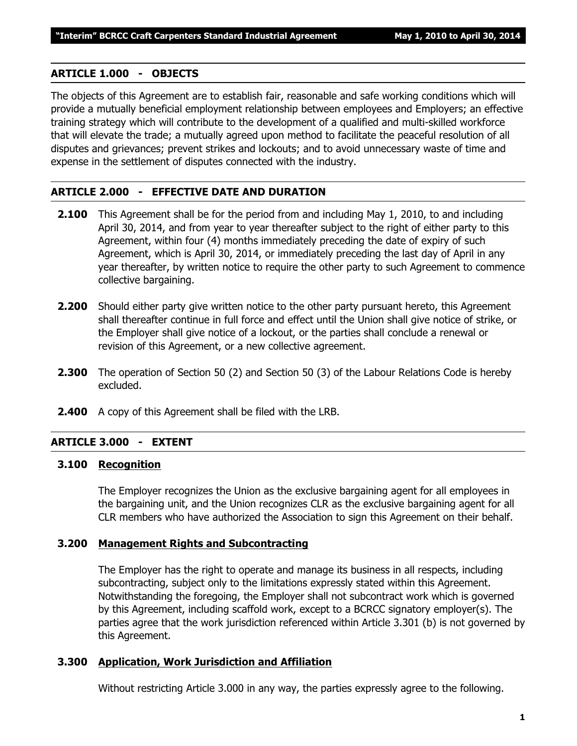## ARTICLE 1.000 - OBJECTS

The objects of this Agreement are to establish fair, reasonable and safe working conditions which will provide a mutually beneficial employment relationship between employees and Employers; an effective training strategy which will contribute to the development of a qualified and multi-skilled workforce that will elevate the trade; a mutually agreed upon method to facilitate the peaceful resolution of all disputes and grievances; prevent strikes and lockouts; and to avoid unnecessary waste of time and expense in the settlement of disputes connected with the industry.

## ARTICLE 2.000 - EFFECTIVE DATE AND DURATION

**2.100** This Agreement shall be for the period from and including May 1, 2010, to and including April 30, 2014, and from year to year thereafter subject to the right of either party to this Agreement, within four (4) months immediately preceding the date of expiry of such Agreement, which is April 30, 2014, or immediately preceding the last day of April in any year thereafter, by written notice to require the other party to such Agreement to commence collective bargaining.

**2.200** Should either party give written notice to the other party pursuant hereto, this Agreement shall thereafter continue in full force and effect until the Union shall give notice of strike, or the Employer shall give notice of a lockout, or the parties shall conclude a renewal or revision of this Agreement, or a new collective agreement.

**2.300** The operation of Section 50 (2) and Section 50 (3) of the Labour Relations Code is hereby excluded.

**2.400** A copy of this Agreement shall be filed with the LRB.

## ARTICLE 3.000 - EXTENT

### 3.100 Recognition

The Employer recognizes the Union as the exclusive bargaining agent for all employees in the bargaining unit, and the Union recognizes CLR as the exclusive bargaining agent for all CLR members who have authorized the Association to sign this Agreement on their behalf.

### 3.200 Management Rights and Subcontracting

The Employer has the right to operate and manage its business in all respects, including subcontracting, subject only to the limitations expressly stated within this Agreement. Notwithstanding the foregoing, the Employer shall not subcontract work which is governed by this Agreement, including scaffold work, except to a BCRCC signatory employer(s). The parties agree that the work jurisdiction referenced within Article 3.301 (b) is not governed by this Agreement.

### 3.300 Application, Work Jurisdiction and Affiliation

Without restricting Article 3.000 in any way, the parties expressly agree to the following.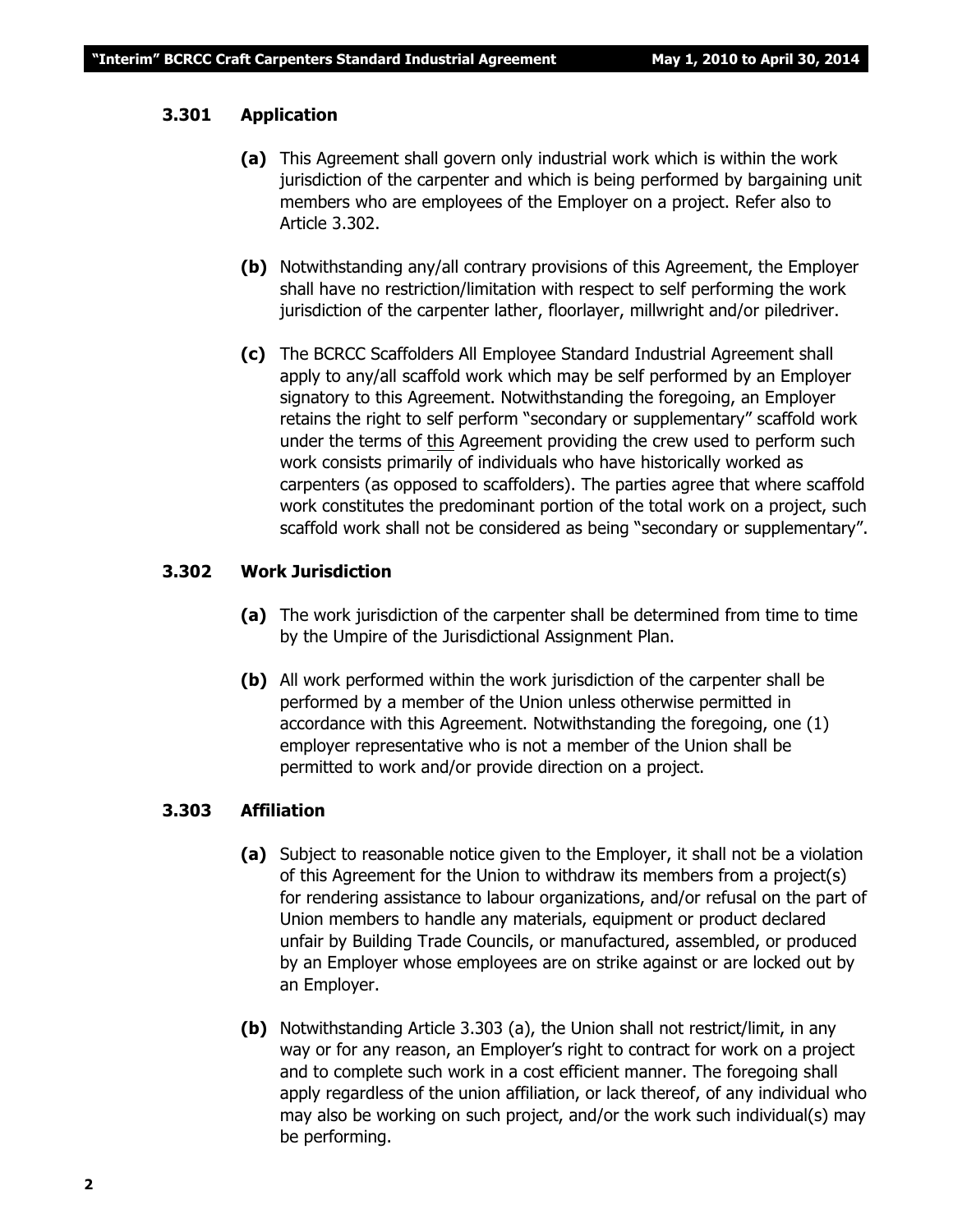### 3.301 Application

**(a)** This Agreement shall govern only industrial work which is within the work jurisdiction of the carpenter and which is being performed by bargaining unit members who are employees of the Employer on a project. Refer also to Article 3.302.

**(b)** Notwithstanding any/all contrary provisions of this Agreement, the Employer shall have no restriction/limitation with respect to self performing the work jurisdiction of the carpenter lather, floorlayer, millwright and/or piledriver.

**(c)** The BCRCC Scaffolders All Employee Standard Industrial Agreement shall apply to any/all scaffold work which may be self performed by an Employer signatory to this Agreement. Notwithstanding the foregoing, an Employer retains the right to self perform "secondary or supplementary" scaffold work under the terms of <u>this</u> Agreement providing the crew used to perform such work consists primarily of individuals who have historically worked as carpenters (as opposed to scaffolders). The parties agree that where scaffold work constitutes the predominant portion of the total work on a project, such scaffold work shall not be considered as being "secondary or supplementary".

### 3.302 Work Jurisdiction

**(a)** The work jurisdiction of the carpenter shall be determined from time to time by the Umpire of the Jurisdictional Assignment Plan.

**(b)** All work performed within the work jurisdiction of the carpenter shall be performed by a member of the Union unless otherwise permitted in accordance with this Agreement. Notwithstanding the foregoing, one (1) employer representative who is not a member of the Union shall be permitted to work and/or provide direction on a project.

### 3.303 Affiliation

**(a)** Subject to reasonable notice given to the Employer, it shall not be a violation of this Agreement for the Union to withdraw its members from a project(s) for rendering assistance to labour organizations, and/or refusal on the part of Union members to handle any materials, equipment or product declared unfair by Building Trade Councils, or manufactured, assembled, or produced by an Employer whose employees are on strike against or are locked out by an Employer.

**(b)** Notwithstanding Article 3.303 (a), the Union shall not restrict/limit, in any way or for any reason, an Employer's right to contract for work on a project and to complete such work in a cost efficient manner. The foregoing shall apply regardless of the union affiliation, or lack thereof, of any individual who may also be working on such project, and/or the work such individual(s) may be performing.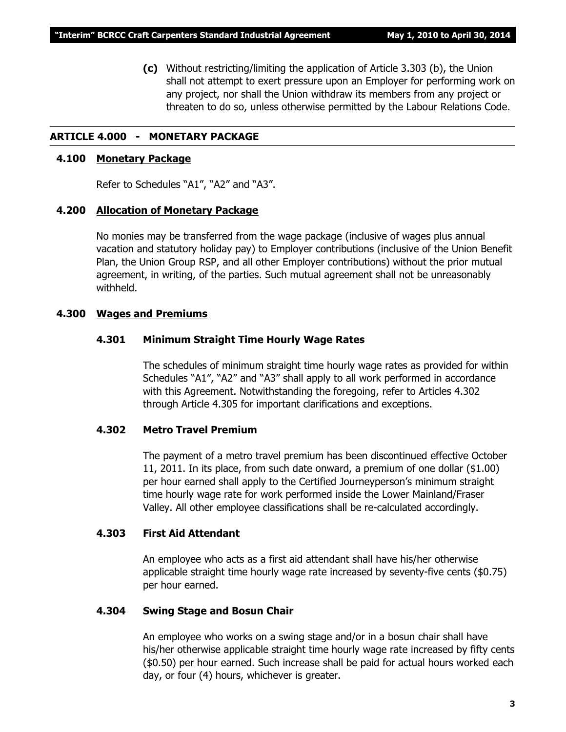**(c)** Without restricting/limiting the application of Article 3.303 (b), the Union shall not attempt to exert pressure upon an Employer for performing work on any project, nor shall the Union withdraw its members from any project or threaten to do so, unless otherwise permitted by the Labour Relations Code.

## ARTICLE 4.000 - MONETARY PACKAGE

### 4.100 Monetary Package

Refer to Schedules "A1", "A2" and "A3".

### 4.200 Allocation of Monetary Package

No monies may be transferred from the wage package (inclusive of wages plus annual vacation and statutory holiday pay) to Employer contributions (inclusive of the Union Benefit Plan, the Union Group RSP, and all other Employer contributions) without the prior mutual agreement, in writing, of the parties. Such mutual agreement shall not be unreasonably withheld.

### 4.300 Wages and Premiums

#### 4.301 Minimum Straight Time Hourly Wage Rates

The schedules of minimum straight time hourly wage rates as provided for within Schedules "A1", "A2" and "A3" shall apply to all work performed in accordance with this Agreement. Notwithstanding the foregoing, refer to Articles 4.302 through Article 4.305 for important clarifications and exceptions.

#### 4.302 Metro Travel Premium

The payment of a metro travel premium has been discontinued effective October 11, 2011. In its place, from such date onward, a premium of one dollar ($1.00) per hour earned shall apply to the Certified Journeyperson's minimum straight time hourly wage rate for work performed inside the Lower Mainland/Fraser Valley. All other employee classifications shall be re-calculated accordingly.

#### 4.303 First Aid Attendant

An employee who acts as a first aid attendant shall have his/her otherwise applicable straight time hourly wage rate increased by seventy-five cents ($0.75) per hour earned.

#### 4.304 Swing Stage and Bosun Chair

An employee who works on a swing stage and/or in a bosun chair shall have his/her otherwise applicable straight time hourly wage rate increased by fifty cents ($0.50) per hour earned. Such increase shall be paid for actual hours worked each day, or four (4) hours, whichever is greater.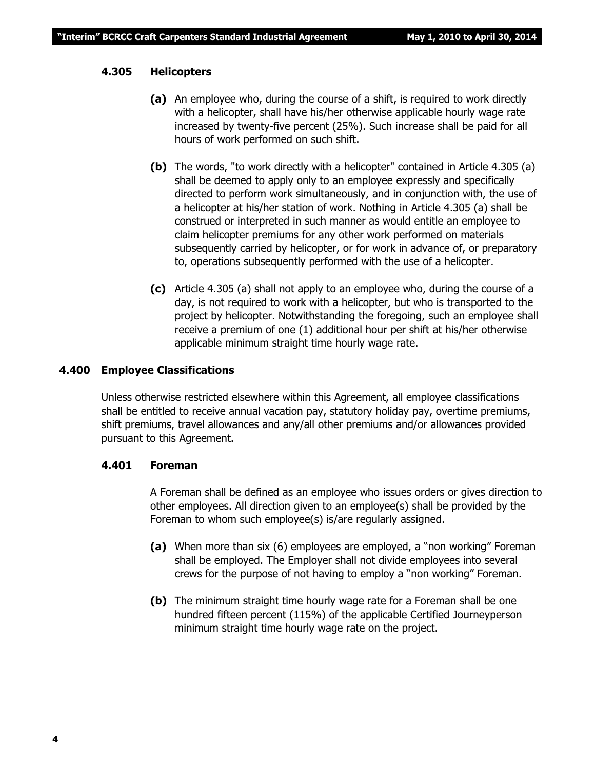### 4.305 Helicopters

**(a)** An employee who, during the course of a shift, is required to work directly with a helicopter, shall have his/her otherwise applicable hourly wage rate increased by twenty-five percent (25%). Such increase shall be paid for all hours of work performed on such shift.

**(b)** The words, "to work directly with a helicopter" contained in Article 4.305 (a) shall be deemed to apply only to an employee expressly and specifically directed to perform work simultaneously, and in conjunction with, the use of a helicopter at his/her station of work. Nothing in Article 4.305 (a) shall be construed or interpreted in such manner as would entitle an employee to claim helicopter premiums for any other work performed on materials subsequently carried by helicopter, or for work in advance of, or preparatory to, operations subsequently performed with the use of a helicopter.

**(c)** Article 4.305 (a) shall not apply to an employee who, during the course of a day, is not required to work with a helicopter, but who is transported to the project by helicopter. Notwithstanding the foregoing, such an employee shall receive a premium of one (1) additional hour per shift at his/her otherwise applicable minimum straight time hourly wage rate.

## 4.400 Employee Classifications

Unless otherwise restricted elsewhere within this Agreement, all employee classifications shall be entitled to receive annual vacation pay, statutory holiday pay, overtime premiums, shift premiums, travel allowances and any/all other premiums and/or allowances provided pursuant to this Agreement.

### 4.401 Foreman

A Foreman shall be defined as an employee who issues orders or gives direction to other employees. All direction given to an employee(s) shall be provided by the Foreman to whom such employee(s) is/are regularly assigned.

**(a)** When more than six (6) employees are employed, a "non working" Foreman shall be employed. The Employer shall not divide employees into several crews for the purpose of not having to employ a "non working" Foreman.

**(b)** The minimum straight time hourly wage rate for a Foreman shall be one hundred fifteen percent (115%) of the applicable Certified Journeyperson minimum straight time hourly wage rate on the project.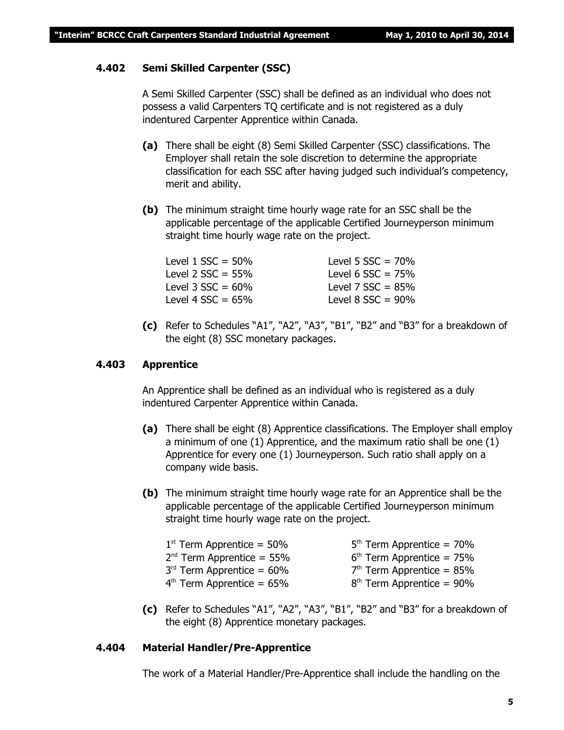### 4.402 Semi Skilled Carpenter (SSC)

A Semi Skilled Carpenter (SSC) shall be defined as an individual who does not possess a valid Carpenters TQ certificate and is not registered as a duly indentured Carpenter Apprentice within Canada.

**(a)** There shall be eight (8) Semi Skilled Carpenter (SSC) classifications. The Employer shall retain the sole discretion to determine the appropriate classification for each SSC after having judged such individual's competency, merit and ability.

**(b)** The minimum straight time hourly wage rate for an SSC shall be the applicable percentage of the applicable Certified Journeyperson minimum straight time hourly wage rate on the project.

| | |
|---|---|
| Level 1 SSC = 50% | Level 5 SSC = 70% |
| Level 2 SSC = 55% | Level 6 SSC = 75% |
| Level 3 SSC = 60% | Level 7 SSC = 85% |
| Level 4 SSC = 65% | Level 8 SSC = 90% |

**(c)** Refer to Schedules "A1", "A2", "A3", "B1", "B2" and "B3" for a breakdown of the eight (8) SSC monetary packages.

### 4.403 Apprentice

An Apprentice shall be defined as an individual who is registered as a duly indentured Carpenter Apprentice within Canada.

**(a)** There shall be eight (8) Apprentice classifications. The Employer shall employ a minimum of one (1) Apprentice, and the maximum ratio shall be one (1) Apprentice for every one (1) Journeyperson. Such ratio shall apply on a company wide basis.

**(b)** The minimum straight time hourly wage rate for an Apprentice shall be the applicable percentage of the applicable Certified Journeyperson minimum straight time hourly wage rate on the project.

| | |
|---|---|
| 1st Term Apprentice = 50% | 5th Term Apprentice = 70% |
| 2nd Term Apprentice = 55% | 6th Term Apprentice = 75% |
| 3rd Term Apprentice = 60% | 7th Term Apprentice = 85% |
| 4th Term Apprentice = 65% | 8th Term Apprentice = 90% |

**(c)** Refer to Schedules "A1", "A2", "A3", "B1", "B2" and "B3" for a breakdown of the eight (8) Apprentice monetary packages.

### 4.404 Material Handler/Pre-Apprentice

The work of a Material Handler/Pre-Apprentice shall include the handling on the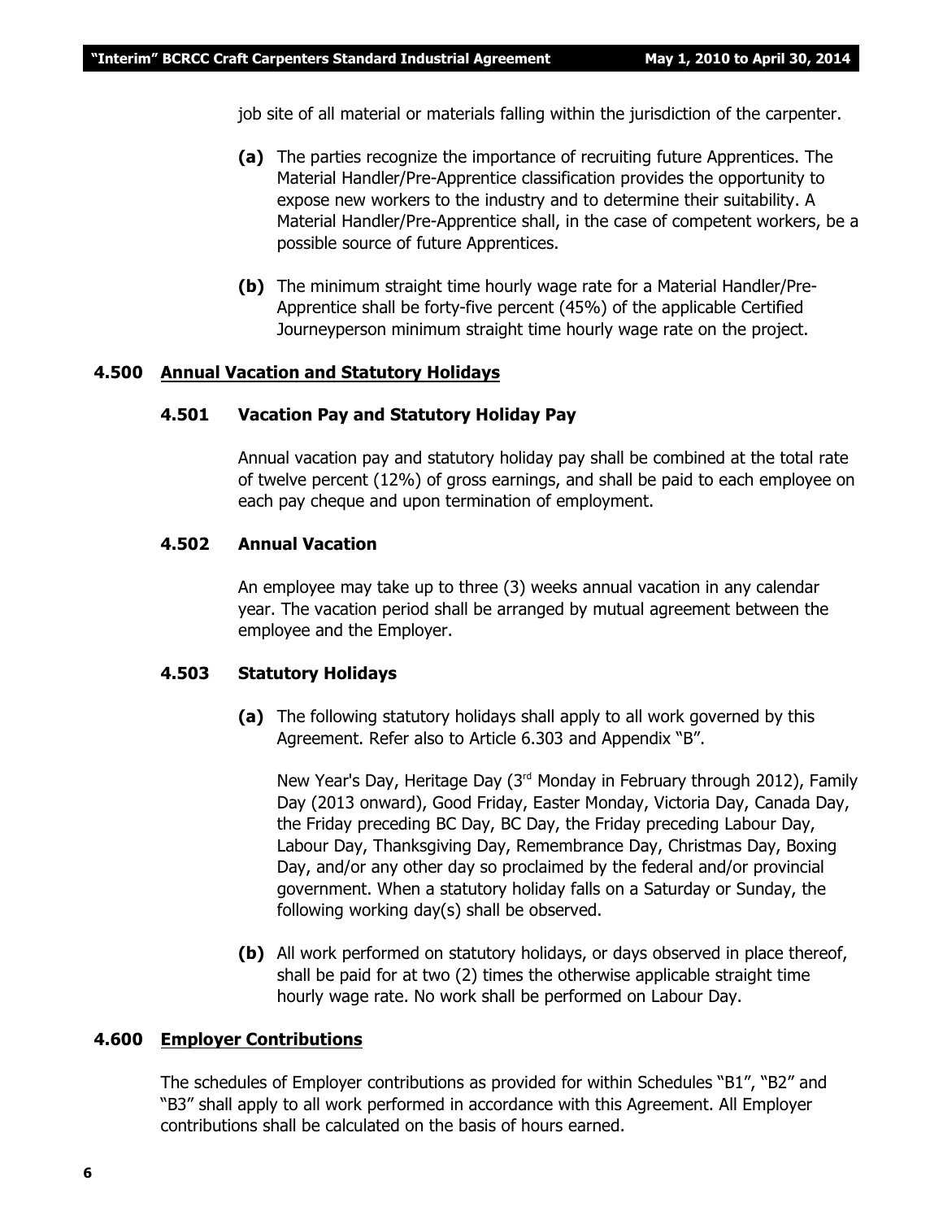job site of all material or materials falling within the jurisdiction of the carpenter.

**(a)** The parties recognize the importance of recruiting future Apprentices. The Material Handler/Pre-Apprentice classification provides the opportunity to expose new workers to the industry and to determine their suitability. A Material Handler/Pre-Apprentice shall, in the case of competent workers, be a possible source of future Apprentices.

**(b)** The minimum straight time hourly wage rate for a Material Handler/Pre-Apprentice shall be forty-five percent (45%) of the applicable Certified Journeyperson minimum straight time hourly wage rate on the project.

## 4.500 Annual Vacation and Statutory Holidays

### 4.501 Vacation Pay and Statutory Holiday Pay

Annual vacation pay and statutory holiday pay shall be combined at the total rate of twelve percent (12%) of gross earnings, and shall be paid to each employee on each pay cheque and upon termination of employment.

### 4.502 Annual Vacation

An employee may take up to three (3) weeks annual vacation in any calendar year. The vacation period shall be arranged by mutual agreement between the employee and the Employer.

### 4.503 Statutory Holidays

**(a)** The following statutory holidays shall apply to all work governed by this Agreement. Refer also to Article 6.303 and Appendix "B".

New Year's Day, Heritage Day (3rd Monday in February through 2012), Family Day (2013 onward), Good Friday, Easter Monday, Victoria Day, Canada Day, the Friday preceding BC Day, BC Day, the Friday preceding Labour Day, Labour Day, Thanksgiving Day, Remembrance Day, Christmas Day, Boxing Day, and/or any other day so proclaimed by the federal and/or provincial government. When a statutory holiday falls on a Saturday or Sunday, the following working day(s) shall be observed.

**(b)** All work performed on statutory holidays, or days observed in place thereof, shall be paid for at two (2) times the otherwise applicable straight time hourly wage rate. No work shall be performed on Labour Day.

## 4.600 Employer Contributions

The schedules of Employer contributions as provided for within Schedules "B1", "B2" and "B3" shall apply to all work performed in accordance with this Agreement. All Employer contributions shall be calculated on the basis of hours earned.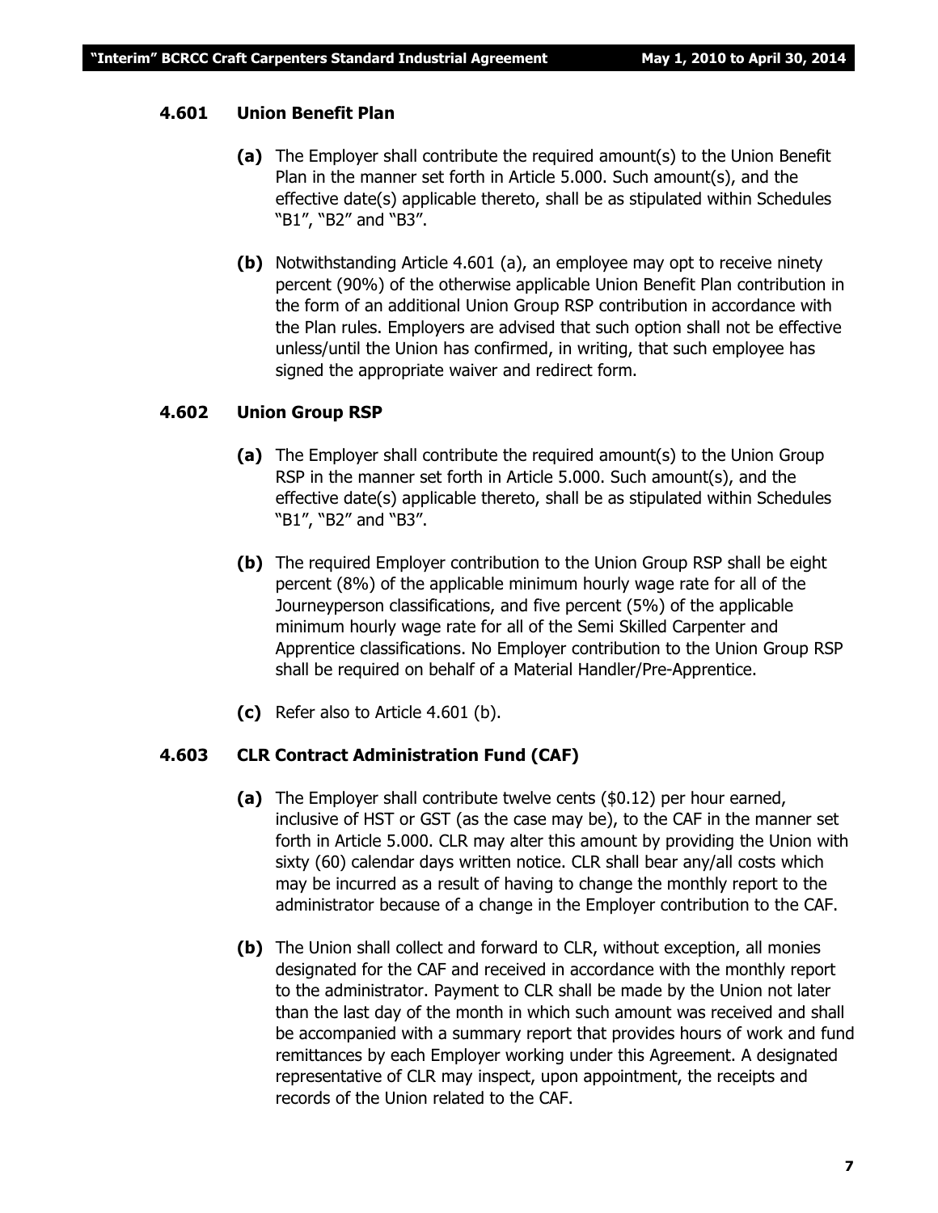### 4.601 Union Benefit Plan

**(a)** The Employer shall contribute the required amount(s) to the Union Benefit Plan in the manner set forth in Article 5.000. Such amount(s), and the effective date(s) applicable thereto, shall be as stipulated within Schedules "B1", "B2" and "B3".

**(b)** Notwithstanding Article 4.601 (a), an employee may opt to receive ninety percent (90%) of the otherwise applicable Union Benefit Plan contribution in the form of an additional Union Group RSP contribution in accordance with the Plan rules. Employers are advised that such option shall not be effective unless/until the Union has confirmed, in writing, that such employee has signed the appropriate waiver and redirect form.

### 4.602 Union Group RSP

**(a)** The Employer shall contribute the required amount(s) to the Union Group RSP in the manner set forth in Article 5.000. Such amount(s), and the effective date(s) applicable thereto, shall be as stipulated within Schedules "B1", "B2" and "B3".

**(b)** The required Employer contribution to the Union Group RSP shall be eight percent (8%) of the applicable minimum hourly wage rate for all of the Journeyperson classifications, and five percent (5%) of the applicable minimum hourly wage rate for all of the Semi Skilled Carpenter and Apprentice classifications. No Employer contribution to the Union Group RSP shall be required on behalf of a Material Handler/Pre-Apprentice.

**(c)** Refer also to Article 4.601 (b).

### 4.603 CLR Contract Administration Fund (CAF)

**(a)** The Employer shall contribute twelve cents ($0.12) per hour earned, inclusive of HST or GST (as the case may be), to the CAF in the manner set forth in Article 5.000. CLR may alter this amount by providing the Union with sixty (60) calendar days written notice. CLR shall bear any/all costs which may be incurred as a result of having to change the monthly report to the administrator because of a change in the Employer contribution to the CAF.

**(b)** The Union shall collect and forward to CLR, without exception, all monies designated for the CAF and received in accordance with the monthly report to the administrator. Payment to CLR shall be made by the Union not later than the last day of the month in which such amount was received and shall be accompanied with a summary report that provides hours of work and fund remittances by each Employer working under this Agreement. A designated representative of CLR may inspect, upon appointment, the receipts and records of the Union related to the CAF.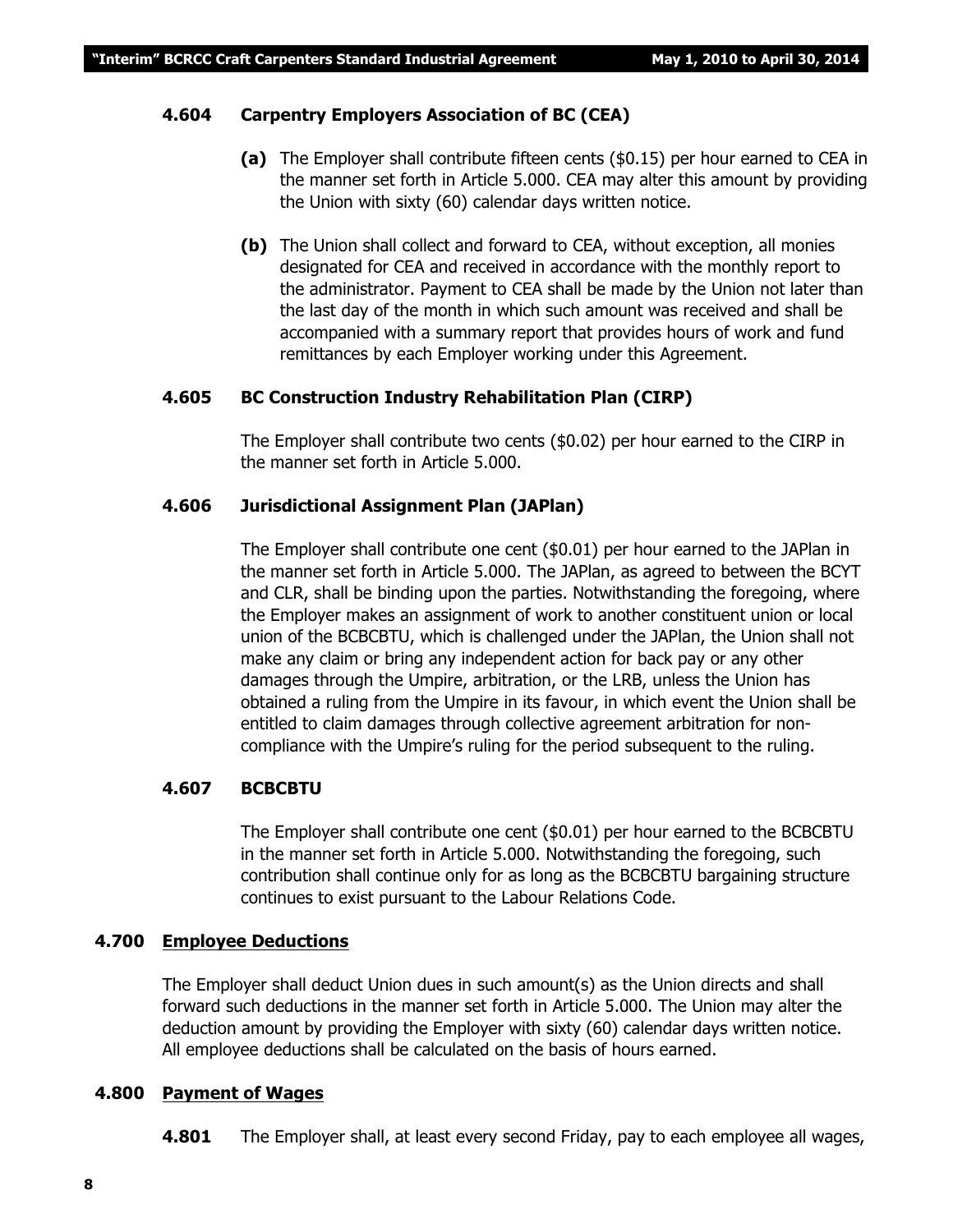### 4.604 Carpentry Employers Association of BC (CEA)

**(a)** The Employer shall contribute fifteen cents ($0.15) per hour earned to CEA in the manner set forth in Article 5.000. CEA may alter this amount by providing the Union with sixty (60) calendar days written notice.

**(b)** The Union shall collect and forward to CEA, without exception, all monies designated for CEA and received in accordance with the monthly report to the administrator. Payment to CEA shall be made by the Union not later than the last day of the month in which such amount was received and shall be accompanied with a summary report that provides hours of work and fund remittances by each Employer working under this Agreement.

### 4.605 BC Construction Industry Rehabilitation Plan (CIRP)

The Employer shall contribute two cents ($0.02) per hour earned to the CIRP in the manner set forth in Article 5.000.

### 4.606 Jurisdictional Assignment Plan (JAPlan)

The Employer shall contribute one cent ($0.01) per hour earned to the JAPlan in the manner set forth in Article 5.000. The JAPlan, as agreed to between the BCYT and CLR, shall be binding upon the parties. Notwithstanding the foregoing, where the Employer makes an assignment of work to another constituent union or local union of the BCBCBTU, which is challenged under the JAPlan, the Union shall not make any claim or bring any independent action for back pay or any other damages through the Umpire, arbitration, or the LRB, unless the Union has obtained a ruling from the Umpire in its favour, in which event the Union shall be entitled to claim damages through collective agreement arbitration for non-compliance with the Umpire's ruling for the period subsequent to the ruling.

### 4.607 BCBCBTU

The Employer shall contribute one cent ($0.01) per hour earned to the BCBCBTU in the manner set forth in Article 5.000. Notwithstanding the foregoing, such contribution shall continue only for as long as the BCBCBTU bargaining structure continues to exist pursuant to the Labour Relations Code.

## 4.700 Employee Deductions

The Employer shall deduct Union dues in such amount(s) as the Union directs and shall forward such deductions in the manner set forth in Article 5.000. The Union may alter the deduction amount by providing the Employer with sixty (60) calendar days written notice. All employee deductions shall be calculated on the basis of hours earned.

## 4.800 Payment of Wages

**4.801** The Employer shall, at least every second Friday, pay to each employee all wages,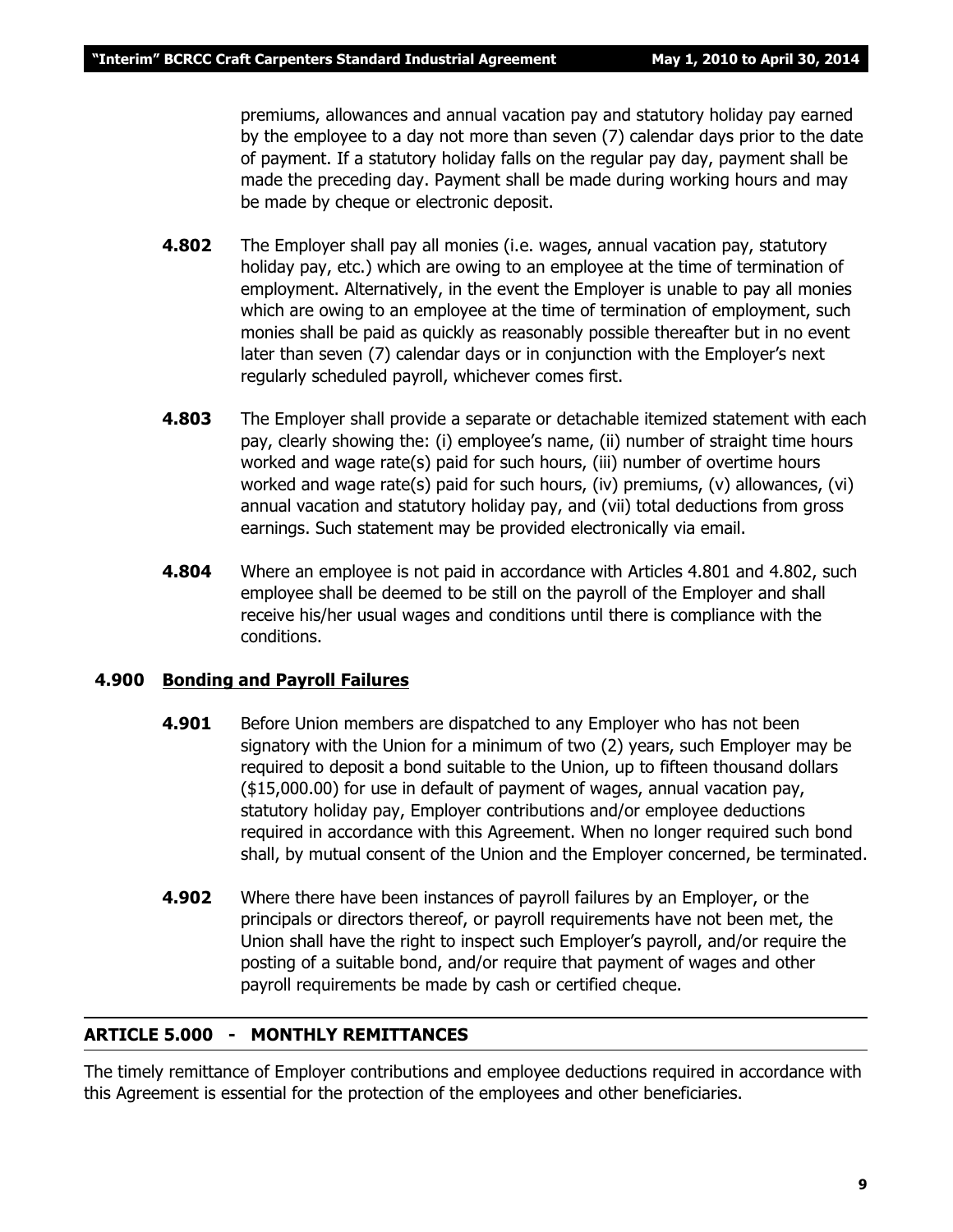premiums, allowances and annual vacation pay and statutory holiday pay earned by the employee to a day not more than seven (7) calendar days prior to the date of payment. If a statutory holiday falls on the regular pay day, payment shall be made the preceding day. Payment shall be made during working hours and may be made by cheque or electronic deposit.

**4.802** The Employer shall pay all monies (i.e. wages, annual vacation pay, statutory holiday pay, etc.) which are owing to an employee at the time of termination of employment. Alternatively, in the event the Employer is unable to pay all monies which are owing to an employee at the time of termination of employment, such monies shall be paid as quickly as reasonably possible thereafter but in no event later than seven (7) calendar days or in conjunction with the Employer's next regularly scheduled payroll, whichever comes first.

**4.803** The Employer shall provide a separate or detachable itemized statement with each pay, clearly showing the: (i) employee's name, (ii) number of straight time hours worked and wage rate(s) paid for such hours, (iii) number of overtime hours worked and wage rate(s) paid for such hours, (iv) premiums, (v) allowances, (vi) annual vacation and statutory holiday pay, and (vii) total deductions from gross earnings. Such statement may be provided electronically via email.

**4.804** Where an employee is not paid in accordance with Articles 4.801 and 4.802, such employee shall be deemed to be still on the payroll of the Employer and shall receive his/her usual wages and conditions until there is compliance with the conditions.

### 4.900 Bonding and Payroll Failures

**4.901** Before Union members are dispatched to any Employer who has not been signatory with the Union for a minimum of two (2) years, such Employer may be required to deposit a bond suitable to the Union, up to fifteen thousand dollars ($15,000.00) for use in default of payment of wages, annual vacation pay, statutory holiday pay, Employer contributions and/or employee deductions required in accordance with this Agreement. When no longer required such bond shall, by mutual consent of the Union and the Employer concerned, be terminated.

**4.902** Where there have been instances of payroll failures by an Employer, or the principals or directors thereof, or payroll requirements have not been met, the Union shall have the right to inspect such Employer's payroll, and/or require the posting of a suitable bond, and/or require that payment of wages and other payroll requirements be made by cash or certified cheque.

## ARTICLE 5.000 - MONTHLY REMITTANCES

The timely remittance of Employer contributions and employee deductions required in accordance with this Agreement is essential for the protection of the employees and other beneficiaries.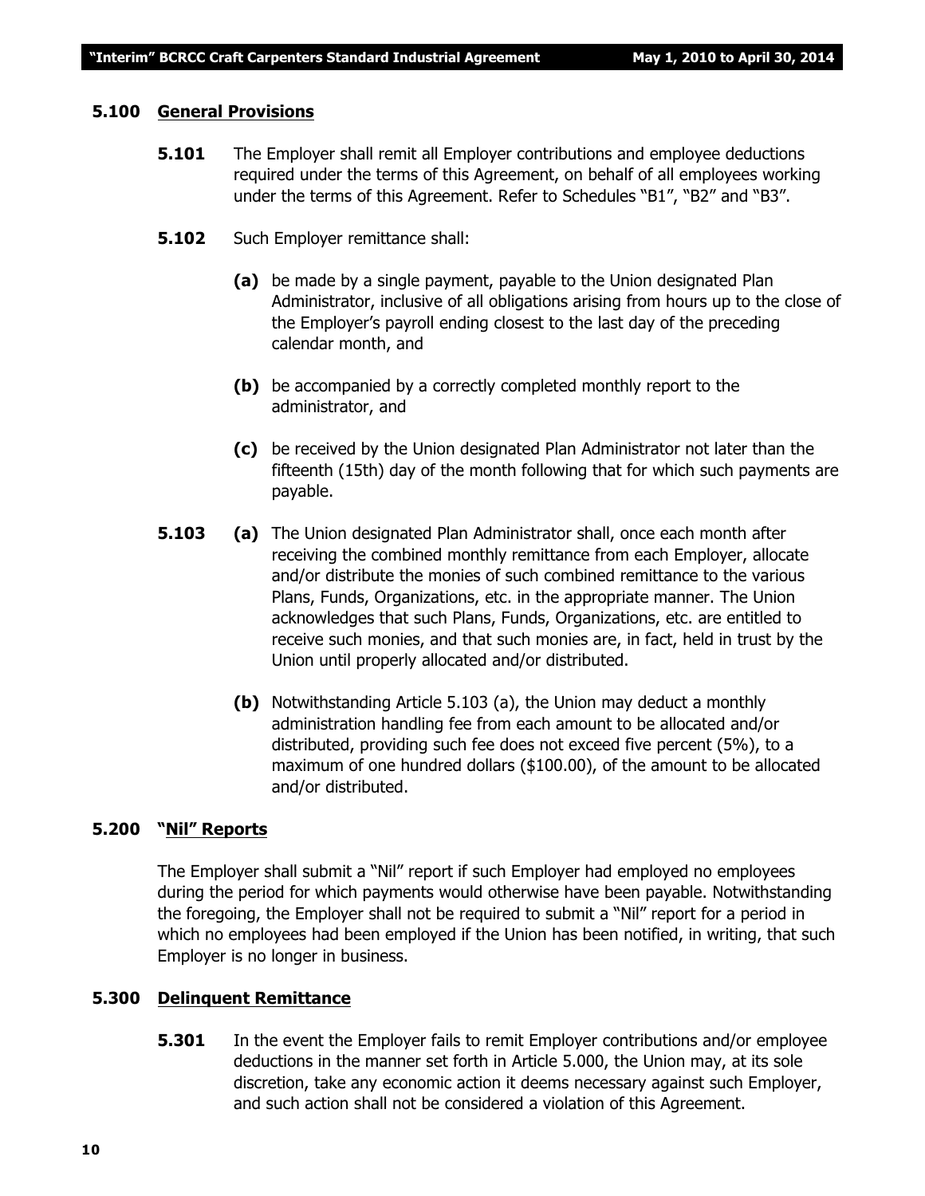## 5.100 General Provisions

**5.101** The Employer shall remit all Employer contributions and employee deductions required under the terms of this Agreement, on behalf of all employees working under the terms of this Agreement. Refer to Schedules "B1", "B2" and "B3".

**5.102** Such Employer remittance shall:

**(a)** be made by a single payment, payable to the Union designated Plan Administrator, inclusive of all obligations arising from hours up to the close of the Employer's payroll ending closest to the last day of the preceding calendar month, and

**(b)** be accompanied by a correctly completed monthly report to the administrator, and

**(c)** be received by the Union designated Plan Administrator not later than the fifteenth (15th) day of the month following that for which such payments are payable.

**5.103** **(a)** The Union designated Plan Administrator shall, once each month after receiving the combined monthly remittance from each Employer, allocate and/or distribute the monies of such combined remittance to the various Plans, Funds, Organizations, etc. in the appropriate manner. The Union acknowledges that such Plans, Funds, Organizations, etc. are entitled to receive such monies, and that such monies are, in fact, held in trust by the Union until properly allocated and/or distributed.

**(b)** Notwithstanding Article 5.103 (a), the Union may deduct a monthly administration handling fee from each amount to be allocated and/or distributed, providing such fee does not exceed five percent (5%), to a maximum of one hundred dollars ($100.00), of the amount to be allocated and/or distributed.

## 5.200 "Nil" Reports

The Employer shall submit a "Nil" report if such Employer had employed no employees during the period for which payments would otherwise have been payable. Notwithstanding the foregoing, the Employer shall not be required to submit a "Nil" report for a period in which no employees had been employed if the Union has been notified, in writing, that such Employer is no longer in business.

## 5.300 Delinquent Remittance

**5.301** In the event the Employer fails to remit Employer contributions and/or employee deductions in the manner set forth in Article 5.000, the Union may, at its sole discretion, take any economic action it deems necessary against such Employer, and such action shall not be considered a violation of this Agreement.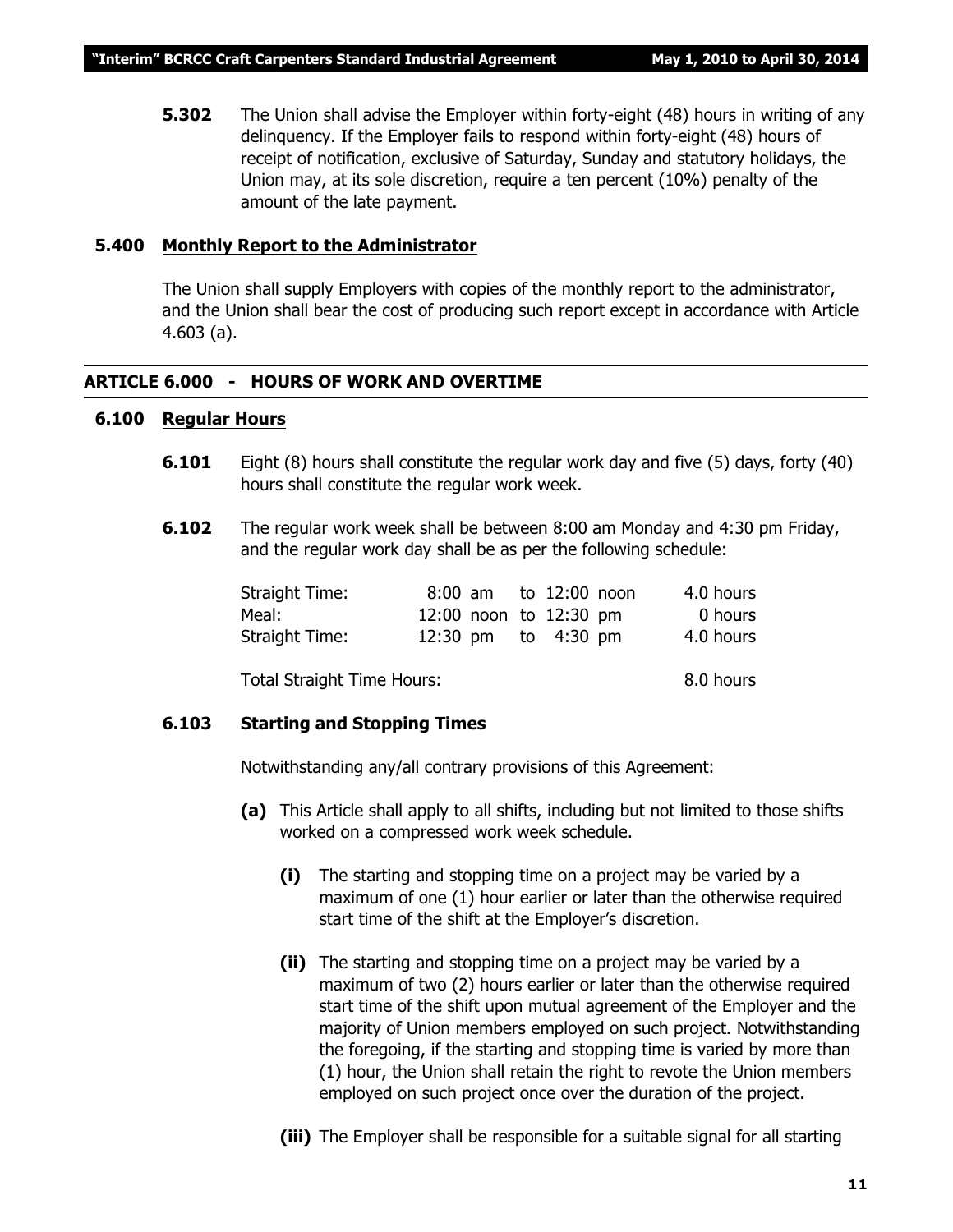**5.302** The Union shall advise the Employer within forty-eight (48) hours in writing of any delinquency. If the Employer fails to respond within forty-eight (48) hours of receipt of notification, exclusive of Saturday, Sunday and statutory holidays, the Union may, at its sole discretion, require a ten percent (10%) penalty of the amount of the late payment.

### 5.400 Monthly Report to the Administrator

The Union shall supply Employers with copies of the monthly report to the administrator, and the Union shall bear the cost of producing such report except in accordance with Article 4.603 (a).

## ARTICLE 6.000 - HOURS OF WORK AND OVERTIME

### 6.100 Regular Hours

**6.101** Eight (8) hours shall constitute the regular work day and five (5) days, forty (40) hours shall constitute the regular work week.

**6.102** The regular work week shall be between 8:00 am Monday and 4:30 pm Friday, and the regular work day shall be as per the following schedule:

| | | |
|---|---|---|
| Straight Time: | 8:00 am to 12:00 noon | 4.0 hours |
| Meal: | 12:00 noon to 12:30 pm | 0 hours |
| Straight Time: | 12:30 pm to 4:30 pm | 4.0 hours |
| Total Straight Time Hours: | | 8.0 hours |

**6.103 Starting and Stopping Times**

Notwithstanding any/all contrary provisions of this Agreement:

**(a)** This Article shall apply to all shifts, including but not limited to those shifts worked on a compressed work week schedule.

**(i)** The starting and stopping time on a project may be varied by a maximum of one (1) hour earlier or later than the otherwise required start time of the shift at the Employer's discretion.

**(ii)** The starting and stopping time on a project may be varied by a maximum of two (2) hours earlier or later than the otherwise required start time of the shift upon mutual agreement of the Employer and the majority of Union members employed on such project. Notwithstanding the foregoing, if the starting and stopping time is varied by more than (1) hour, the Union shall retain the right to revote the Union members employed on such project once over the duration of the project.

**(iii)** The Employer shall be responsible for a suitable signal for all starting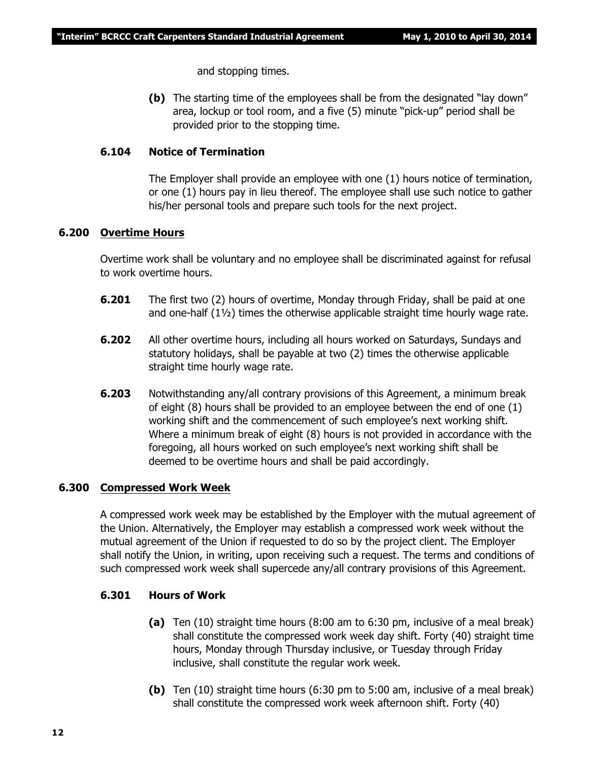and stopping times.

**(b)** The starting time of the employees shall be from the designated "lay down" area, lockup or tool room, and a five (5) minute "pick-up" period shall be provided prior to the stopping time.

### 6.104 Notice of Termination

The Employer shall provide an employee with one (1) hours notice of termination, or one (1) hours pay in lieu thereof. The employee shall use such notice to gather his/her personal tools and prepare such tools for the next project.

## 6.200 Overtime Hours

Overtime work shall be voluntary and no employee shall be discriminated against for refusal to work overtime hours.

**6.201** The first two (2) hours of overtime, Monday through Friday, shall be paid at one and one-half (1½) times the otherwise applicable straight time hourly wage rate.

**6.202** All other overtime hours, including all hours worked on Saturdays, Sundays and statutory holidays, shall be payable at two (2) times the otherwise applicable straight time hourly wage rate.

**6.203** Notwithstanding any/all contrary provisions of this Agreement, a minimum break of eight (8) hours shall be provided to an employee between the end of one (1) working shift and the commencement of such employee's next working shift. Where a minimum break of eight (8) hours is not provided in accordance with the foregoing, all hours worked on such employee's next working shift shall be deemed to be overtime hours and shall be paid accordingly.

## 6.300 Compressed Work Week

A compressed work week may be established by the Employer with the mutual agreement of the Union. Alternatively, the Employer may establish a compressed work week without the mutual agreement of the Union if requested to do so by the project client. The Employer shall notify the Union, in writing, upon receiving such a request. The terms and conditions of such compressed work week shall supercede any/all contrary provisions of this Agreement.

### 6.301 Hours of Work

**(a)** Ten (10) straight time hours (8:00 am to 6:30 pm, inclusive of a meal break) shall constitute the compressed work week day shift. Forty (40) straight time hours, Monday through Thursday inclusive, or Tuesday through Friday inclusive, shall constitute the regular work week.

**(b)** Ten (10) straight time hours (6:30 pm to 5:00 am, inclusive of a meal break) shall constitute the compressed work week afternoon shift. Forty (40)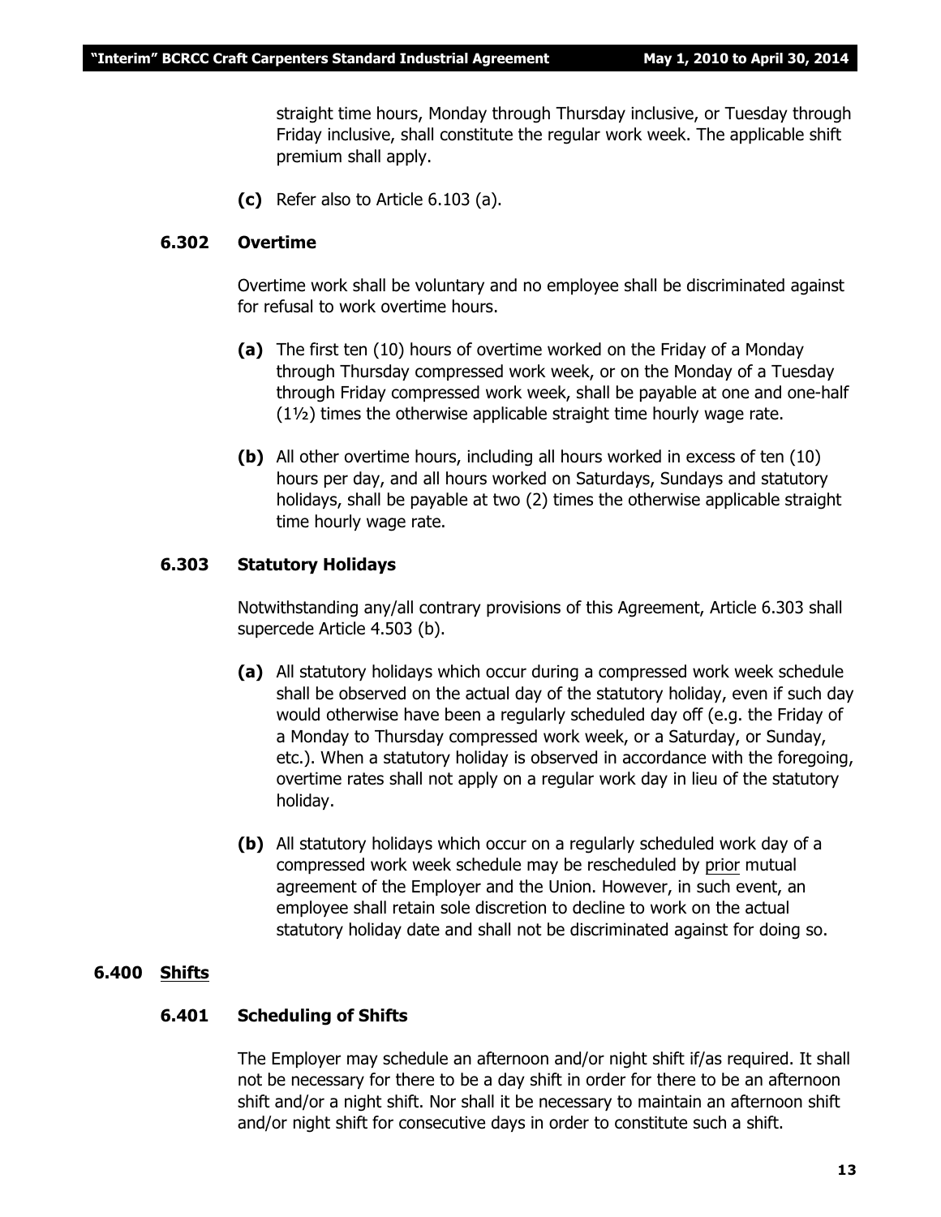straight time hours, Monday through Thursday inclusive, or Tuesday through Friday inclusive, shall constitute the regular work week. The applicable shift premium shall apply.

**(c)** Refer also to Article 6.103 (a).

### 6.302 Overtime

Overtime work shall be voluntary and no employee shall be discriminated against for refusal to work overtime hours.

**(a)** The first ten (10) hours of overtime worked on the Friday of a Monday through Thursday compressed work week, or on the Monday of a Tuesday through Friday compressed work week, shall be payable at one and one-half (1½) times the otherwise applicable straight time hourly wage rate.

**(b)** All other overtime hours, including all hours worked in excess of ten (10) hours per day, and all hours worked on Saturdays, Sundays and statutory holidays, shall be payable at two (2) times the otherwise applicable straight time hourly wage rate.

### 6.303 Statutory Holidays

Notwithstanding any/all contrary provisions of this Agreement, Article 6.303 shall supercede Article 4.503 (b).

**(a)** All statutory holidays which occur during a compressed work week schedule shall be observed on the actual day of the statutory holiday, even if such day would otherwise have been a regularly scheduled day off (e.g. the Friday of a Monday to Thursday compressed work week, or a Saturday, or Sunday, etc.). When a statutory holiday is observed in accordance with the foregoing, overtime rates shall not apply on a regular work day in lieu of the statutory holiday.

**(b)** All statutory holidays which occur on a regularly scheduled work day of a compressed work week schedule may be rescheduled by <u>prior</u> mutual agreement of the Employer and the Union. However, in such event, an employee shall retain sole discretion to decline to work on the actual statutory holiday date and shall not be discriminated against for doing so.

## 6.400 <u>Shifts</u>

### 6.401 Scheduling of Shifts

The Employer may schedule an afternoon and/or night shift if/as required. It shall not be necessary for there to be a day shift in order for there to be an afternoon shift and/or a night shift. Nor shall it be necessary to maintain an afternoon shift and/or night shift for consecutive days in order to constitute such a shift.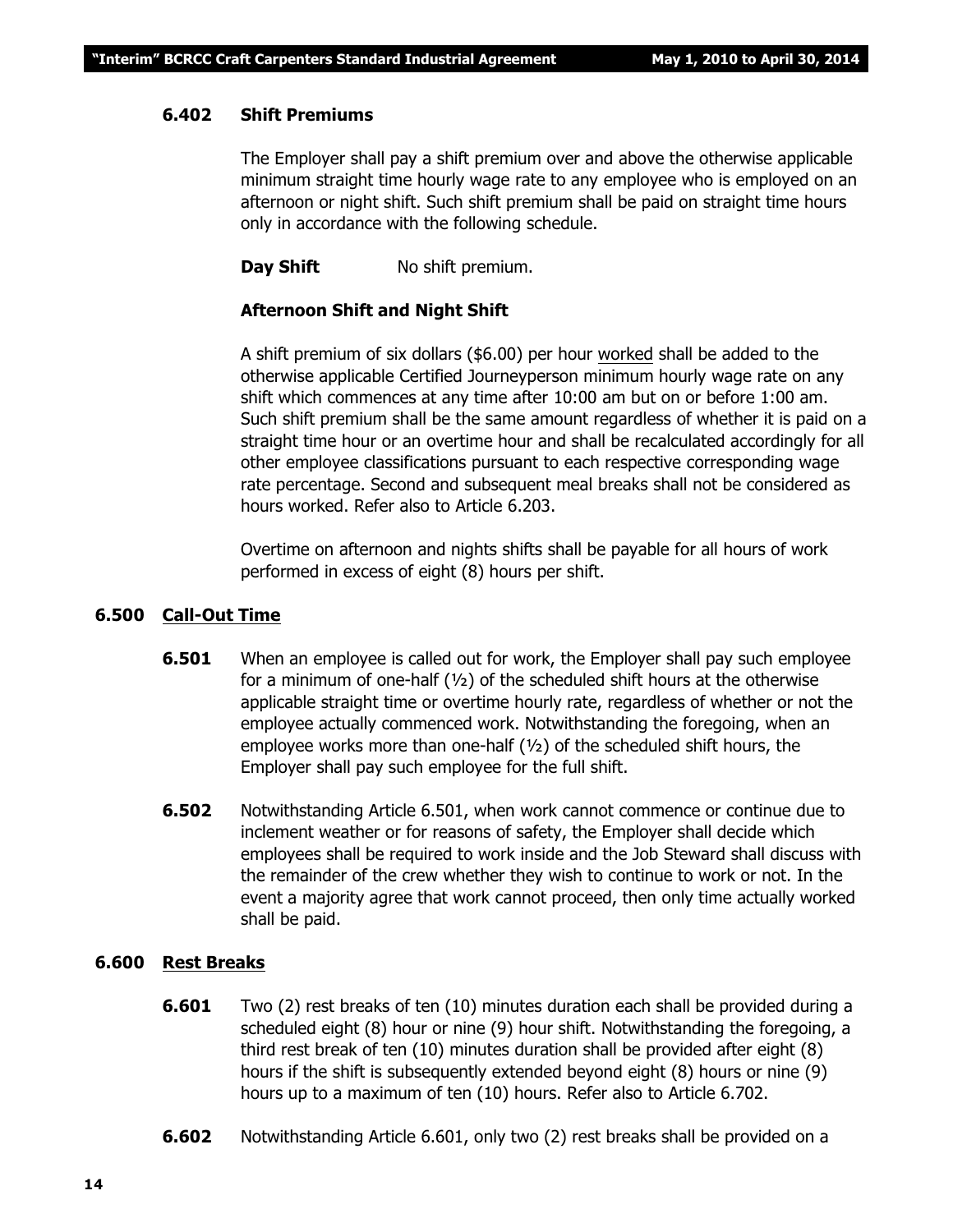#### 6.402 Shift Premiums

The Employer shall pay a shift premium over and above the otherwise applicable minimum straight time hourly wage rate to any employee who is employed on an afternoon or night shift. Such shift premium shall be paid on straight time hours only in accordance with the following schedule.

**Day Shift** No shift premium.

**Afternoon Shift and Night Shift**

A shift premium of six dollars ($6.00) per hour worked shall be added to the otherwise applicable Certified Journeyperson minimum hourly wage rate on any shift which commences at any time after 10:00 am but on or before 1:00 am. Such shift premium shall be the same amount regardless of whether it is paid on a straight time hour or an overtime hour and shall be recalculated accordingly for all other employee classifications pursuant to each respective corresponding wage rate percentage. Second and subsequent meal breaks shall not be considered as hours worked. Refer also to Article 6.203.

Overtime on afternoon and nights shifts shall be payable for all hours of work performed in excess of eight (8) hours per shift.

### 6.500 Call-Out Time

**6.501** When an employee is called out for work, the Employer shall pay such employee for a minimum of one-half (½) of the scheduled shift hours at the otherwise applicable straight time or overtime hourly rate, regardless of whether or not the employee actually commenced work. Notwithstanding the foregoing, when an employee works more than one-half (½) of the scheduled shift hours, the Employer shall pay such employee for the full shift.

**6.502** Notwithstanding Article 6.501, when work cannot commence or continue due to inclement weather or for reasons of safety, the Employer shall decide which employees shall be required to work inside and the Job Steward shall discuss with the remainder of the crew whether they wish to continue to work or not. In the event a majority agree that work cannot proceed, then only time actually worked shall be paid.

### 6.600 Rest Breaks

**6.601** Two (2) rest breaks of ten (10) minutes duration each shall be provided during a scheduled eight (8) hour or nine (9) hour shift. Notwithstanding the foregoing, a third rest break of ten (10) minutes duration shall be provided after eight (8) hours if the shift is subsequently extended beyond eight (8) hours or nine (9) hours up to a maximum of ten (10) hours. Refer also to Article 6.702.

**6.602** Notwithstanding Article 6.601, only two (2) rest breaks shall be provided on a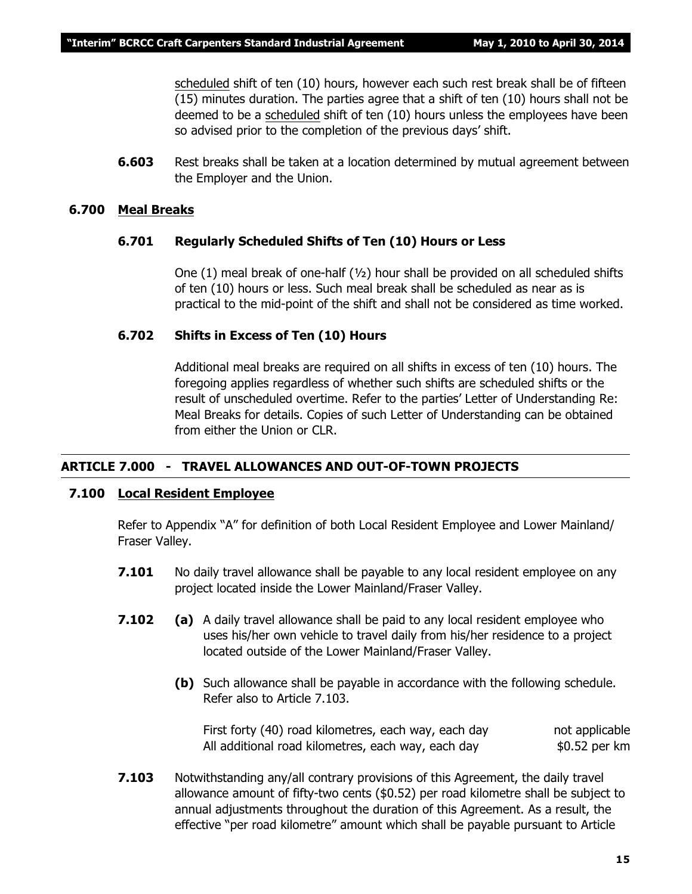scheduled shift of ten (10) hours, however each such rest break shall be of fifteen (15) minutes duration. The parties agree that a shift of ten (10) hours shall not be deemed to be a scheduled shift of ten (10) hours unless the employees have been so advised prior to the completion of the previous days' shift.

**6.603** Rest breaks shall be taken at a location determined by mutual agreement between the Employer and the Union.

### 6.700 Meal Breaks

#### 6.701 Regularly Scheduled Shifts of Ten (10) Hours or Less

One (1) meal break of one-half (½) hour shall be provided on all scheduled shifts of ten (10) hours or less. Such meal break shall be scheduled as near as is practical to the mid-point of the shift and shall not be considered as time worked.

#### 6.702 Shifts in Excess of Ten (10) Hours

Additional meal breaks are required on all shifts in excess of ten (10) hours. The foregoing applies regardless of whether such shifts are scheduled shifts or the result of unscheduled overtime. Refer to the parties' Letter of Understanding Re: Meal Breaks for details. Copies of such Letter of Understanding can be obtained from either the Union or CLR.

## ARTICLE 7.000 - TRAVEL ALLOWANCES AND OUT-OF-TOWN PROJECTS

### 7.100 Local Resident Employee

Refer to Appendix "A" for definition of both Local Resident Employee and Lower Mainland/ Fraser Valley.

**7.101** No daily travel allowance shall be payable to any local resident employee on any project located inside the Lower Mainland/Fraser Valley.

**7.102** **(a)** A daily travel allowance shall be paid to any local resident employee who uses his/her own vehicle to travel daily from his/her residence to a project located outside of the Lower Mainland/Fraser Valley.

**(b)** Such allowance shall be payable in accordance with the following schedule. Refer also to Article 7.103.

| | |
|---|---|
| First forty (40) road kilometres, each way, each day | not applicable |
| All additional road kilometres, each way, each day | $0.52 per km |

**7.103** Notwithstanding any/all contrary provisions of this Agreement, the daily travel allowance amount of fifty-two cents ($0.52) per road kilometre shall be subject to annual adjustments throughout the duration of this Agreement. As a result, the effective "per road kilometre" amount which shall be payable pursuant to Article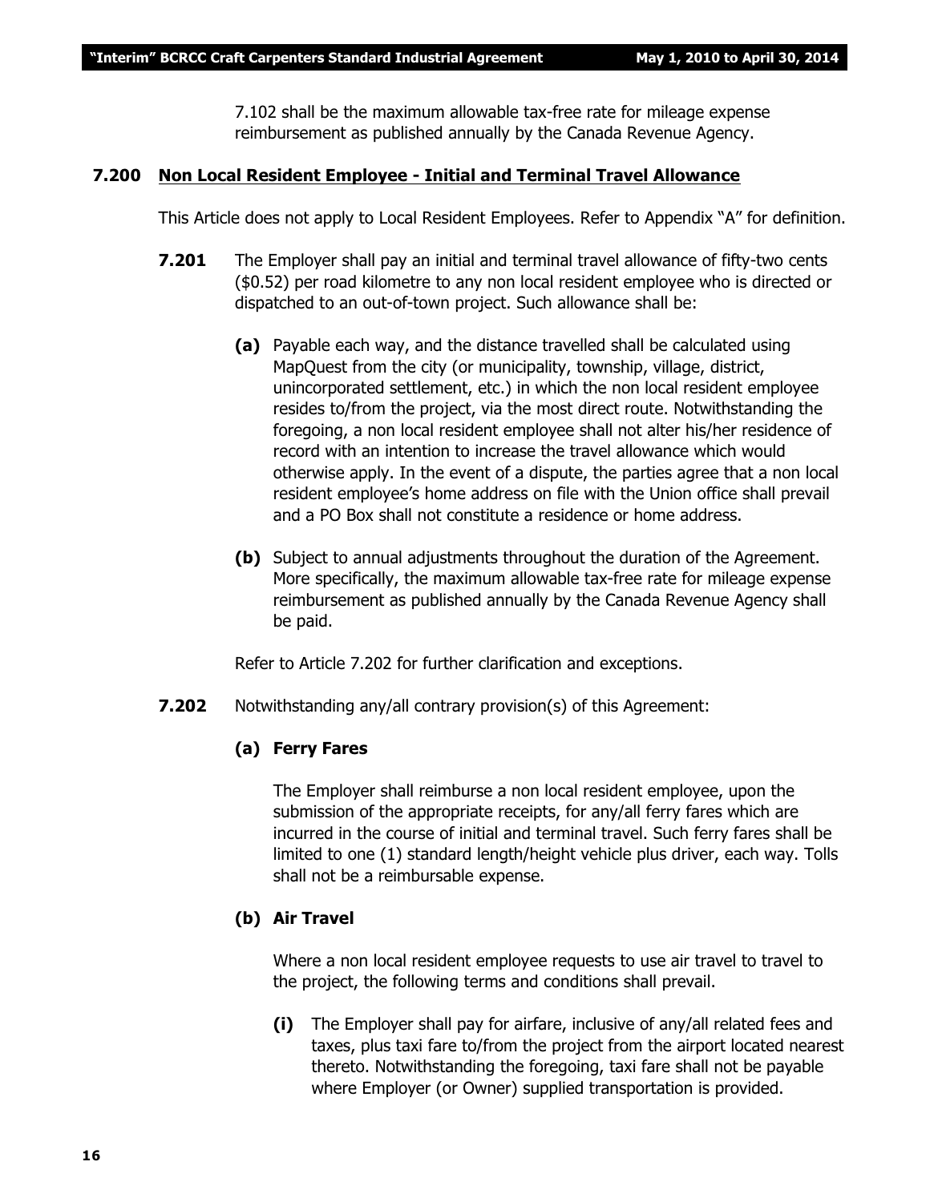7.102 shall be the maximum allowable tax-free rate for mileage expense reimbursement as published annually by the Canada Revenue Agency.

### **7.200 Non Local Resident Employee - Initial and Terminal Travel Allowance**

This Article does not apply to Local Resident Employees. Refer to Appendix "A" for definition.

**7.201** The Employer shall pay an initial and terminal travel allowance of fifty-two cents ($0.52) per road kilometre to any non local resident employee who is directed or dispatched to an out-of-town project. Such allowance shall be:

**(a)** Payable each way, and the distance travelled shall be calculated using MapQuest from the city (or municipality, township, village, district, unincorporated settlement, etc.) in which the non local resident employee resides to/from the project, via the most direct route. Notwithstanding the foregoing, a non local resident employee shall not alter his/her residence of record with an intention to increase the travel allowance which would otherwise apply. In the event of a dispute, the parties agree that a non local resident employee's home address on file with the Union office shall prevail and a PO Box shall not constitute a residence or home address.

**(b)** Subject to annual adjustments throughout the duration of the Agreement. More specifically, the maximum allowable tax-free rate for mileage expense reimbursement as published annually by the Canada Revenue Agency shall be paid.

Refer to Article 7.202 for further clarification and exceptions.

**7.202** Notwithstanding any/all contrary provision(s) of this Agreement:

**(a) Ferry Fares**

The Employer shall reimburse a non local resident employee, upon the submission of the appropriate receipts, for any/all ferry fares which are incurred in the course of initial and terminal travel. Such ferry fares shall be limited to one (1) standard length/height vehicle plus driver, each way. Tolls shall not be a reimbursable expense.

**(b) Air Travel**

Where a non local resident employee requests to use air travel to travel to the project, the following terms and conditions shall prevail.

**(i)** The Employer shall pay for airfare, inclusive of any/all related fees and taxes, plus taxi fare to/from the project from the airport located nearest thereto. Notwithstanding the foregoing, taxi fare shall not be payable where Employer (or Owner) supplied transportation is provided.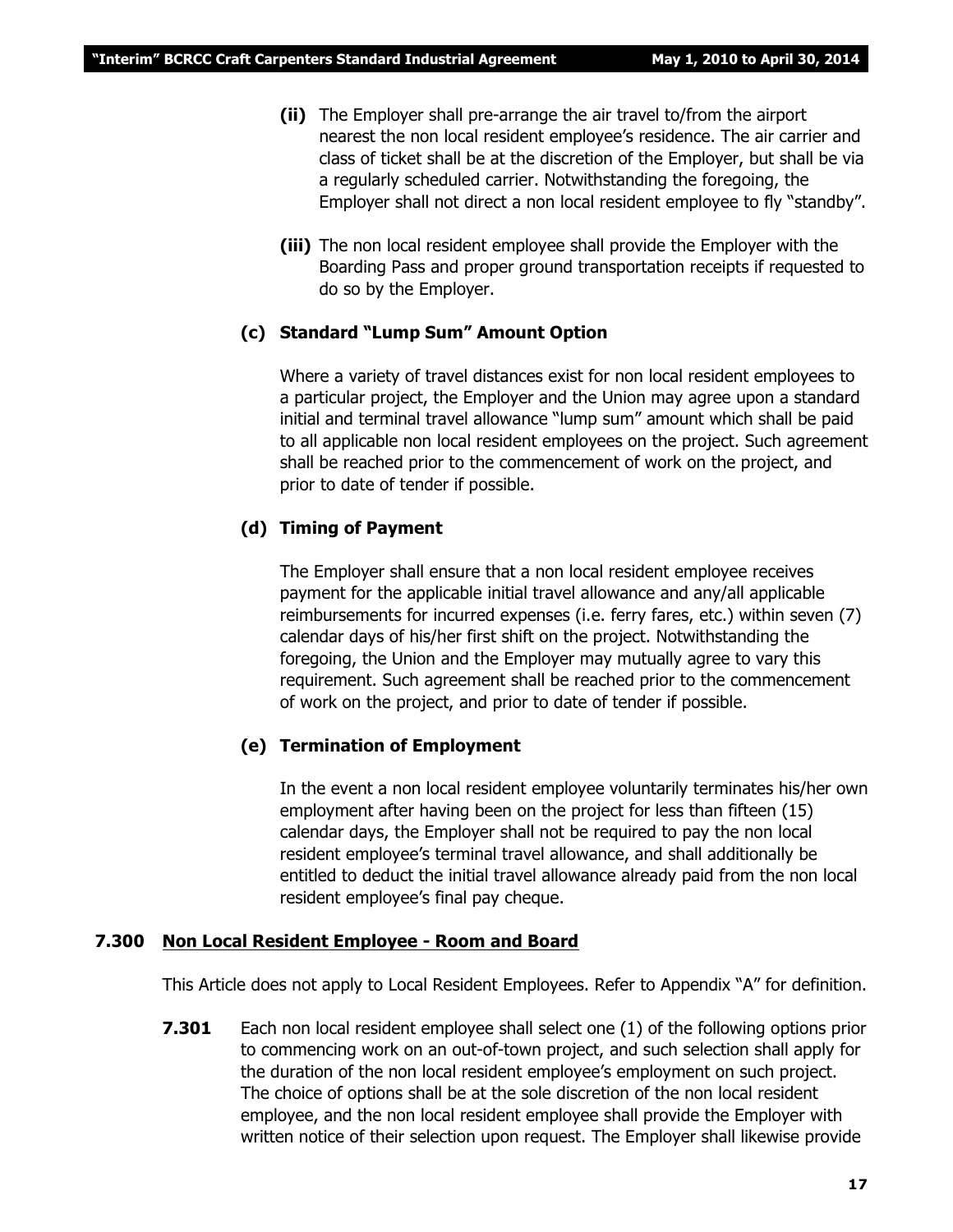**(ii)** The Employer shall pre-arrange the air travel to/from the airport nearest the non local resident employee's residence. The air carrier and class of ticket shall be at the discretion of the Employer, but shall be via a regularly scheduled carrier. Notwithstanding the foregoing, the Employer shall not direct a non local resident employee to fly "standby".

**(iii)** The non local resident employee shall provide the Employer with the Boarding Pass and proper ground transportation receipts if requested to do so by the Employer.

**(c) Standard "Lump Sum" Amount Option**

Where a variety of travel distances exist for non local resident employees to a particular project, the Employer and the Union may agree upon a standard initial and terminal travel allowance "lump sum" amount which shall be paid to all applicable non local resident employees on the project. Such agreement shall be reached prior to the commencement of work on the project, and prior to date of tender if possible.

**(d) Timing of Payment**

The Employer shall ensure that a non local resident employee receives payment for the applicable initial travel allowance and any/all applicable reimbursements for incurred expenses (i.e. ferry fares, etc.) within seven (7) calendar days of his/her first shift on the project. Notwithstanding the foregoing, the Union and the Employer may mutually agree to vary this requirement. Such agreement shall be reached prior to the commencement of work on the project, and prior to date of tender if possible.

**(e) Termination of Employment**

In the event a non local resident employee voluntarily terminates his/her own employment after having been on the project for less than fifteen (15) calendar days, the Employer shall not be required to pay the non local resident employee's terminal travel allowance, and shall additionally be entitled to deduct the initial travel allowance already paid from the non local resident employee's final pay cheque.

**7.300 Non Local Resident Employee - Room and Board**

This Article does not apply to Local Resident Employees. Refer to Appendix "A" for definition.

**7.301** Each non local resident employee shall select one (1) of the following options prior to commencing work on an out-of-town project, and such selection shall apply for the duration of the non local resident employee's employment on such project. The choice of options shall be at the sole discretion of the non local resident employee, and the non local resident employee shall provide the Employer with written notice of their selection upon request. The Employer shall likewise provide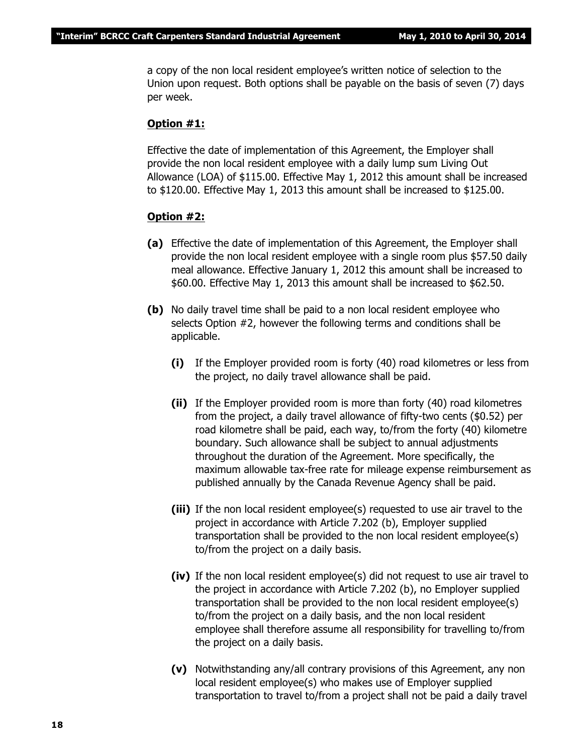a copy of the non local resident employee's written notice of selection to the Union upon request. Both options shall be payable on the basis of seven (7) days per week.

**Option #1:**

Effective the date of implementation of this Agreement, the Employer shall provide the non local resident employee with a daily lump sum Living Out Allowance (LOA) of $115.00. Effective May 1, 2012 this amount shall be increased to $120.00. Effective May 1, 2013 this amount shall be increased to $125.00.

**Option #2:**

**(a)** Effective the date of implementation of this Agreement, the Employer shall provide the non local resident employee with a single room plus $57.50 daily meal allowance. Effective January 1, 2012 this amount shall be increased to $60.00. Effective May 1, 2013 this amount shall be increased to $62.50.

**(b)** No daily travel time shall be paid to a non local resident employee who selects Option #2, however the following terms and conditions shall be applicable.

**(i)** If the Employer provided room is forty (40) road kilometres or less from the project, no daily travel allowance shall be paid.

**(ii)** If the Employer provided room is more than forty (40) road kilometres from the project, a daily travel allowance of fifty-two cents ($0.52) per road kilometre shall be paid, each way, to/from the forty (40) kilometre boundary. Such allowance shall be subject to annual adjustments throughout the duration of the Agreement. More specifically, the maximum allowable tax-free rate for mileage expense reimbursement as published annually by the Canada Revenue Agency shall be paid.

**(iii)** If the non local resident employee(s) requested to use air travel to the project in accordance with Article 7.202 (b), Employer supplied transportation shall be provided to the non local resident employee(s) to/from the project on a daily basis.

**(iv)** If the non local resident employee(s) did not request to use air travel to the project in accordance with Article 7.202 (b), no Employer supplied transportation shall be provided to the non local resident employee(s) to/from the project on a daily basis, and the non local resident employee shall therefore assume all responsibility for travelling to/from the project on a daily basis.

**(v)** Notwithstanding any/all contrary provisions of this Agreement, any non local resident employee(s) who makes use of Employer supplied transportation to travel to/from a project shall not be paid a daily travel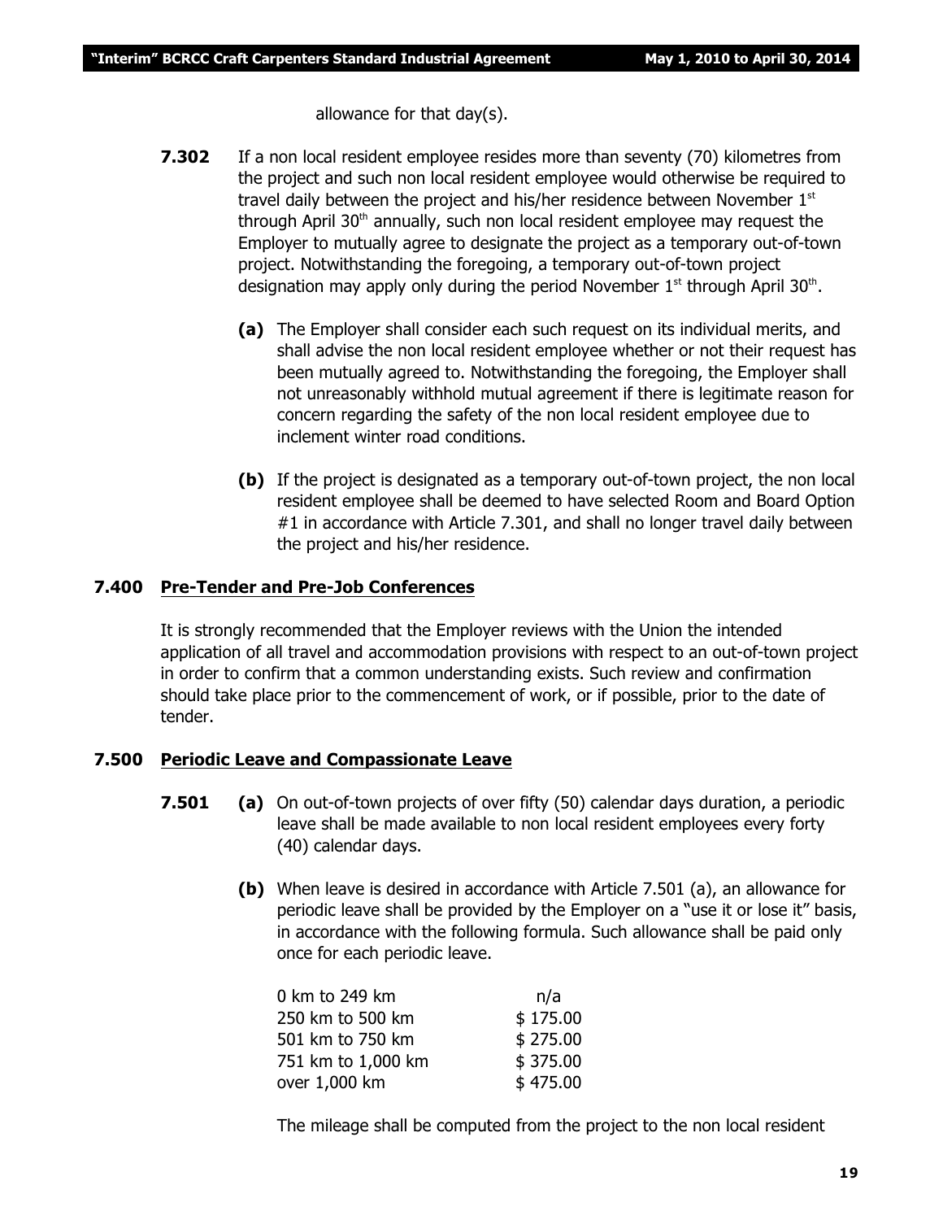allowance for that day(s).

**7.302** If a non local resident employee resides more than seventy (70) kilometres from the project and such non local resident employee would otherwise be required to travel daily between the project and his/her residence between November 1st through April 30th annually, such non local resident employee may request the Employer to mutually agree to designate the project as a temporary out-of-town project. Notwithstanding the foregoing, a temporary out-of-town project designation may apply only during the period November 1st through April 30th.

**(a)** The Employer shall consider each such request on its individual merits, and shall advise the non local resident employee whether or not their request has been mutually agreed to. Notwithstanding the foregoing, the Employer shall not unreasonably withhold mutual agreement if there is legitimate reason for concern regarding the safety of the non local resident employee due to inclement winter road conditions.

**(b)** If the project is designated as a temporary out-of-town project, the non local resident employee shall be deemed to have selected Room and Board Option #1 in accordance with Article 7.301, and shall no longer travel daily between the project and his/her residence.

## 7.400 Pre-Tender and Pre-Job Conferences

It is strongly recommended that the Employer reviews with the Union the intended application of all travel and accommodation provisions with respect to an out-of-town project in order to confirm that a common understanding exists. Such review and confirmation should take place prior to the commencement of work, or if possible, prior to the date of tender.

## 7.500 Periodic Leave and Compassionate Leave

**7.501** **(a)** On out-of-town projects of over fifty (50) calendar days duration, a periodic leave shall be made available to non local resident employees every forty (40) calendar days.

**(b)** When leave is desired in accordance with Article 7.501 (a), an allowance for periodic leave shall be provided by the Employer on a "use it or lose it" basis, in accordance with the following formula. Such allowance shall be paid only once for each periodic leave.

| | |
|---|---|
| 0 km to 249 km | n/a |
| 250 km to 500 km | $ 175.00 |
| 501 km to 750 km | $ 275.00 |
| 751 km to 1,000 km | $ 375.00 |
| over 1,000 km | $ 475.00 |

The mileage shall be computed from the project to the non local resident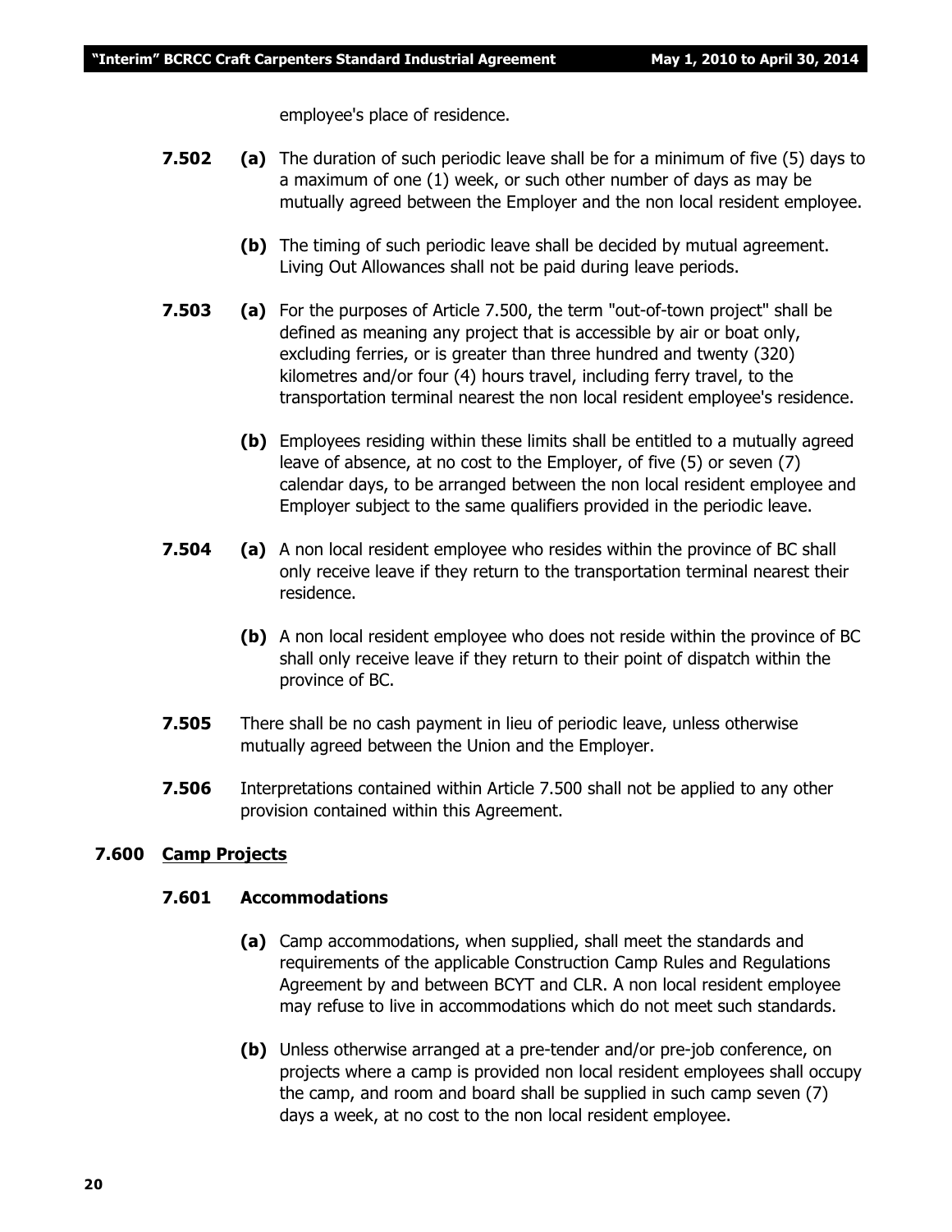employee's place of residence.

**7.502** **(a)** The duration of such periodic leave shall be for a minimum of five (5) days to a maximum of one (1) week, or such other number of days as may be mutually agreed between the Employer and the non local resident employee.

**(b)** The timing of such periodic leave shall be decided by mutual agreement. Living Out Allowances shall not be paid during leave periods.

**7.503** **(a)** For the purposes of Article 7.500, the term "out-of-town project" shall be defined as meaning any project that is accessible by air or boat only, excluding ferries, or is greater than three hundred and twenty (320) kilometres and/or four (4) hours travel, including ferry travel, to the transportation terminal nearest the non local resident employee's residence.

**(b)** Employees residing within these limits shall be entitled to a mutually agreed leave of absence, at no cost to the Employer, of five (5) or seven (7) calendar days, to be arranged between the non local resident employee and Employer subject to the same qualifiers provided in the periodic leave.

**7.504** **(a)** A non local resident employee who resides within the province of BC shall only receive leave if they return to the transportation terminal nearest their residence.

**(b)** A non local resident employee who does not reside within the province of BC shall only receive leave if they return to their point of dispatch within the province of BC.

**7.505** There shall be no cash payment in lieu of periodic leave, unless otherwise mutually agreed between the Union and the Employer.

**7.506** Interpretations contained within Article 7.500 shall not be applied to any other provision contained within this Agreement.

## 7.600 Camp Projects

### 7.601 Accommodations

**(a)** Camp accommodations, when supplied, shall meet the standards and requirements of the applicable Construction Camp Rules and Regulations Agreement by and between BCYT and CLR. A non local resident employee may refuse to live in accommodations which do not meet such standards.

**(b)** Unless otherwise arranged at a pre-tender and/or pre-job conference, on projects where a camp is provided non local resident employees shall occupy the camp, and room and board shall be supplied in such camp seven (7) days a week, at no cost to the non local resident employee.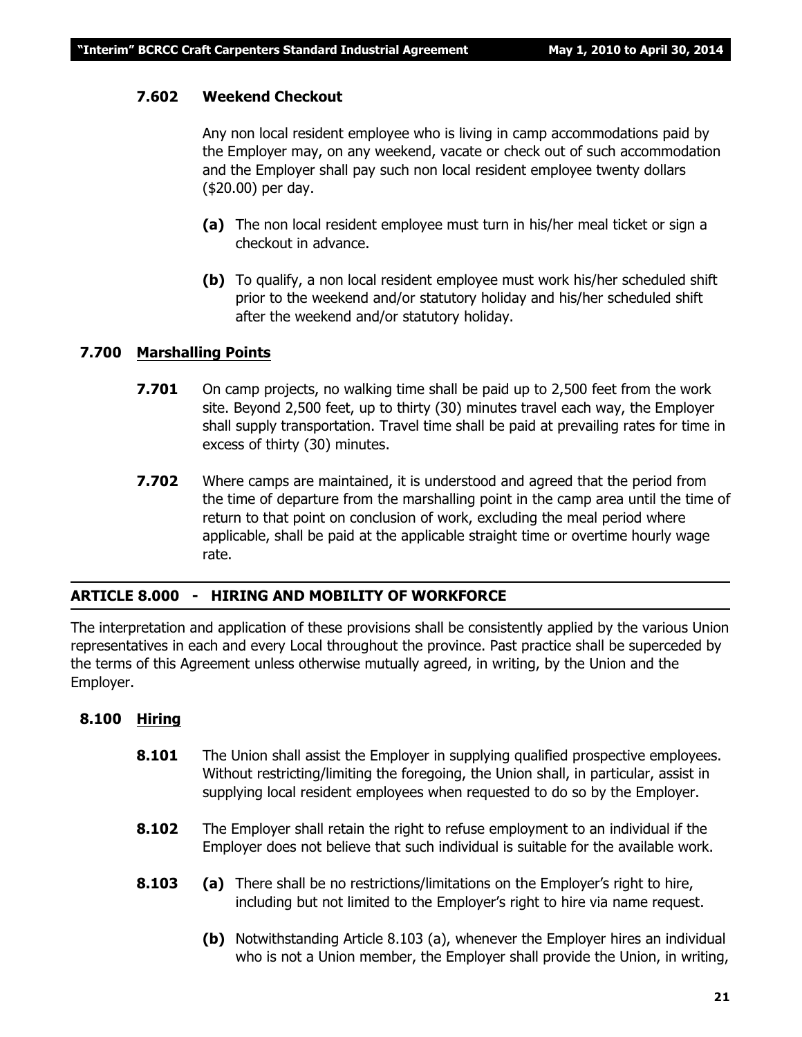#### 7.602 Weekend Checkout

Any non local resident employee who is living in camp accommodations paid by the Employer may, on any weekend, vacate or check out of such accommodation and the Employer shall pay such non local resident employee twenty dollars ($20.00) per day.

**(a)** The non local resident employee must turn in his/her meal ticket or sign a checkout in advance.

**(b)** To qualify, a non local resident employee must work his/her scheduled shift prior to the weekend and/or statutory holiday and his/her scheduled shift after the weekend and/or statutory holiday.

### 7.700 Marshalling Points

**7.701** On camp projects, no walking time shall be paid up to 2,500 feet from the work site. Beyond 2,500 feet, up to thirty (30) minutes travel each way, the Employer shall supply transportation. Travel time shall be paid at prevailing rates for time in excess of thirty (30) minutes.

**7.702** Where camps are maintained, it is understood and agreed that the period from the time of departure from the marshalling point in the camp area until the time of return to that point on conclusion of work, excluding the meal period where applicable, shall be paid at the applicable straight time or overtime hourly wage rate.

## ARTICLE 8.000 - HIRING AND MOBILITY OF WORKFORCE

The interpretation and application of these provisions shall be consistently applied by the various Union representatives in each and every Local throughout the province. Past practice shall be superceded by the terms of this Agreement unless otherwise mutually agreed, in writing, by the Union and the Employer.

### 8.100 Hiring

**8.101** The Union shall assist the Employer in supplying qualified prospective employees. Without restricting/limiting the foregoing, the Union shall, in particular, assist in supplying local resident employees when requested to do so by the Employer.

**8.102** The Employer shall retain the right to refuse employment to an individual if the Employer does not believe that such individual is suitable for the available work.

**8.103** **(a)** There shall be no restrictions/limitations on the Employer's right to hire, including but not limited to the Employer's right to hire via name request.

**(b)** Notwithstanding Article 8.103 (a), whenever the Employer hires an individual who is not a Union member, the Employer shall provide the Union, in writing,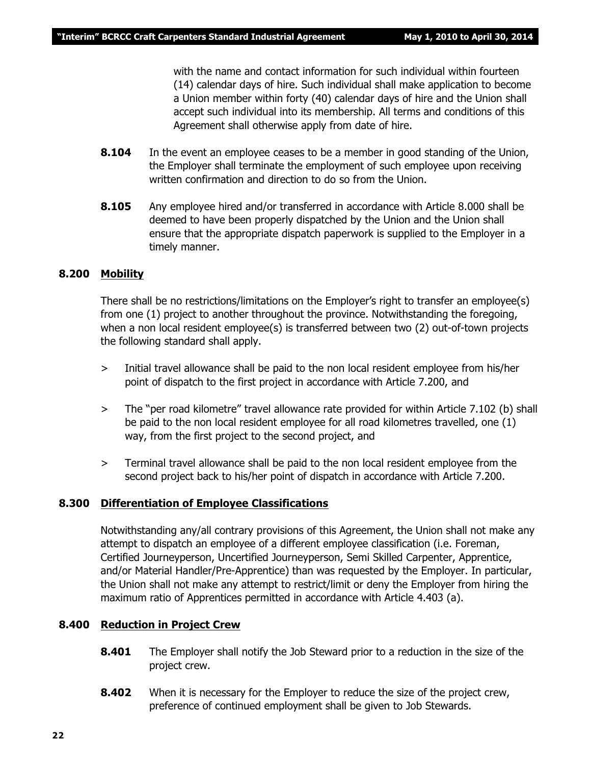with the name and contact information for such individual within fourteen (14) calendar days of hire. Such individual shall make application to become a Union member within forty (40) calendar days of hire and the Union shall accept such individual into its membership. All terms and conditions of this Agreement shall otherwise apply from date of hire.

**8.104** In the event an employee ceases to be a member in good standing of the Union, the Employer shall terminate the employment of such employee upon receiving written confirmation and direction to do so from the Union.

**8.105** Any employee hired and/or transferred in accordance with Article 8.000 shall be deemed to have been properly dispatched by the Union and the Union shall ensure that the appropriate dispatch paperwork is supplied to the Employer in a timely manner.

## 8.200 Mobility

There shall be no restrictions/limitations on the Employer's right to transfer an employee(s) from one (1) project to another throughout the province. Notwithstanding the foregoing, when a non local resident employee(s) is transferred between two (2) out-of-town projects the following standard shall apply.

> Initial travel allowance shall be paid to the non local resident employee from his/her point of dispatch to the first project in accordance with Article 7.200, and

> The "per road kilometre" travel allowance rate provided for within Article 7.102 (b) shall be paid to the non local resident employee for all road kilometres travelled, one (1) way, from the first project to the second project, and

> Terminal travel allowance shall be paid to the non local resident employee from the second project back to his/her point of dispatch in accordance with Article 7.200.

## 8.300 Differentiation of Employee Classifications

Notwithstanding any/all contrary provisions of this Agreement, the Union shall not make any attempt to dispatch an employee of a different employee classification (i.e. Foreman, Certified Journeyperson, Uncertified Journeyperson, Semi Skilled Carpenter, Apprentice, and/or Material Handler/Pre-Apprentice) than was requested by the Employer. In particular, the Union shall not make any attempt to restrict/limit or deny the Employer from hiring the maximum ratio of Apprentices permitted in accordance with Article 4.403 (a).

## 8.400 Reduction in Project Crew

**8.401** The Employer shall notify the Job Steward prior to a reduction in the size of the project crew.

**8.402** When it is necessary for the Employer to reduce the size of the project crew, preference of continued employment shall be given to Job Stewards.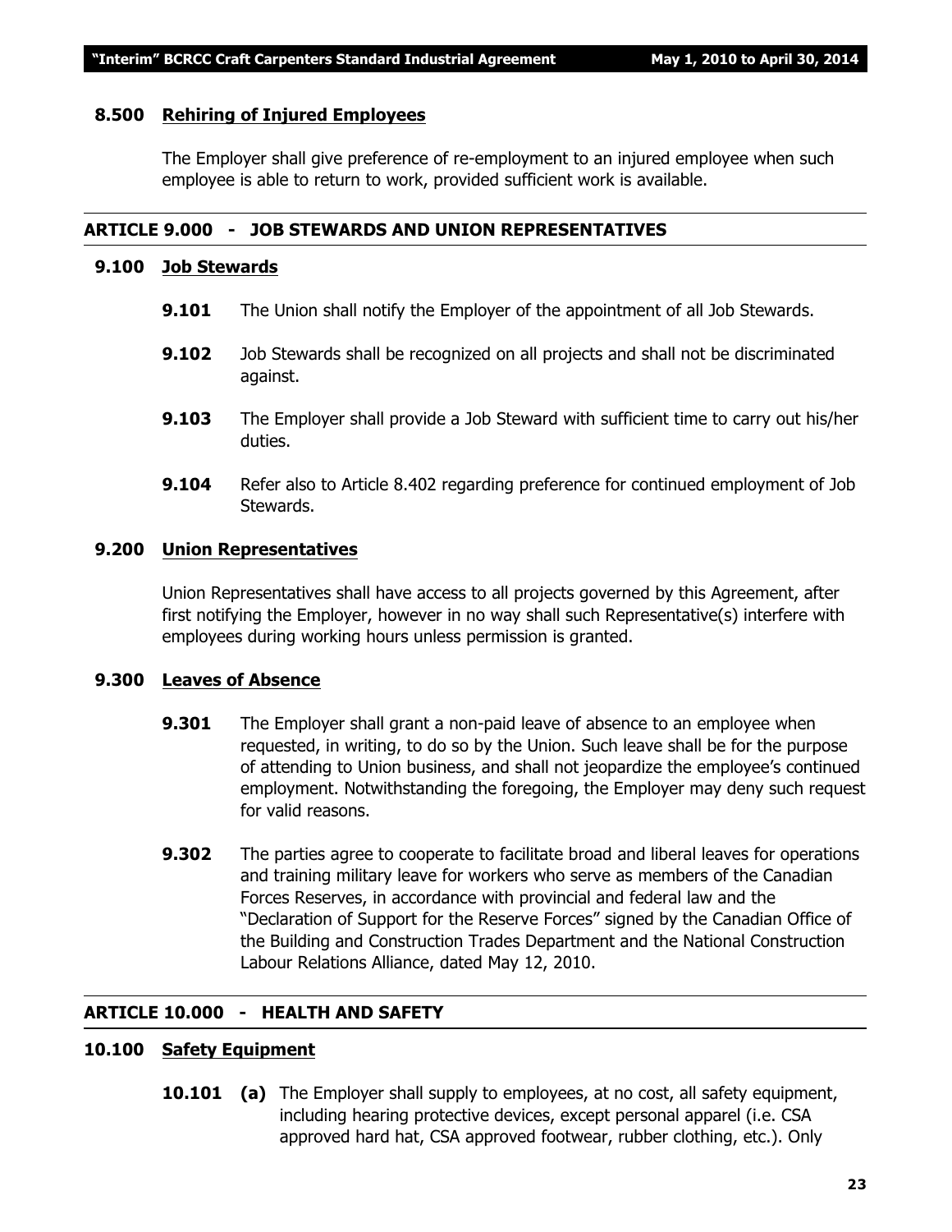### 8.500 Rehiring of Injured Employees

The Employer shall give preference of re-employment to an injured employee when such employee is able to return to work, provided sufficient work is available.

## ARTICLE 9.000 - JOB STEWARDS AND UNION REPRESENTATIVES

### 9.100 Job Stewards

**9.101** The Union shall notify the Employer of the appointment of all Job Stewards.

**9.102** Job Stewards shall be recognized on all projects and shall not be discriminated against.

**9.103** The Employer shall provide a Job Steward with sufficient time to carry out his/her duties.

**9.104** Refer also to Article 8.402 regarding preference for continued employment of Job Stewards.

### 9.200 Union Representatives

Union Representatives shall have access to all projects governed by this Agreement, after first notifying the Employer, however in no way shall such Representative(s) interfere with employees during working hours unless permission is granted.

### 9.300 Leaves of Absence

**9.301** The Employer shall grant a non-paid leave of absence to an employee when requested, in writing, to do so by the Union. Such leave shall be for the purpose of attending to Union business, and shall not jeopardize the employee's continued employment. Notwithstanding the foregoing, the Employer may deny such request for valid reasons.

**9.302** The parties agree to cooperate to facilitate broad and liberal leaves for operations and training military leave for workers who serve as members of the Canadian Forces Reserves, in accordance with provincial and federal law and the "Declaration of Support for the Reserve Forces" signed by the Canadian Office of the Building and Construction Trades Department and the National Construction Labour Relations Alliance, dated May 12, 2010.

## ARTICLE 10.000 - HEALTH AND SAFETY

### 10.100 Safety Equipment

**10.101 (a)** The Employer shall supply to employees, at no cost, all safety equipment, including hearing protective devices, except personal apparel (i.e. CSA approved hard hat, CSA approved footwear, rubber clothing, etc.). Only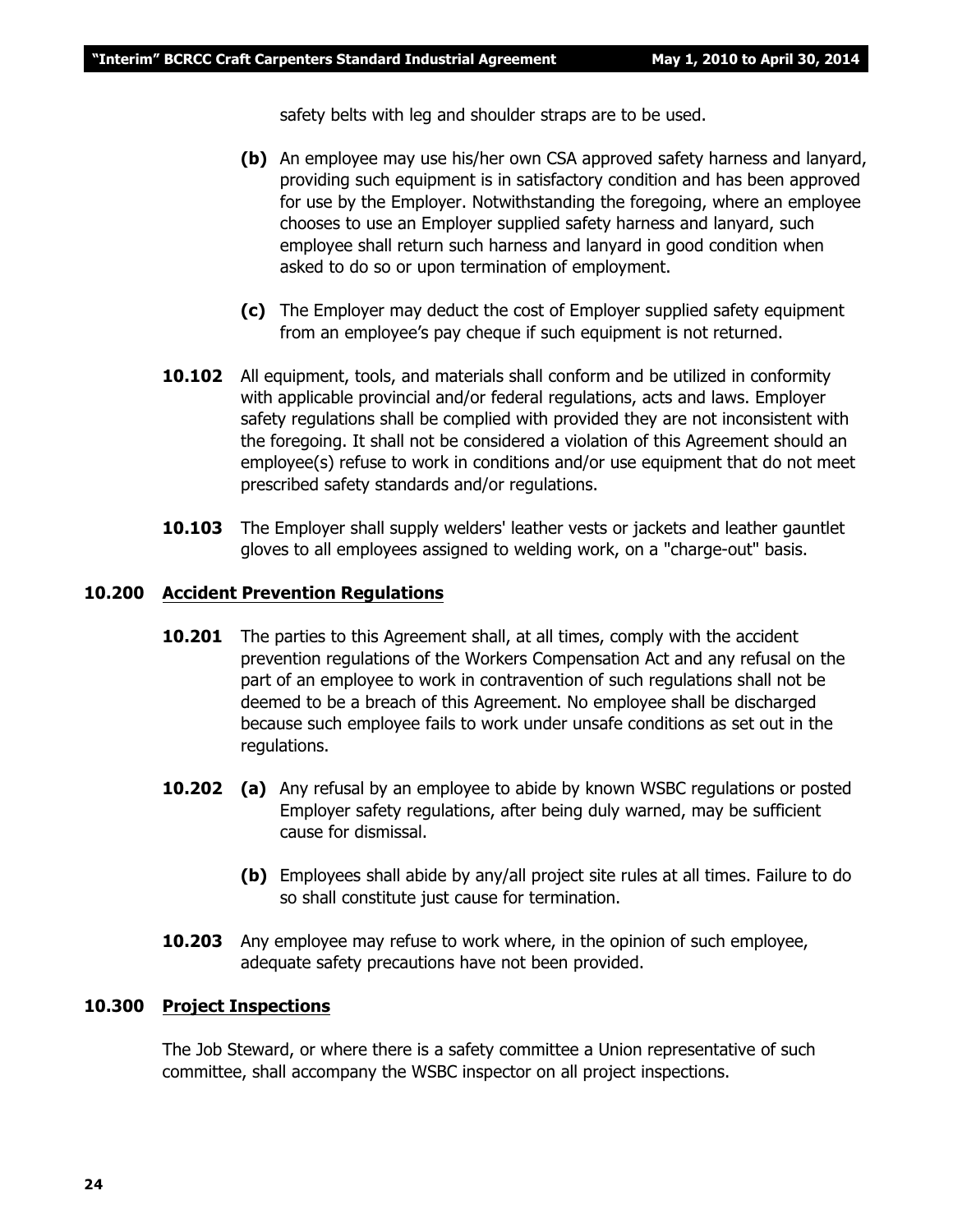safety belts with leg and shoulder straps are to be used.

**(b)** An employee may use his/her own CSA approved safety harness and lanyard, providing such equipment is in satisfactory condition and has been approved for use by the Employer. Notwithstanding the foregoing, where an employee chooses to use an Employer supplied safety harness and lanyard, such employee shall return such harness and lanyard in good condition when asked to do so or upon termination of employment.

**(c)** The Employer may deduct the cost of Employer supplied safety equipment from an employee's pay cheque if such equipment is not returned.

**10.102** All equipment, tools, and materials shall conform and be utilized in conformity with applicable provincial and/or federal regulations, acts and laws. Employer safety regulations shall be complied with provided they are not inconsistent with the foregoing. It shall not be considered a violation of this Agreement should an employee(s) refuse to work in conditions and/or use equipment that do not meet prescribed safety standards and/or regulations.

**10.103** The Employer shall supply welders' leather vests or jackets and leather gauntlet gloves to all employees assigned to welding work, on a "charge-out" basis.

### 10.200 Accident Prevention Regulations

**10.201** The parties to this Agreement shall, at all times, comply with the accident prevention regulations of the Workers Compensation Act and any refusal on the part of an employee to work in contravention of such regulations shall not be deemed to be a breach of this Agreement. No employee shall be discharged because such employee fails to work under unsafe conditions as set out in the regulations.

**10.202** **(a)** Any refusal by an employee to abide by known WSBC regulations or posted Employer safety regulations, after being duly warned, may be sufficient cause for dismissal.

**(b)** Employees shall abide by any/all project site rules at all times. Failure to do so shall constitute just cause for termination.

**10.203** Any employee may refuse to work where, in the opinion of such employee, adequate safety precautions have not been provided.

### 10.300 Project Inspections

The Job Steward, or where there is a safety committee a Union representative of such committee, shall accompany the WSBC inspector on all project inspections.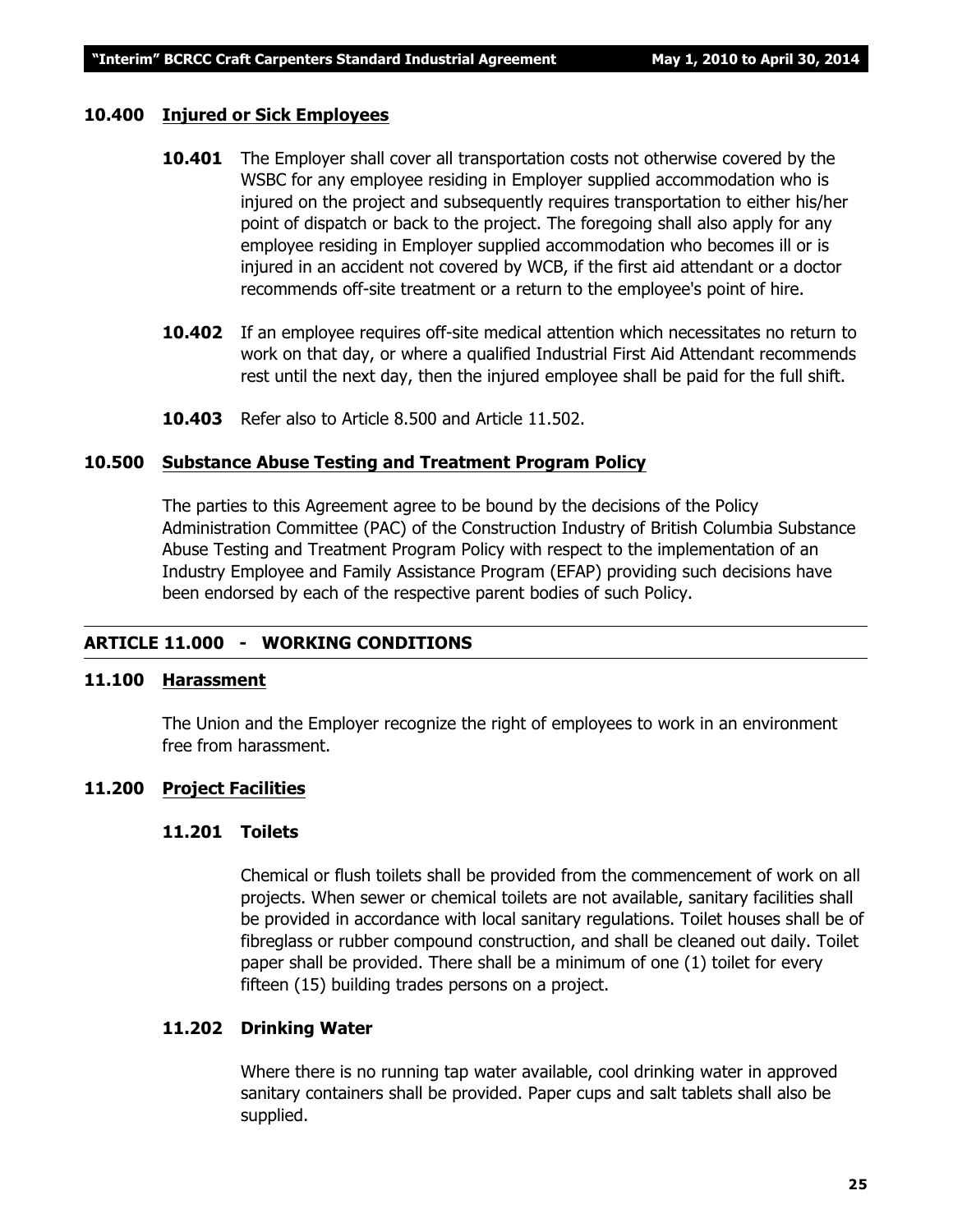### 10.400 Injured or Sick Employees

**10.401** The Employer shall cover all transportation costs not otherwise covered by the WSBC for any employee residing in Employer supplied accommodation who is injured on the project and subsequently requires transportation to either his/her point of dispatch or back to the project. The foregoing shall also apply for any employee residing in Employer supplied accommodation who becomes ill or is injured in an accident not covered by WCB, if the first aid attendant or a doctor recommends off-site treatment or a return to the employee's point of hire.

**10.402** If an employee requires off-site medical attention which necessitates no return to work on that day, or where a qualified Industrial First Aid Attendant recommends rest until the next day, then the injured employee shall be paid for the full shift.

**10.403** Refer also to Article 8.500 and Article 11.502.

### 10.500 Substance Abuse Testing and Treatment Program Policy

The parties to this Agreement agree to be bound by the decisions of the Policy Administration Committee (PAC) of the Construction Industry of British Columbia Substance Abuse Testing and Treatment Program Policy with respect to the implementation of an Industry Employee and Family Assistance Program (EFAP) providing such decisions have been endorsed by each of the respective parent bodies of such Policy.

## ARTICLE 11.000 - WORKING CONDITIONS

### 11.100 Harassment

The Union and the Employer recognize the right of employees to work in an environment free from harassment.

### 11.200 Project Facilities

#### 11.201 Toilets

Chemical or flush toilets shall be provided from the commencement of work on all projects. When sewer or chemical toilets are not available, sanitary facilities shall be provided in accordance with local sanitary regulations. Toilet houses shall be of fibreglass or rubber compound construction, and shall be cleaned out daily. Toilet paper shall be provided. There shall be a minimum of one (1) toilet for every fifteen (15) building trades persons on a project.

#### 11.202 Drinking Water

Where there is no running tap water available, cool drinking water in approved sanitary containers shall be provided. Paper cups and salt tablets shall also be supplied.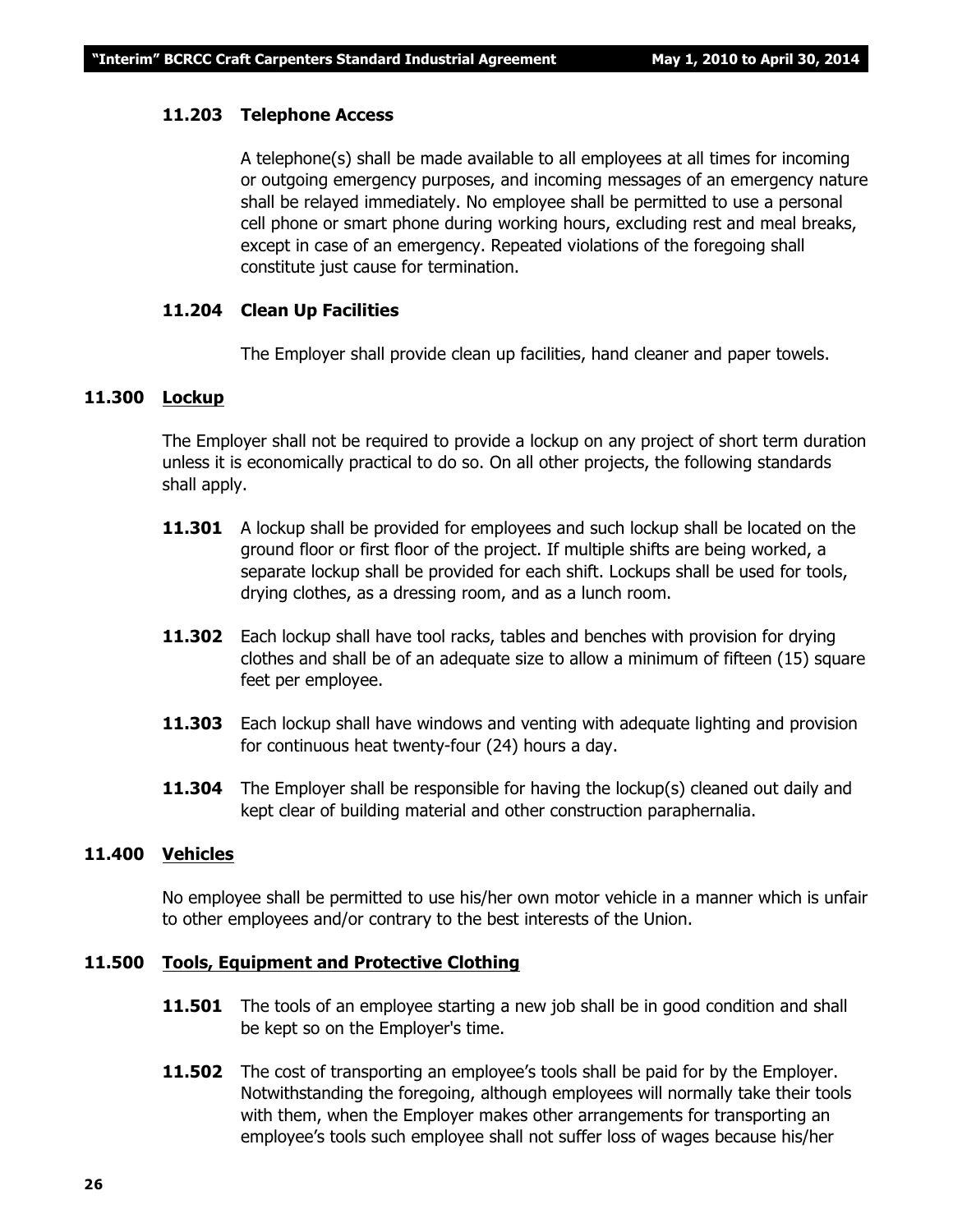#### 11.203 Telephone Access

A telephone(s) shall be made available to all employees at all times for incoming or outgoing emergency purposes, and incoming messages of an emergency nature shall be relayed immediately. No employee shall be permitted to use a personal cell phone or smart phone during working hours, excluding rest and meal breaks, except in case of an emergency. Repeated violations of the foregoing shall constitute just cause for termination.

#### 11.204 Clean Up Facilities

The Employer shall provide clean up facilities, hand cleaner and paper towels.

### 11.300 Lockup

The Employer shall not be required to provide a lockup on any project of short term duration unless it is economically practical to do so. On all other projects, the following standards shall apply.

**11.301** A lockup shall be provided for employees and such lockup shall be located on the ground floor or first floor of the project. If multiple shifts are being worked, a separate lockup shall be provided for each shift. Lockups shall be used for tools, drying clothes, as a dressing room, and as a lunch room.

**11.302** Each lockup shall have tool racks, tables and benches with provision for drying clothes and shall be of an adequate size to allow a minimum of fifteen (15) square feet per employee.

**11.303** Each lockup shall have windows and venting with adequate lighting and provision for continuous heat twenty-four (24) hours a day.

**11.304** The Employer shall be responsible for having the lockup(s) cleaned out daily and kept clear of building material and other construction paraphernalia.

### 11.400 Vehicles

No employee shall be permitted to use his/her own motor vehicle in a manner which is unfair to other employees and/or contrary to the best interests of the Union.

### 11.500 Tools, Equipment and Protective Clothing

**11.501** The tools of an employee starting a new job shall be in good condition and shall be kept so on the Employer's time.

**11.502** The cost of transporting an employee's tools shall be paid for by the Employer. Notwithstanding the foregoing, although employees will normally take their tools with them, when the Employer makes other arrangements for transporting an employee's tools such employee shall not suffer loss of wages because his/her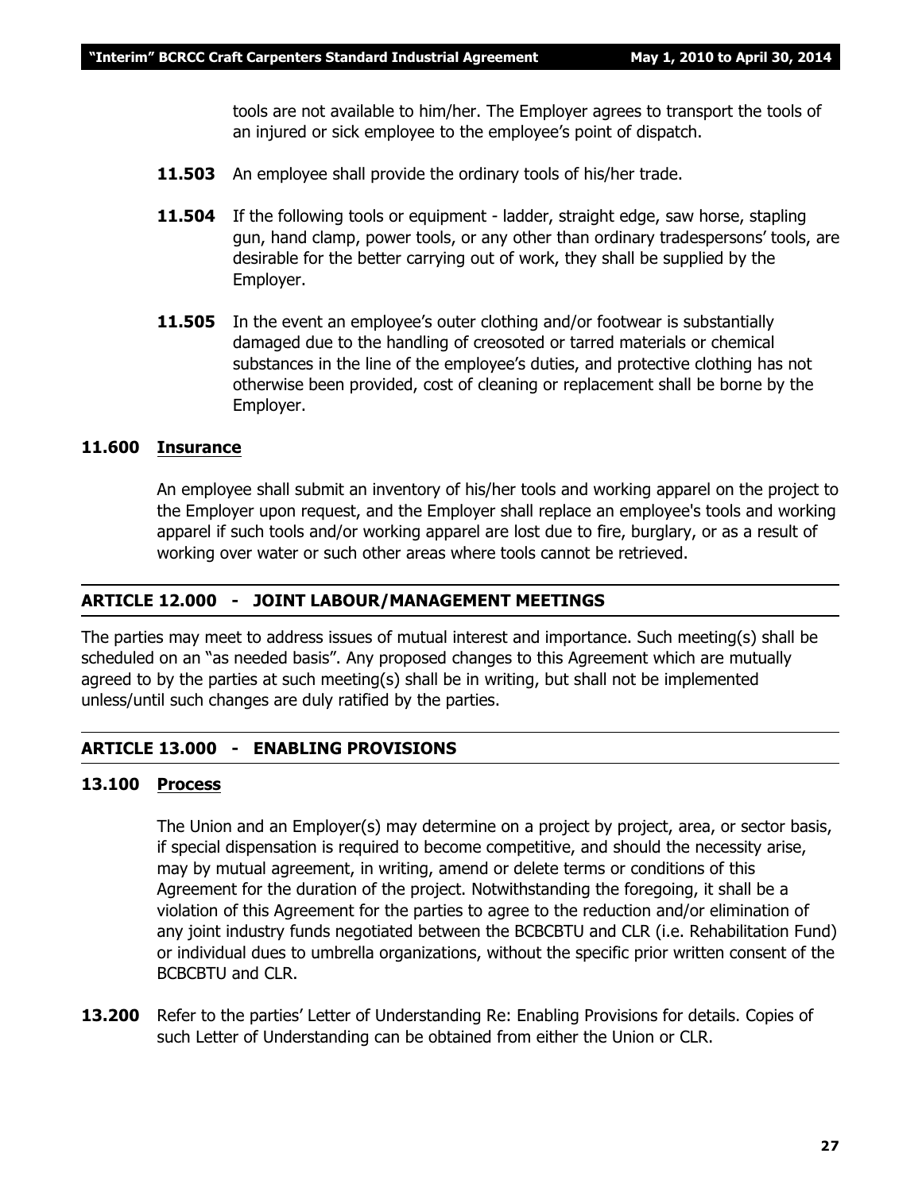tools are not available to him/her. The Employer agrees to transport the tools of an injured or sick employee to the employee's point of dispatch.

**11.503** An employee shall provide the ordinary tools of his/her trade.

**11.504** If the following tools or equipment - ladder, straight edge, saw horse, stapling gun, hand clamp, power tools, or any other than ordinary tradespersons' tools, are desirable for the better carrying out of work, they shall be supplied by the Employer.

**11.505** In the event an employee's outer clothing and/or footwear is substantially damaged due to the handling of creosoted or tarred materials or chemical substances in the line of the employee's duties, and protective clothing has not otherwise been provided, cost of cleaning or replacement shall be borne by the Employer.

### 11.600 Insurance

An employee shall submit an inventory of his/her tools and working apparel on the project to the Employer upon request, and the Employer shall replace an employee's tools and working apparel if such tools and/or working apparel are lost due to fire, burglary, or as a result of working over water or such other areas where tools cannot be retrieved.

## ARTICLE 12.000 - JOINT LABOUR/MANAGEMENT MEETINGS

The parties may meet to address issues of mutual interest and importance. Such meeting(s) shall be scheduled on an "as needed basis". Any proposed changes to this Agreement which are mutually agreed to by the parties at such meeting(s) shall be in writing, but shall not be implemented unless/until such changes are duly ratified by the parties.

## ARTICLE 13.000 - ENABLING PROVISIONS

### 13.100 Process

The Union and an Employer(s) may determine on a project by project, area, or sector basis, if special dispensation is required to become competitive, and should the necessity arise, may by mutual agreement, in writing, amend or delete terms or conditions of this Agreement for the duration of the project. Notwithstanding the foregoing, it shall be a violation of this Agreement for the parties to agree to the reduction and/or elimination of any joint industry funds negotiated between the BCBCBTU and CLR (i.e. Rehabilitation Fund) or individual dues to umbrella organizations, without the specific prior written consent of the BCBCBTU and CLR.

**13.200** Refer to the parties' Letter of Understanding Re: Enabling Provisions for details. Copies of such Letter of Understanding can be obtained from either the Union or CLR.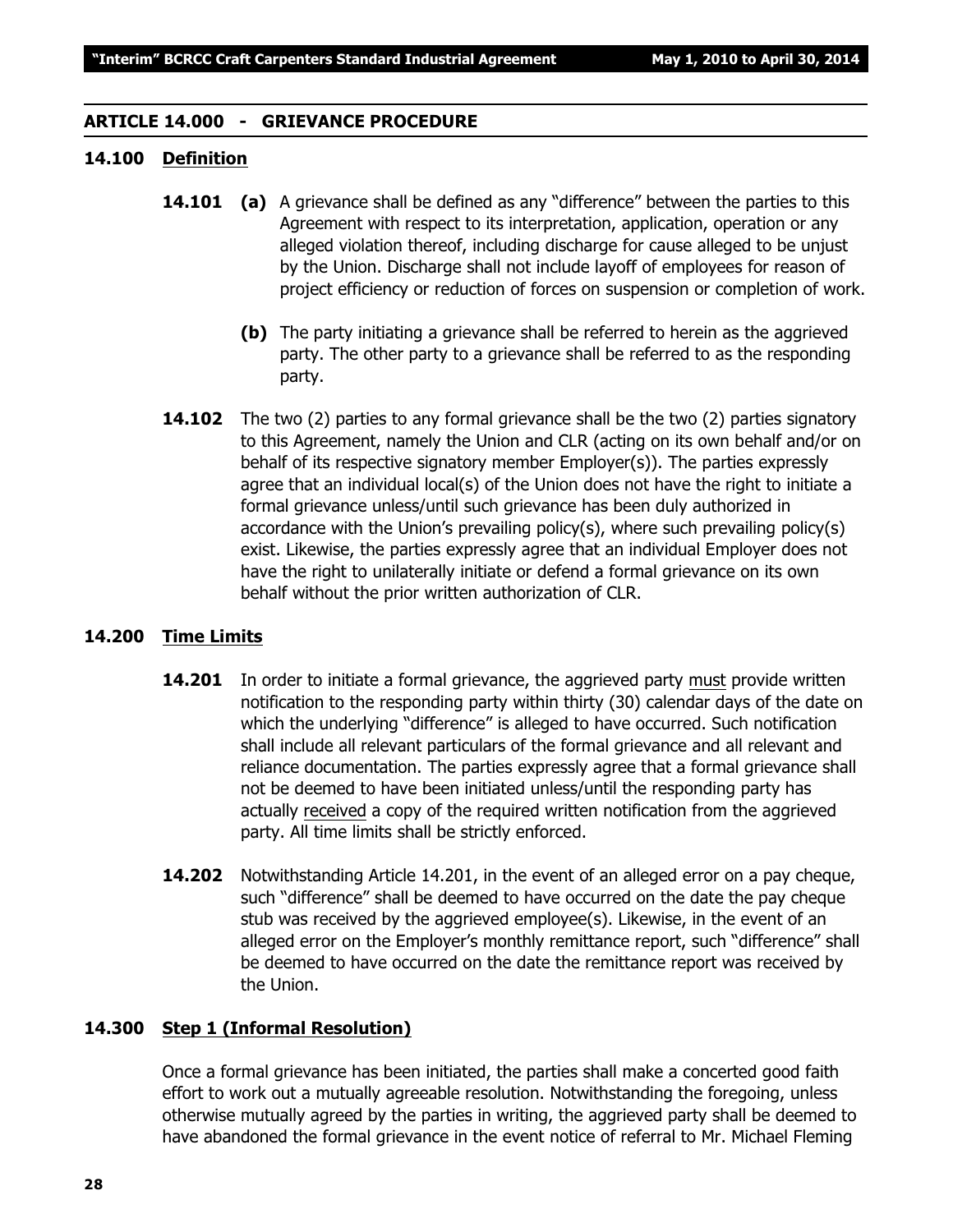## ARTICLE 14.000 - GRIEVANCE PROCEDURE

### 14.100 Definition

**14.101** **(a)** A grievance shall be defined as any "difference" between the parties to this Agreement with respect to its interpretation, application, operation or any alleged violation thereof, including discharge for cause alleged to be unjust by the Union. Discharge shall not include layoff of employees for reason of project efficiency or reduction of forces on suspension or completion of work.

**(b)** The party initiating a grievance shall be referred to herein as the aggrieved party. The other party to a grievance shall be referred to as the responding party.

**14.102** The two (2) parties to any formal grievance shall be the two (2) parties signatory to this Agreement, namely the Union and CLR (acting on its own behalf and/or on behalf of its respective signatory member Employer(s)). The parties expressly agree that an individual local(s) of the Union does not have the right to initiate a formal grievance unless/until such grievance has been duly authorized in accordance with the Union's prevailing policy(s), where such prevailing policy(s) exist. Likewise, the parties expressly agree that an individual Employer does not have the right to unilaterally initiate or defend a formal grievance on its own behalf without the prior written authorization of CLR.

### 14.200 Time Limits

**14.201** In order to initiate a formal grievance, the aggrieved party must provide written notification to the responding party within thirty (30) calendar days of the date on which the underlying "difference" is alleged to have occurred. Such notification shall include all relevant particulars of the formal grievance and all relevant and reliance documentation. The parties expressly agree that a formal grievance shall not be deemed to have been initiated unless/until the responding party has actually received a copy of the required written notification from the aggrieved party. All time limits shall be strictly enforced.

**14.202** Notwithstanding Article 14.201, in the event of an alleged error on a pay cheque, such "difference" shall be deemed to have occurred on the date the pay cheque stub was received by the aggrieved employee(s). Likewise, in the event of an alleged error on the Employer's monthly remittance report, such "difference" shall be deemed to have occurred on the date the remittance report was received by the Union.

### 14.300 Step 1 (Informal Resolution)

Once a formal grievance has been initiated, the parties shall make a concerted good faith effort to work out a mutually agreeable resolution. Notwithstanding the foregoing, unless otherwise mutually agreed by the parties in writing, the aggrieved party shall be deemed to have abandoned the formal grievance in the event notice of referral to Mr. Michael Fleming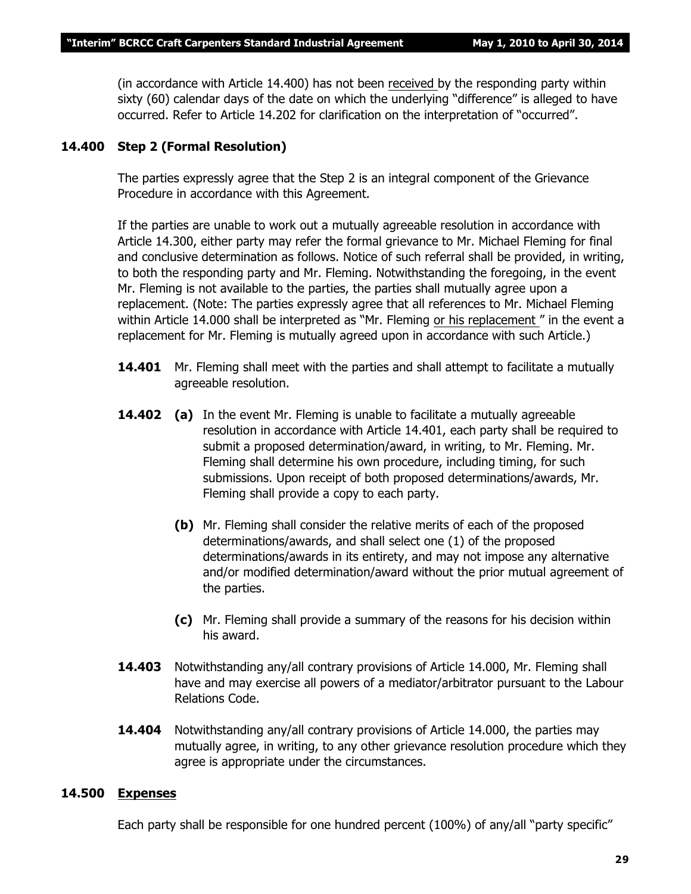(in accordance with Article 14.400) has not been received by the responding party within sixty (60) calendar days of the date on which the underlying "difference" is alleged to have occurred. Refer to Article 14.202 for clarification on the interpretation of "occurred".

**14.400 Step 2 (Formal Resolution)**

The parties expressly agree that the Step 2 is an integral component of the Grievance Procedure in accordance with this Agreement.

If the parties are unable to work out a mutually agreeable resolution in accordance with Article 14.300, either party may refer the formal grievance to Mr. Michael Fleming for final and conclusive determination as follows. Notice of such referral shall be provided, in writing, to both the responding party and Mr. Fleming. Notwithstanding the foregoing, in the event Mr. Fleming is not available to the parties, the parties shall mutually agree upon a replacement. (Note: The parties expressly agree that all references to Mr. Michael Fleming within Article 14.000 shall be interpreted as "Mr. Fleming or his replacement " in the event a replacement for Mr. Fleming is mutually agreed upon in accordance with such Article.)

**14.401** Mr. Fleming shall meet with the parties and shall attempt to facilitate a mutually agreeable resolution.

**14.402 (a)** In the event Mr. Fleming is unable to facilitate a mutually agreeable resolution in accordance with Article 14.401, each party shall be required to submit a proposed determination/award, in writing, to Mr. Fleming. Mr. Fleming shall determine his own procedure, including timing, for such submissions. Upon receipt of both proposed determinations/awards, Mr. Fleming shall provide a copy to each party.

**(b)** Mr. Fleming shall consider the relative merits of each of the proposed determinations/awards, and shall select one (1) of the proposed determinations/awards in its entirety, and may not impose any alternative and/or modified determination/award without the prior mutual agreement of the parties.

**(c)** Mr. Fleming shall provide a summary of the reasons for his decision within his award.

**14.403** Notwithstanding any/all contrary provisions of Article 14.000, Mr. Fleming shall have and may exercise all powers of a mediator/arbitrator pursuant to the Labour Relations Code.

**14.404** Notwithstanding any/all contrary provisions of Article 14.000, the parties may mutually agree, in writing, to any other grievance resolution procedure which they agree is appropriate under the circumstances.

**14.500 Expenses**

Each party shall be responsible for one hundred percent (100%) of any/all "party specific"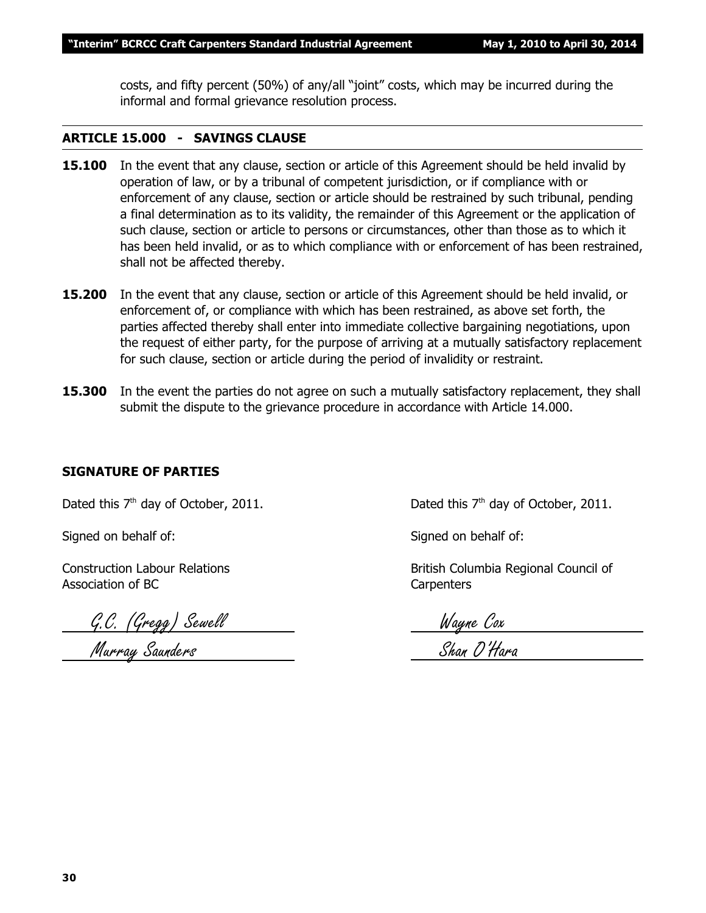costs, and fifty percent (50%) of any/all "joint" costs, which may be incurred during the informal and formal grievance resolution process.

## ARTICLE 15.000 - SAVINGS CLAUSE

**15.100** In the event that any clause, section or article of this Agreement should be held invalid by operation of law, or by a tribunal of competent jurisdiction, or if compliance with or enforcement of any clause, section or article should be restrained by such tribunal, pending a final determination as to its validity, the remainder of this Agreement or the application of such clause, section or article to persons or circumstances, other than those as to which it has been held invalid, or as to which compliance with or enforcement of has been restrained, shall not be affected thereby.

**15.200** In the event that any clause, section or article of this Agreement should be held invalid, or enforcement of, or compliance with which has been restrained, as above set forth, the parties affected thereby shall enter into immediate collective bargaining negotiations, upon the request of either party, for the purpose of arriving at a mutually satisfactory replacement for such clause, section or article during the period of invalidity or restraint.

**15.300** In the event the parties do not agree on such a mutually satisfactory replacement, they shall submit the dispute to the grievance procedure in accordance with Article 14.000.

### SIGNATURE OF PARTIES

Dated this 7th day of October, 2011.

Signed on behalf of:

Construction Labour Relations Association of BC

G.C. (Gregg) Sewell

Murray Saunders

Dated this 7th day of October, 2011.

Signed on behalf of:

British Columbia Regional Council of Carpenters

Wayne Cox

Shan O'Hara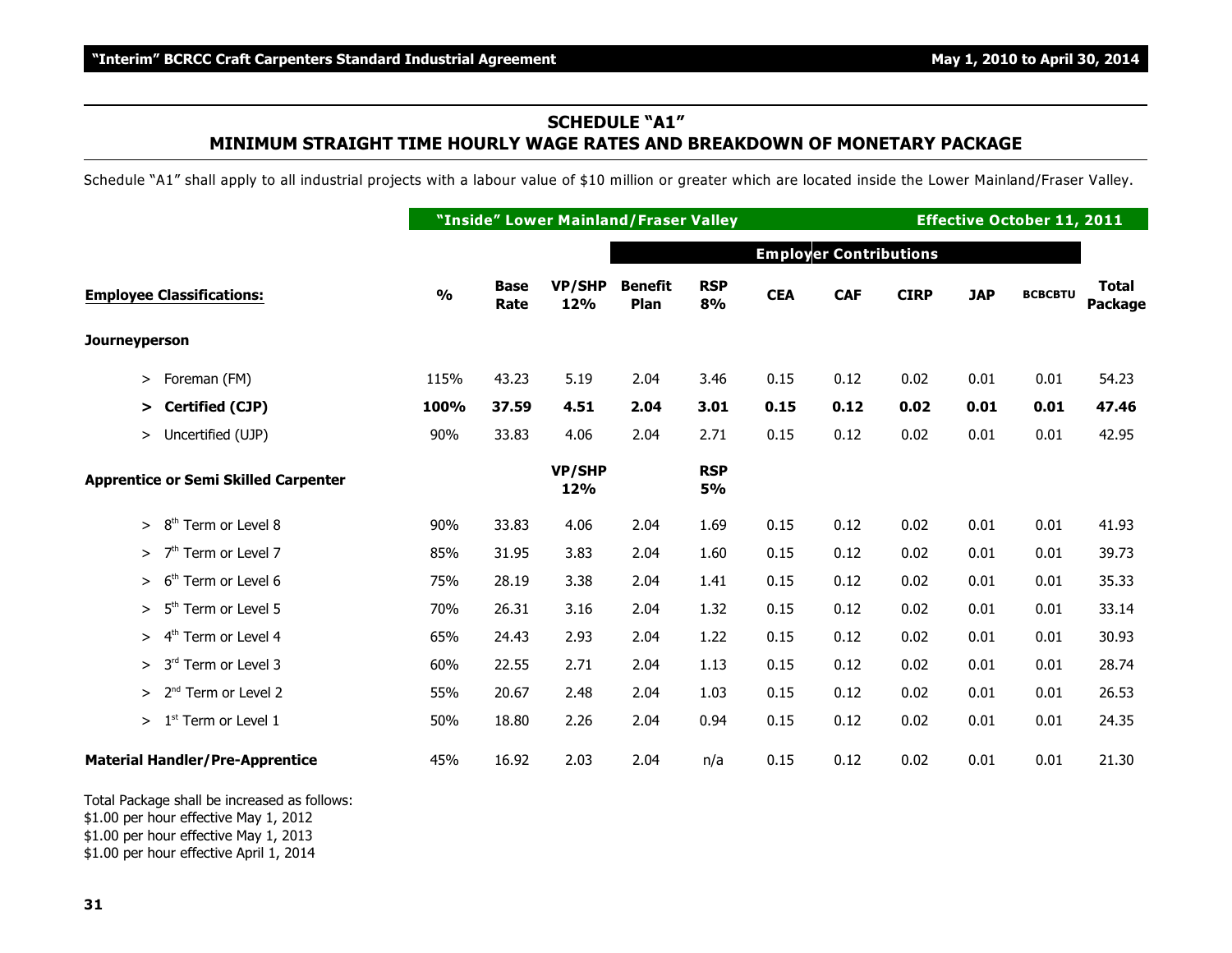## SCHEDULE "A1"
## MINIMUM STRAIGHT TIME HOURLY WAGE RATES AND BREAKDOWN OF MONETARY PACKAGE

Schedule "A1" shall apply to all industrial projects with a labour value of $10 million or greater which are located inside the Lower Mainland/Fraser Valley.

| "Inside" Lower Mainland/Fraser Valley | | | | | | | | | | | Effective October 11, 2011 | |
|---|---|---|---|---|---|---|---|---|---|---|---|---|
| | | | | Employer Contributions | | | | | | | | |
| **Employee Classifications:** | **%** | **Base Rate** | **VP/SHP 12%** | **Benefit Plan** | **RSP 8%** | **CEA** | **CAF** | **CIRP** | **JAP** | **BCBCBTU** | **Total Package** |
| **Journeyperson** | | | | | | | | | | | |
| > Foreman (FM) | 115% | 43.23 | 5.19 | 2.04 | 3.46 | 0.15 | 0.12 | 0.02 | 0.01 | 0.01 | 54.23 |
| **> Certified (CJP)** | **100%** | **37.59** | **4.51** | **2.04** | **3.01** | **0.15** | **0.12** | **0.02** | **0.01** | **0.01** | **47.46** |
| > Uncertified (UJP) | 90% | 33.83 | 4.06 | 2.04 | 2.71 | 0.15 | 0.12 | 0.02 | 0.01 | 0.01 | 42.95 |
| **Apprentice or Semi Skilled Carpenter** | | | **VP/SHP 12%** | | **RSP 5%** | | | | | | |
| > 8th Term or Level 8 | 90% | 33.83 | 4.06 | 2.04 | 1.69 | 0.15 | 0.12 | 0.02 | 0.01 | 0.01 | 41.93 |
| > 7th Term or Level 7 | 85% | 31.95 | 3.83 | 2.04 | 1.60 | 0.15 | 0.12 | 0.02 | 0.01 | 0.01 | 39.73 |
| > 6th Term or Level 6 | 75% | 28.19 | 3.38 | 2.04 | 1.41 | 0.15 | 0.12 | 0.02 | 0.01 | 0.01 | 35.33 |
| > 5th Term or Level 5 | 70% | 26.31 | 3.16 | 2.04 | 1.32 | 0.15 | 0.12 | 0.02 | 0.01 | 0.01 | 33.14 |
| > 4th Term or Level 4 | 65% | 24.43 | 2.93 | 2.04 | 1.22 | 0.15 | 0.12 | 0.02 | 0.01 | 0.01 | 30.93 |
| > 3rd Term or Level 3 | 60% | 22.55 | 2.71 | 2.04 | 1.13 | 0.15 | 0.12 | 0.02 | 0.01 | 0.01 | 28.74 |
| > 2nd Term or Level 2 | 55% | 20.67 | 2.48 | 2.04 | 1.03 | 0.15 | 0.12 | 0.02 | 0.01 | 0.01 | 26.53 |
| > 1st Term or Level 1 | 50% | 18.80 | 2.26 | 2.04 | 0.94 | 0.15 | 0.12 | 0.02 | 0.01 | 0.01 | 24.35 |
| **Material Handler/Pre-Apprentice** | 45% | 16.92 | 2.03 | 2.04 | n/a | 0.15 | 0.12 | 0.02 | 0.01 | 0.01 | 21.30 |

Total Package shall be increased as follows:
$1.00 per hour effective May 1, 2012
$1.00 per hour effective May 1, 2013
$1.00 per hour effective April 1, 2014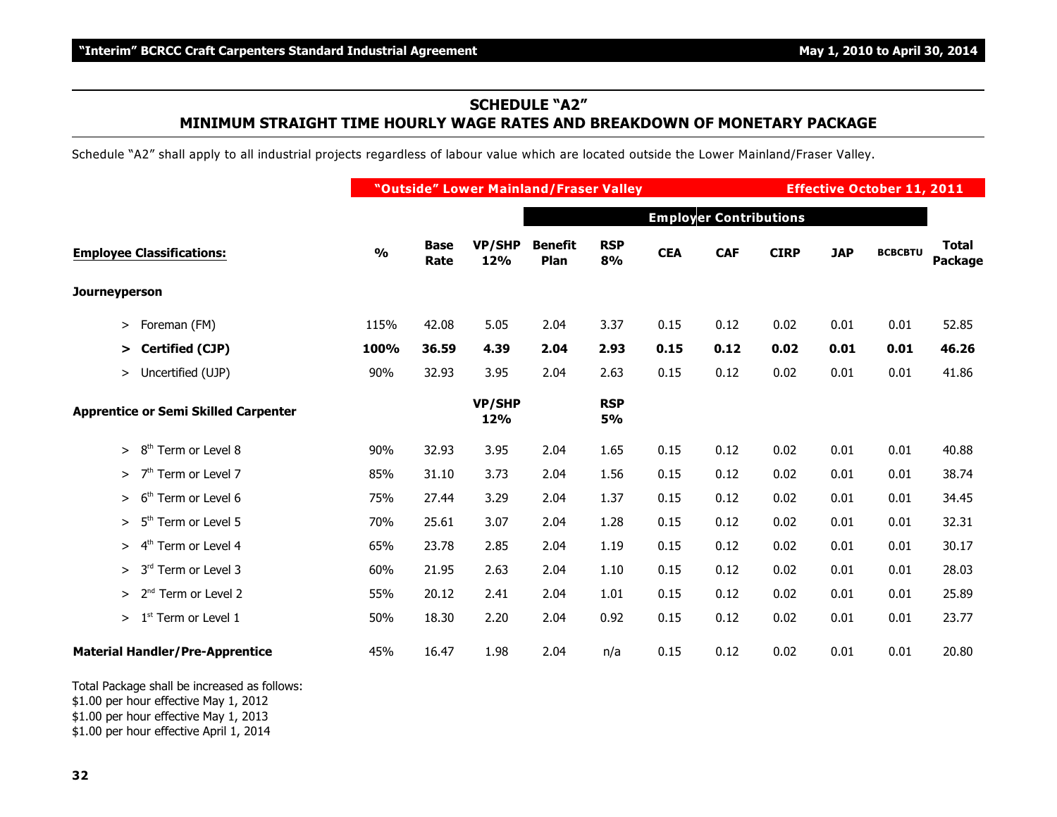## SCHEDULE "A2"
## MINIMUM STRAIGHT TIME HOURLY WAGE RATES AND BREAKDOWN OF MONETARY PACKAGE

Schedule "A2" shall apply to all industrial projects regardless of labour value which are located outside the Lower Mainland/Fraser Valley.

| | "Outside" Lower Mainland/Fraser Valley | | | | | | | | | Effective October 11, 2011 | |
|---|---|---|---|---|---|---|---|---|---|---|---|
| | | | | Employer Contributions | | | | | | | |
| **Employee Classifications:** | **%** | **Base Rate** | **VP/SHP 12%** | **Benefit Plan** | **RSP 8%** | **CEA** | **CAF** | **CIRP** | **JAP** | **BCBCBTU** | **Total Package** |
| **Journeyperson** | | | | | | | | | | | |
| > Foreman (FM) | 115% | 42.08 | 5.05 | 2.04 | 3.37 | 0.15 | 0.12 | 0.02 | 0.01 | 0.01 | 52.85 |
| **> Certified (CJP)** | **100%** | **36.59** | **4.39** | **2.04** | **2.93** | **0.15** | **0.12** | **0.02** | **0.01** | **0.01** | **46.26** |
| > Uncertified (UJP) | 90% | 32.93 | 3.95 | 2.04 | 2.63 | 0.15 | 0.12 | 0.02 | 0.01 | 0.01 | 41.86 |
| **Apprentice or Semi Skilled Carpenter** | | | **VP/SHP 12%** | | **RSP 5%** | | | | | | |
| > 8th Term or Level 8 | 90% | 32.93 | 3.95 | 2.04 | 1.65 | 0.15 | 0.12 | 0.02 | 0.01 | 0.01 | 40.88 |
| > 7th Term or Level 7 | 85% | 31.10 | 3.73 | 2.04 | 1.56 | 0.15 | 0.12 | 0.02 | 0.01 | 0.01 | 38.74 |
| > 6th Term or Level 6 | 75% | 27.44 | 3.29 | 2.04 | 1.37 | 0.15 | 0.12 | 0.02 | 0.01 | 0.01 | 34.45 |
| > 5th Term or Level 5 | 70% | 25.61 | 3.07 | 2.04 | 1.28 | 0.15 | 0.12 | 0.02 | 0.01 | 0.01 | 32.31 |
| > 4th Term or Level 4 | 65% | 23.78 | 2.85 | 2.04 | 1.19 | 0.15 | 0.12 | 0.02 | 0.01 | 0.01 | 30.17 |
| > 3rd Term or Level 3 | 60% | 21.95 | 2.63 | 2.04 | 1.10 | 0.15 | 0.12 | 0.02 | 0.01 | 0.01 | 28.03 |
| > 2nd Term or Level 2 | 55% | 20.12 | 2.41 | 2.04 | 1.01 | 0.15 | 0.12 | 0.02 | 0.01 | 0.01 | 25.89 |
| > 1st Term or Level 1 | 50% | 18.30 | 2.20 | 2.04 | 0.92 | 0.15 | 0.12 | 0.02 | 0.01 | 0.01 | 23.77 |
| **Material Handler/Pre-Apprentice** | 45% | 16.47 | 1.98 | 2.04 | n/a | 0.15 | 0.12 | 0.02 | 0.01 | 0.01 | 20.80 |

Total Package shall be increased as follows:
$1.00 per hour effective May 1, 2012
$1.00 per hour effective May 1, 2013
$1.00 per hour effective April 1, 2014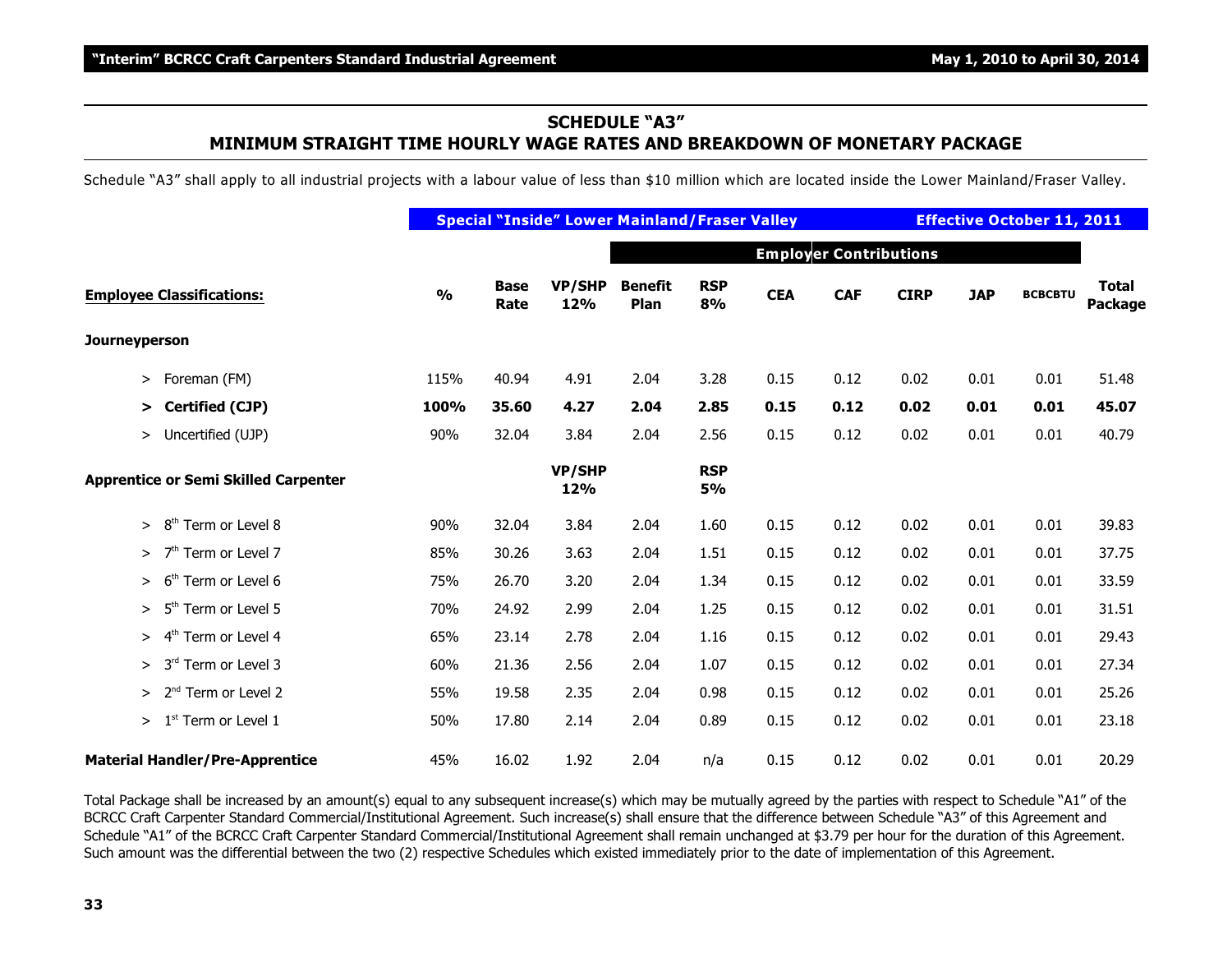## SCHEDULE "A3"
## MINIMUM STRAIGHT TIME HOURLY WAGE RATES AND BREAKDOWN OF MONETARY PACKAGE

Schedule "A3" shall apply to all industrial projects with a labour value of less than $10 million which are located inside the Lower Mainland/Fraser Valley.

| | Special "Inside" Lower Mainland/Fraser Valley | | | | | | | | Effective October 11, 2011 | | |
|---|---|---|---|---|---|---|---|---|---|---|---|
| | | | | Employer Contributions | | | | | | | |
| **Employee Classifications:** | **%** | **Base Rate** | **VP/SHP 12%** | **Benefit Plan** | **RSP 8%** | **CEA** | **CAF** | **CIRP** | **JAP** | **BCBCBTU** | **Total Package** |
| **Journeyperson** | | | | | | | | | | | |
| > Foreman (FM) | 115% | 40.94 | 4.91 | 2.04 | 3.28 | 0.15 | 0.12 | 0.02 | 0.01 | 0.01 | 51.48 |
| **> Certified (CJP)** | **100%** | **35.60** | **4.27** | **2.04** | **2.85** | **0.15** | **0.12** | **0.02** | **0.01** | **0.01** | **45.07** |
| > Uncertified (UJP) | 90% | 32.04 | 3.84 | 2.04 | 2.56 | 0.15 | 0.12 | 0.02 | 0.01 | 0.01 | 40.79 |
| **Apprentice or Semi Skilled Carpenter** | | | **VP/SHP 12%** | | **RSP 5%** | | | | | | |
| > 8th Term or Level 8 | 90% | 32.04 | 3.84 | 2.04 | 1.60 | 0.15 | 0.12 | 0.02 | 0.01 | 0.01 | 39.83 |
| > 7th Term or Level 7 | 85% | 30.26 | 3.63 | 2.04 | 1.51 | 0.15 | 0.12 | 0.02 | 0.01 | 0.01 | 37.75 |
| > 6th Term or Level 6 | 75% | 26.70 | 3.20 | 2.04 | 1.34 | 0.15 | 0.12 | 0.02 | 0.01 | 0.01 | 33.59 |
| > 5th Term or Level 5 | 70% | 24.92 | 2.99 | 2.04 | 1.25 | 0.15 | 0.12 | 0.02 | 0.01 | 0.01 | 31.51 |
| > 4th Term or Level 4 | 65% | 23.14 | 2.78 | 2.04 | 1.16 | 0.15 | 0.12 | 0.02 | 0.01 | 0.01 | 29.43 |
| > 3rd Term or Level 3 | 60% | 21.36 | 2.56 | 2.04 | 1.07 | 0.15 | 0.12 | 0.02 | 0.01 | 0.01 | 27.34 |
| > 2nd Term or Level 2 | 55% | 19.58 | 2.35 | 2.04 | 0.98 | 0.15 | 0.12 | 0.02 | 0.01 | 0.01 | 25.26 |
| > 1st Term or Level 1 | 50% | 17.80 | 2.14 | 2.04 | 0.89 | 0.15 | 0.12 | 0.02 | 0.01 | 0.01 | 23.18 |
| **Material Handler/Pre-Apprentice** | 45% | 16.02 | 1.92 | 2.04 | n/a | 0.15 | 0.12 | 0.02 | 0.01 | 0.01 | 20.29 |

Total Package shall be increased by an amount(s) equal to any subsequent increase(s) which may be mutually agreed by the parties with respect to Schedule "A1" of the BCRCC Craft Carpenter Standard Commercial/Institutional Agreement. Such increase(s) shall ensure that the difference between Schedule "A3" of this Agreement and Schedule "A1" of the BCRCC Craft Carpenter Standard Commercial/Institutional Agreement shall remain unchanged at $3.79 per hour for the duration of this Agreement. Such amount was the differential between the two (2) respective Schedules which existed immediately prior to the date of implementation of this Agreement.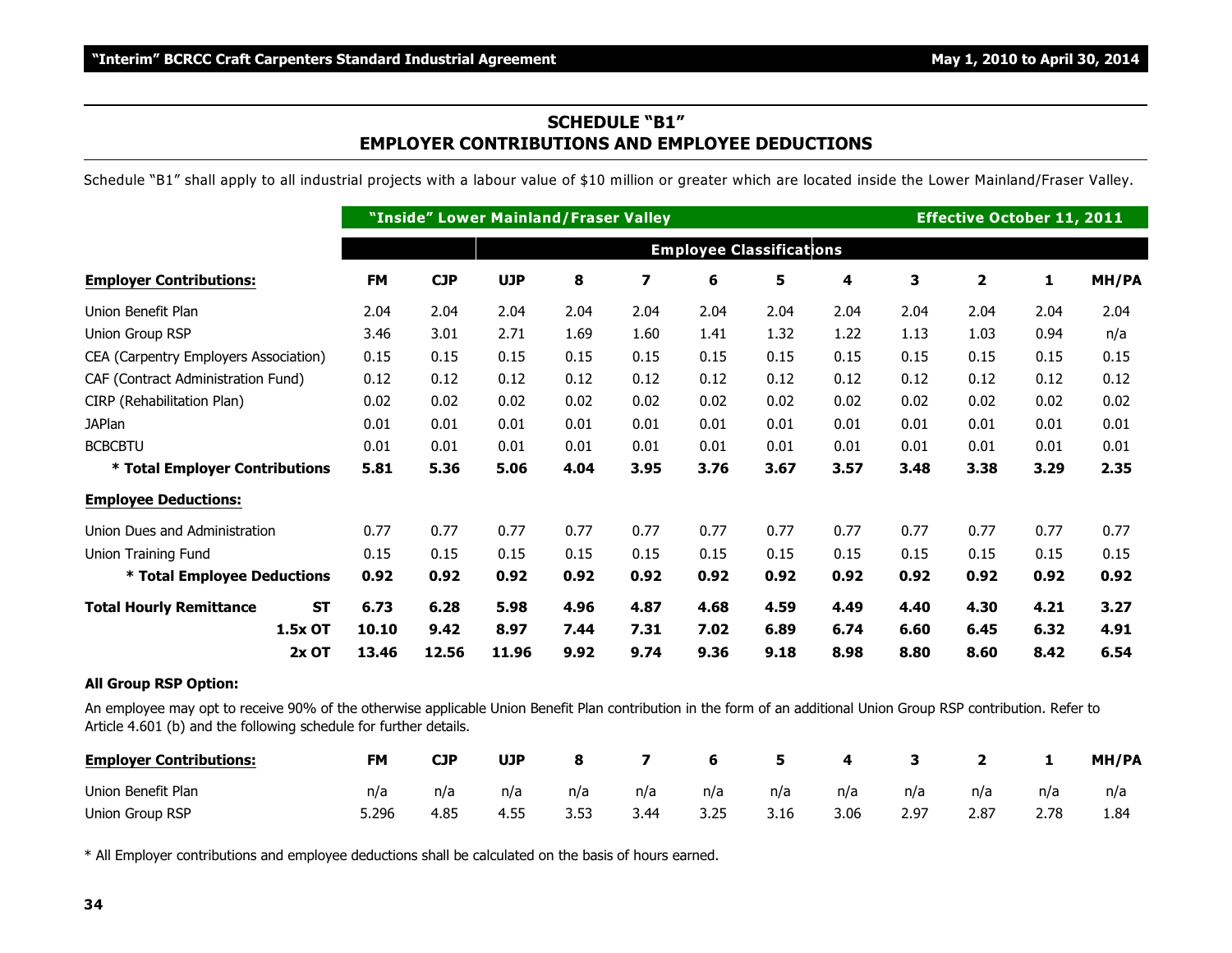## SCHEDULE "B1"
## EMPLOYER CONTRIBUTIONS AND EMPLOYEE DEDUCTIONS

Schedule "B1" shall apply to all industrial projects with a labour value of $10 million or greater which are located inside the Lower Mainland/Fraser Valley.

| | "Inside" Lower Mainland/Fraser Valley | | | | | | | | | Effective October 11, 2011 | | |
|---|---|---|---|---|---|---|---|---|---|---|---|---|
| | | | Employee Classifications | | | | | | | | | |
| **Employer Contributions:** | **FM** | **CJP** | **UJP** | **8** | **7** | **6** | **5** | **4** | **3** | **2** | **1** | **MH/PA** |
| Union Benefit Plan | 2.04 | 2.04 | 2.04 | 2.04 | 2.04 | 2.04 | 2.04 | 2.04 | 2.04 | 2.04 | 2.04 | 2.04 |
| Union Group RSP | 3.46 | 3.01 | 2.71 | 1.69 | 1.60 | 1.41 | 1.32 | 1.22 | 1.13 | 1.03 | 0.94 | n/a |
| CEA (Carpentry Employers Association) | 0.15 | 0.15 | 0.15 | 0.15 | 0.15 | 0.15 | 0.15 | 0.15 | 0.15 | 0.15 | 0.15 | 0.15 |
| CAF (Contract Administration Fund) | 0.12 | 0.12 | 0.12 | 0.12 | 0.12 | 0.12 | 0.12 | 0.12 | 0.12 | 0.12 | 0.12 | 0.12 |
| CIRP (Rehabilitation Plan) | 0.02 | 0.02 | 0.02 | 0.02 | 0.02 | 0.02 | 0.02 | 0.02 | 0.02 | 0.02 | 0.02 | 0.02 |
| JAPlan | 0.01 | 0.01 | 0.01 | 0.01 | 0.01 | 0.01 | 0.01 | 0.01 | 0.01 | 0.01 | 0.01 | 0.01 |
| BCBCBTU | 0.01 | 0.01 | 0.01 | 0.01 | 0.01 | 0.01 | 0.01 | 0.01 | 0.01 | 0.01 | 0.01 | 0.01 |
| **\* Total Employer Contributions** | **5.81** | **5.36** | **5.06** | **4.04** | **3.95** | **3.76** | **3.67** | **3.57** | **3.48** | **3.38** | **3.29** | **2.35** |
| **Employee Deductions:** | | | | | | | | | | | | |
| Union Dues and Administration | 0.77 | 0.77 | 0.77 | 0.77 | 0.77 | 0.77 | 0.77 | 0.77 | 0.77 | 0.77 | 0.77 | 0.77 |
| Union Training Fund | 0.15 | 0.15 | 0.15 | 0.15 | 0.15 | 0.15 | 0.15 | 0.15 | 0.15 | 0.15 | 0.15 | 0.15 |
| **\* Total Employee Deductions** | **0.92** | **0.92** | **0.92** | **0.92** | **0.92** | **0.92** | **0.92** | **0.92** | **0.92** | **0.92** | **0.92** | **0.92** |
| **Total Hourly Remittance ST** | **6.73** | **6.28** | **5.98** | **4.96** | **4.87** | **4.68** | **4.59** | **4.49** | **4.40** | **4.30** | **4.21** | **3.27** |
| **1.5x OT** | **10.10** | **9.42** | **8.97** | **7.44** | **7.31** | **7.02** | **6.89** | **6.74** | **6.60** | **6.45** | **6.32** | **4.91** |
| **2x OT** | **13.46** | **12.56** | **11.96** | **9.92** | **9.74** | **9.36** | **9.18** | **8.98** | **8.80** | **8.60** | **8.42** | **6.54** |

**All Group RSP Option:**

An employee may opt to receive 90% of the otherwise applicable Union Benefit Plan contribution in the form of an additional Union Group RSP contribution. Refer to Article 4.601 (b) and the following schedule for further details.

| **Employer Contributions:** | **FM** | **CJP** | **UJP** | **8** | **7** | **6** | **5** | **4** | **3** | **2** | **1** | **MH/PA** |
|---|---|---|---|---|---|---|---|---|---|---|---|---|
| Union Benefit Plan | n/a | n/a | n/a | n/a | n/a | n/a | n/a | n/a | n/a | n/a | n/a | n/a |
| Union Group RSP | 5.296 | 4.85 | 4.55 | 3.53 | 3.44 | 3.25 | 3.16 | 3.06 | 2.97 | 2.87 | 2.78 | 1.84 |

\* All Employer contributions and employee deductions shall be calculated on the basis of hours earned.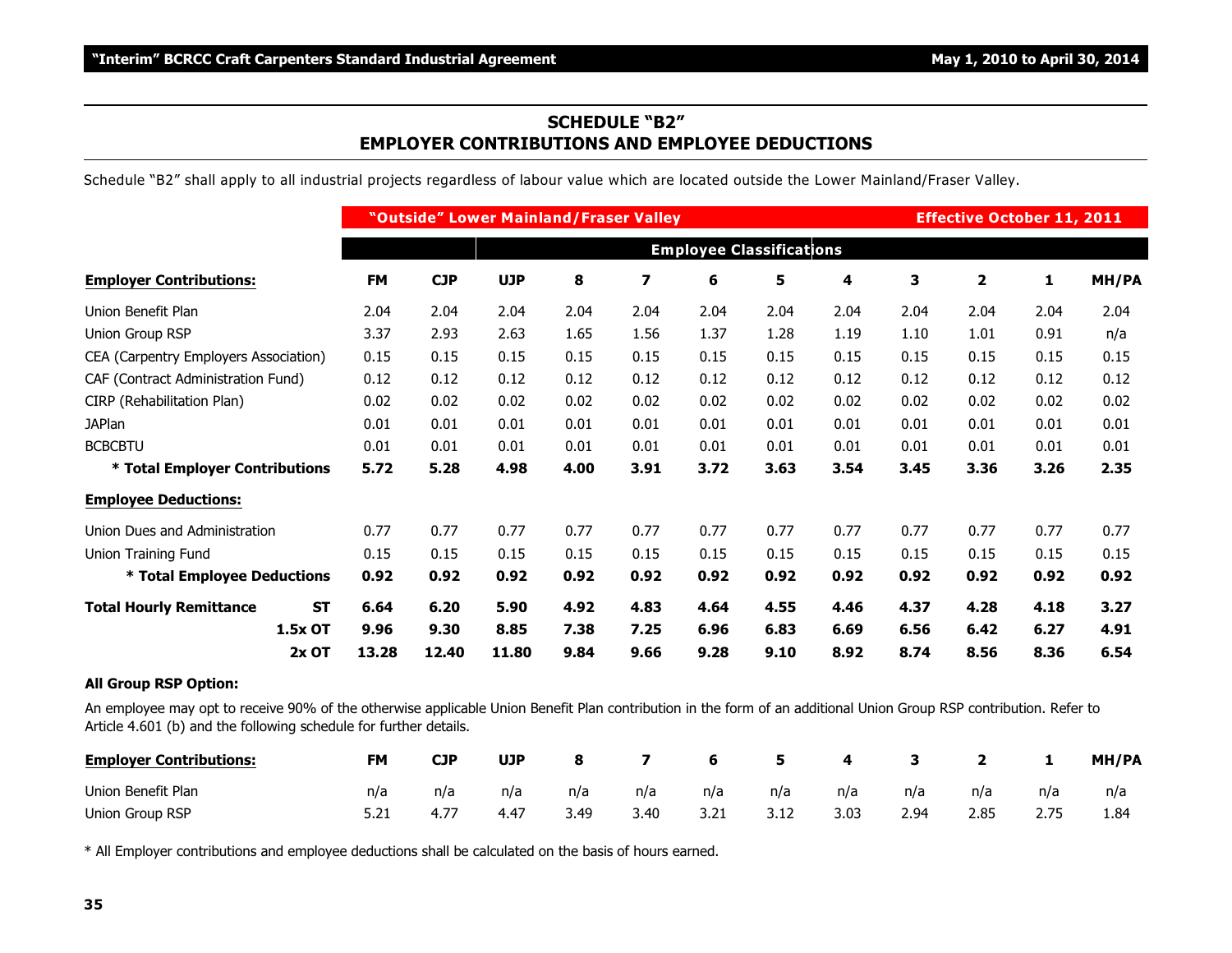## SCHEDULE "B2"
## EMPLOYER CONTRIBUTIONS AND EMPLOYEE DEDUCTIONS

Schedule "B2" shall apply to all industrial projects regardless of labour value which are located outside the Lower Mainland/Fraser Valley.

| | | "Outside" Lower Mainland/Fraser Valley | | | | | | | | Effective October 11, 2011 | | |
|---|---|---|---|---|---|---|---|---|---|---|---|---|
| | | | Employee Classifications | | | | | | | | | |
| **Employer Contributions:** | **FM** | **CJP** | **UJP** | **8** | **7** | **6** | **5** | **4** | **3** | **2** | **1** | **MH/PA** |
| Union Benefit Plan | 2.04 | 2.04 | 2.04 | 2.04 | 2.04 | 2.04 | 2.04 | 2.04 | 2.04 | 2.04 | 2.04 | 2.04 |
| Union Group RSP | 3.37 | 2.93 | 2.63 | 1.65 | 1.56 | 1.37 | 1.28 | 1.19 | 1.10 | 1.01 | 0.91 | n/a |
| CEA (Carpentry Employers Association) | 0.15 | 0.15 | 0.15 | 0.15 | 0.15 | 0.15 | 0.15 | 0.15 | 0.15 | 0.15 | 0.15 | 0.15 |
| CAF (Contract Administration Fund) | 0.12 | 0.12 | 0.12 | 0.12 | 0.12 | 0.12 | 0.12 | 0.12 | 0.12 | 0.12 | 0.12 | 0.12 |
| CIRP (Rehabilitation Plan) | 0.02 | 0.02 | 0.02 | 0.02 | 0.02 | 0.02 | 0.02 | 0.02 | 0.02 | 0.02 | 0.02 | 0.02 |
| JAPlan | 0.01 | 0.01 | 0.01 | 0.01 | 0.01 | 0.01 | 0.01 | 0.01 | 0.01 | 0.01 | 0.01 | 0.01 |
| BCBCBTU | 0.01 | 0.01 | 0.01 | 0.01 | 0.01 | 0.01 | 0.01 | 0.01 | 0.01 | 0.01 | 0.01 | 0.01 |
| **\* Total Employer Contributions** | **5.72** | **5.28** | **4.98** | **4.00** | **3.91** | **3.72** | **3.63** | **3.54** | **3.45** | **3.36** | **3.26** | **2.35** |
| **Employee Deductions:** | | | | | | | | | | | | |
| Union Dues and Administration | 0.77 | 0.77 | 0.77 | 0.77 | 0.77 | 0.77 | 0.77 | 0.77 | 0.77 | 0.77 | 0.77 | 0.77 |
| Union Training Fund | 0.15 | 0.15 | 0.15 | 0.15 | 0.15 | 0.15 | 0.15 | 0.15 | 0.15 | 0.15 | 0.15 | 0.15 |
| **\* Total Employee Deductions** | **0.92** | **0.92** | **0.92** | **0.92** | **0.92** | **0.92** | **0.92** | **0.92** | **0.92** | **0.92** | **0.92** | **0.92** |
| **Total Hourly Remittance ST** | **6.64** | **6.20** | **5.90** | **4.92** | **4.83** | **4.64** | **4.55** | **4.46** | **4.37** | **4.28** | **4.18** | **3.27** |
| **1.5x OT** | **9.96** | **9.30** | **8.85** | **7.38** | **7.25** | **6.96** | **6.83** | **6.69** | **6.56** | **6.42** | **6.27** | **4.91** |
| **2x OT** | **13.28** | **12.40** | **11.80** | **9.84** | **9.66** | **9.28** | **9.10** | **8.92** | **8.74** | **8.56** | **8.36** | **6.54** |

**All Group RSP Option:**

An employee may opt to receive 90% of the otherwise applicable Union Benefit Plan contribution in the form of an additional Union Group RSP contribution. Refer to Article 4.601 (b) and the following schedule for further details.

| **Employer Contributions:** | **FM** | **CJP** | **UJP** | **8** | **7** | **6** | **5** | **4** | **3** | **2** | **1** | **MH/PA** |
|---|---|---|---|---|---|---|---|---|---|---|---|---|
| Union Benefit Plan | n/a | n/a | n/a | n/a | n/a | n/a | n/a | n/a | n/a | n/a | n/a | n/a |
| Union Group RSP | 5.21 | 4.77 | 4.47 | 3.49 | 3.40 | 3.21 | 3.12 | 3.03 | 2.94 | 2.85 | 2.75 | 1.84 |

\* All Employer contributions and employee deductions shall be calculated on the basis of hours earned.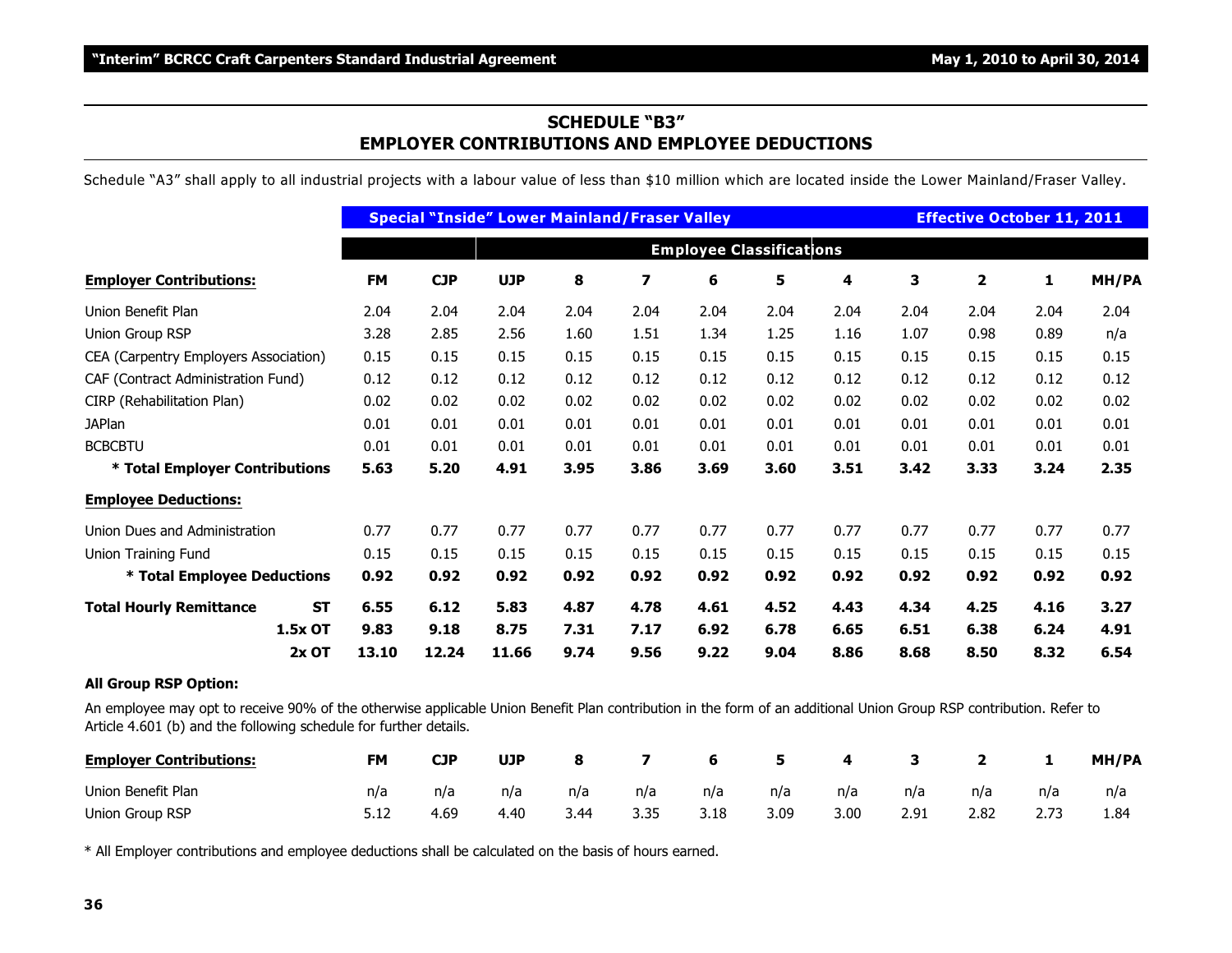## SCHEDULE "B3"
## EMPLOYER CONTRIBUTIONS AND EMPLOYEE DEDUCTIONS

Schedule "A3" shall apply to all industrial projects with a labour value of less than $10 million which are located inside the Lower Mainland/Fraser Valley.

| | Special "Inside" Lower Mainland/Fraser Valley | | | | | | | | | | Effective October 11, 2011 | |
|---|---|---|---|---|---|---|---|---|---|---|---|---|
| | | | Employee Classifications | | | | | | | | | |
| **Employer Contributions:** | **FM** | **CJP** | **UJP** | **8** | **7** | **6** | **5** | **4** | **3** | **2** | **1** | **MH/PA** |
| Union Benefit Plan | 2.04 | 2.04 | 2.04 | 2.04 | 2.04 | 2.04 | 2.04 | 2.04 | 2.04 | 2.04 | 2.04 | 2.04 |
| Union Group RSP | 3.28 | 2.85 | 2.56 | 1.60 | 1.51 | 1.34 | 1.25 | 1.16 | 1.07 | 0.98 | 0.89 | n/a |
| CEA (Carpentry Employers Association) | 0.15 | 0.15 | 0.15 | 0.15 | 0.15 | 0.15 | 0.15 | 0.15 | 0.15 | 0.15 | 0.15 | 0.15 |
| CAF (Contract Administration Fund) | 0.12 | 0.12 | 0.12 | 0.12 | 0.12 | 0.12 | 0.12 | 0.12 | 0.12 | 0.12 | 0.12 | 0.12 |
| CIRP (Rehabilitation Plan) | 0.02 | 0.02 | 0.02 | 0.02 | 0.02 | 0.02 | 0.02 | 0.02 | 0.02 | 0.02 | 0.02 | 0.02 |
| JAPlan | 0.01 | 0.01 | 0.01 | 0.01 | 0.01 | 0.01 | 0.01 | 0.01 | 0.01 | 0.01 | 0.01 | 0.01 |
| BCBCBTU | 0.01 | 0.01 | 0.01 | 0.01 | 0.01 | 0.01 | 0.01 | 0.01 | 0.01 | 0.01 | 0.01 | 0.01 |
| **\* Total Employer Contributions** | **5.63** | **5.20** | **4.91** | **3.95** | **3.86** | **3.69** | **3.60** | **3.51** | **3.42** | **3.33** | **3.24** | **2.35** |
| **Employee Deductions:** | | | | | | | | | | | | |
| Union Dues and Administration | 0.77 | 0.77 | 0.77 | 0.77 | 0.77 | 0.77 | 0.77 | 0.77 | 0.77 | 0.77 | 0.77 | 0.77 |
| Union Training Fund | 0.15 | 0.15 | 0.15 | 0.15 | 0.15 | 0.15 | 0.15 | 0.15 | 0.15 | 0.15 | 0.15 | 0.15 |
| **\* Total Employee Deductions** | **0.92** | **0.92** | **0.92** | **0.92** | **0.92** | **0.92** | **0.92** | **0.92** | **0.92** | **0.92** | **0.92** | **0.92** |
| **Total Hourly Remittance ST** | **6.55** | **6.12** | **5.83** | **4.87** | **4.78** | **4.61** | **4.52** | **4.43** | **4.34** | **4.25** | **4.16** | **3.27** |
| **1.5x OT** | **9.83** | **9.18** | **8.75** | **7.31** | **7.17** | **6.92** | **6.78** | **6.65** | **6.51** | **6.38** | **6.24** | **4.91** |
| **2x OT** | **13.10** | **12.24** | **11.66** | **9.74** | **9.56** | **9.22** | **9.04** | **8.86** | **8.68** | **8.50** | **8.32** | **6.54** |

**All Group RSP Option:**

An employee may opt to receive 90% of the otherwise applicable Union Benefit Plan contribution in the form of an additional Union Group RSP contribution. Refer to Article 4.601 (b) and the following schedule for further details.

| **Employer Contributions:** | **FM** | **CJP** | **UJP** | **8** | **7** | **6** | **5** | **4** | **3** | **2** | **1** | **MH/PA** |
|---|---|---|---|---|---|---|---|---|---|---|---|---|
| Union Benefit Plan | n/a | n/a | n/a | n/a | n/a | n/a | n/a | n/a | n/a | n/a | n/a | n/a |
| Union Group RSP | 5.12 | 4.69 | 4.40 | 3.44 | 3.35 | 3.18 | 3.09 | 3.00 | 2.91 | 2.82 | 2.73 | 1.84 |

\* All Employer contributions and employee deductions shall be calculated on the basis of hours earned.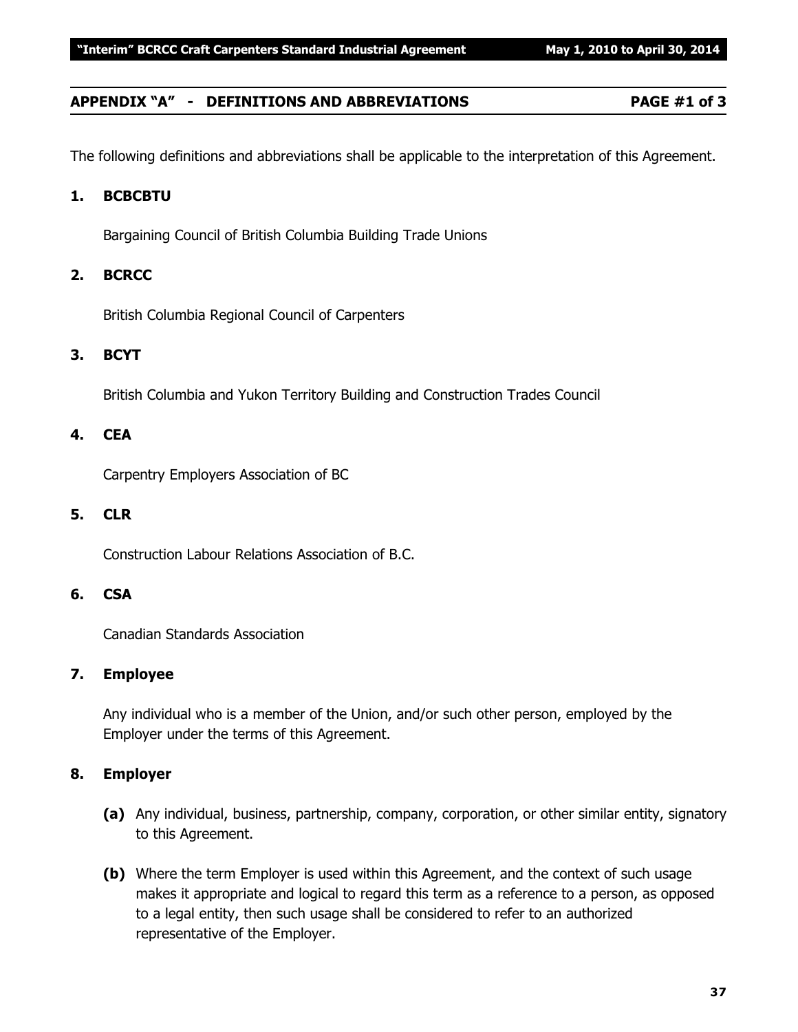## APPENDIX "A" - DEFINITIONS AND ABBREVIATIONS PAGE #1 of 3

The following definitions and abbreviations shall be applicable to the interpretation of this Agreement.

### 1. BCBCBTU

Bargaining Council of British Columbia Building Trade Unions

### 2. BCRCC

British Columbia Regional Council of Carpenters

### 3. BCYT

British Columbia and Yukon Territory Building and Construction Trades Council

### 4. CEA

Carpentry Employers Association of BC

### 5. CLR

Construction Labour Relations Association of B.C.

### 6. CSA

Canadian Standards Association

### 7. Employee

Any individual who is a member of the Union, and/or such other person, employed by the Employer under the terms of this Agreement.

### 8. Employer

**(a)** Any individual, business, partnership, company, corporation, or other similar entity, signatory to this Agreement.

**(b)** Where the term Employer is used within this Agreement, and the context of such usage makes it appropriate and logical to regard this term as a reference to a person, as opposed to a legal entity, then such usage shall be considered to refer to an authorized representative of the Employer.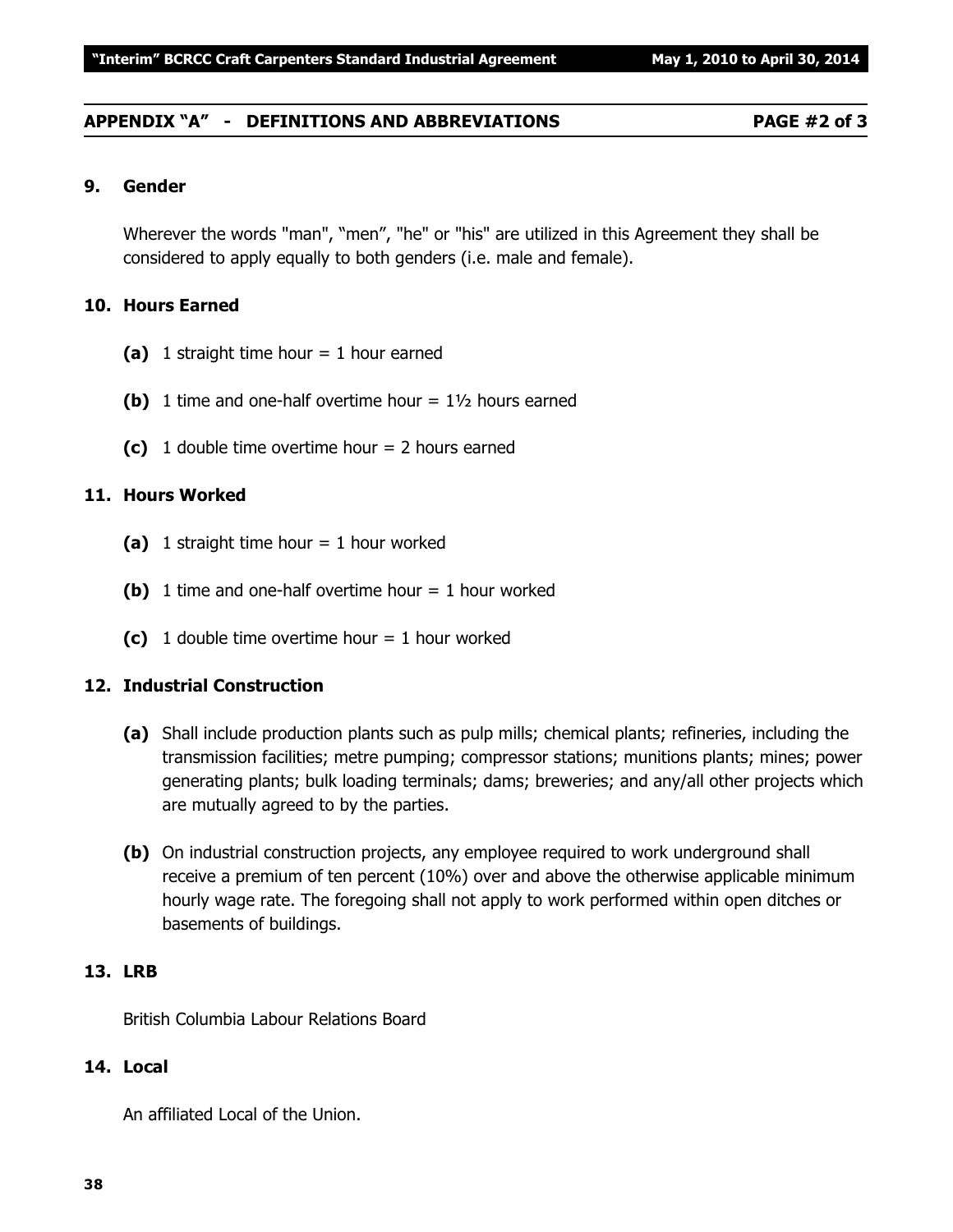## APPENDIX "A" - DEFINITIONS AND ABBREVIATIONS PAGE #2 of 3

### 9. Gender

Wherever the words "man", "men", "he" or "his" are utilized in this Agreement they shall be considered to apply equally to both genders (i.e. male and female).

### 10. Hours Earned

**(a)** 1 straight time hour = 1 hour earned

**(b)** 1 time and one-half overtime hour = 1½ hours earned

**(c)** 1 double time overtime hour = 2 hours earned

### 11. Hours Worked

**(a)** 1 straight time hour = 1 hour worked

**(b)** 1 time and one-half overtime hour = 1 hour worked

**(c)** 1 double time overtime hour = 1 hour worked

### 12. Industrial Construction

**(a)** Shall include production plants such as pulp mills; chemical plants; refineries, including the transmission facilities; metre pumping; compressor stations; munitions plants; mines; power generating plants; bulk loading terminals; dams; breweries; and any/all other projects which are mutually agreed to by the parties.

**(b)** On industrial construction projects, any employee required to work underground shall receive a premium of ten percent (10%) over and above the otherwise applicable minimum hourly wage rate. The foregoing shall not apply to work performed within open ditches or basements of buildings.

### 13. LRB

British Columbia Labour Relations Board

### 14. Local

An affiliated Local of the Union.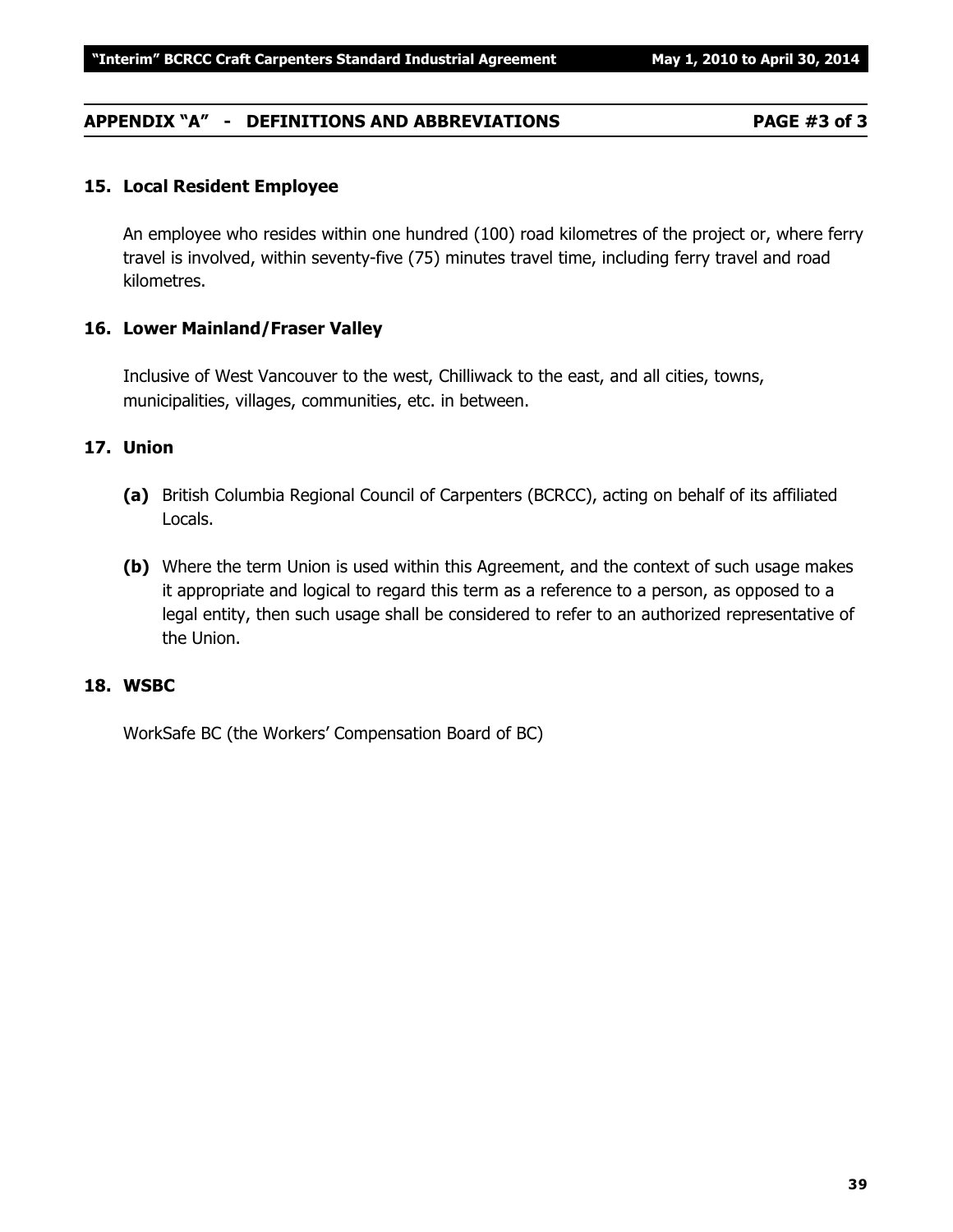## APPENDIX "A" - DEFINITIONS AND ABBREVIATIONS PAGE #3 of 3

### 15. Local Resident Employee

An employee who resides within one hundred (100) road kilometres of the project or, where ferry travel is involved, within seventy-five (75) minutes travel time, including ferry travel and road kilometres.

### 16. Lower Mainland/Fraser Valley

Inclusive of West Vancouver to the west, Chilliwack to the east, and all cities, towns, municipalities, villages, communities, etc. in between.

### 17. Union

**(a)** British Columbia Regional Council of Carpenters (BCRCC), acting on behalf of its affiliated Locals.

**(b)** Where the term Union is used within this Agreement, and the context of such usage makes it appropriate and logical to regard this term as a reference to a person, as opposed to a legal entity, then such usage shall be considered to refer to an authorized representative of the Union.

### 18. WSBC

WorkSafe BC (the Workers' Compensation Board of BC)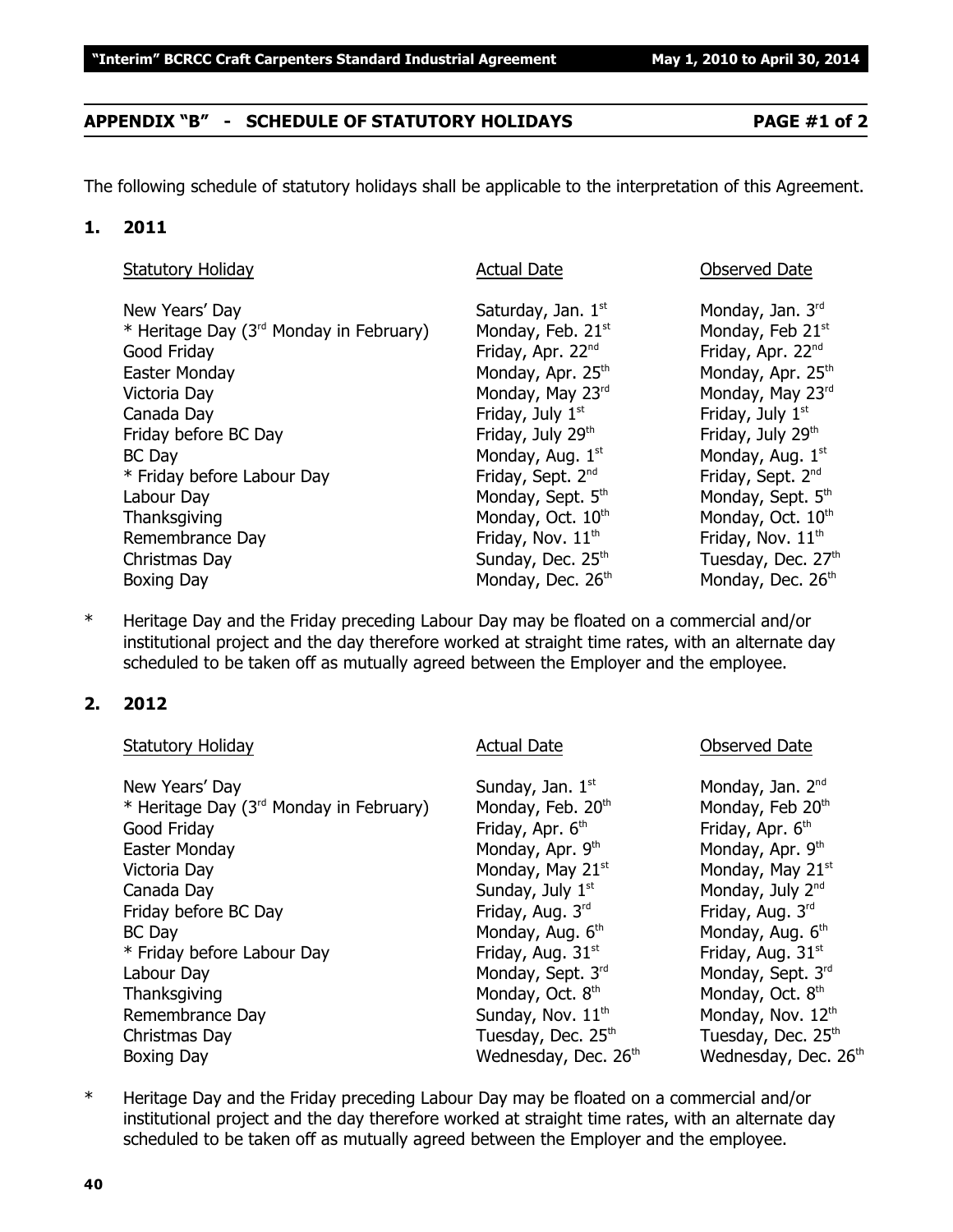## APPENDIX "B" - SCHEDULE OF STATUTORY HOLIDAYS PAGE #1 of 2

The following schedule of statutory holidays shall be applicable to the interpretation of this Agreement.

### 1. 2011

| Statutory Holiday | Actual Date | Observed Date |
|---|---|---|
| New Years' Day | Saturday, Jan. 1st | Monday, Jan. 3rd |
| * Heritage Day (3rd Monday in February) | Monday, Feb. 21st | Monday, Feb 21st |
| Good Friday | Friday, Apr. 22nd | Friday, Apr. 22nd |
| Easter Monday | Monday, Apr. 25th | Monday, Apr. 25th |
| Victoria Day | Monday, May 23rd | Monday, May 23rd |
| Canada Day | Friday, July 1st | Friday, July 1st |
| Friday before BC Day | Friday, July 29th | Friday, July 29th |
| BC Day | Monday, Aug. 1st | Monday, Aug. 1st |
| * Friday before Labour Day | Friday, Sept. 2nd | Friday, Sept. 2nd |
| Labour Day | Monday, Sept. 5th | Monday, Sept. 5th |
| Thanksgiving | Monday, Oct. 10th | Monday, Oct. 10th |
| Remembrance Day | Friday, Nov. 11th | Friday, Nov. 11th |
| Christmas Day | Sunday, Dec. 25th | Tuesday, Dec. 27th |
| Boxing Day | Monday, Dec. 26th | Monday, Dec. 26th |

\* Heritage Day and the Friday preceding Labour Day may be floated on a commercial and/or institutional project and the day therefore worked at straight time rates, with an alternate day scheduled to be taken off as mutually agreed between the Employer and the employee.

### 2. 2012

| Statutory Holiday | Actual Date | Observed Date |
|---|---|---|
| New Years' Day | Sunday, Jan. 1st | Monday, Jan. 2nd |
| * Heritage Day (3rd Monday in February) | Monday, Feb. 20th | Monday, Feb 20th |
| Good Friday | Friday, Apr. 6th | Friday, Apr. 6th |
| Easter Monday | Monday, Apr. 9th | Monday, Apr. 9th |
| Victoria Day | Monday, May 21st | Monday, May 21st |
| Canada Day | Sunday, July 1st | Monday, July 2nd |
| Friday before BC Day | Friday, Aug. 3rd | Friday, Aug. 3rd |
| BC Day | Monday, Aug. 6th | Monday, Aug. 6th |
| * Friday before Labour Day | Friday, Aug. 31st | Friday, Aug. 31st |
| Labour Day | Monday, Sept. 3rd | Monday, Sept. 3rd |
| Thanksgiving | Monday, Oct. 8th | Monday, Oct. 8th |
| Remembrance Day | Sunday, Nov. 11th | Monday, Nov. 12th |
| Christmas Day | Tuesday, Dec. 25th | Tuesday, Dec. 25th |
| Boxing Day | Wednesday, Dec. 26th | Wednesday, Dec. 26th |

\* Heritage Day and the Friday preceding Labour Day may be floated on a commercial and/or institutional project and the day therefore worked at straight time rates, with an alternate day scheduled to be taken off as mutually agreed between the Employer and the employee.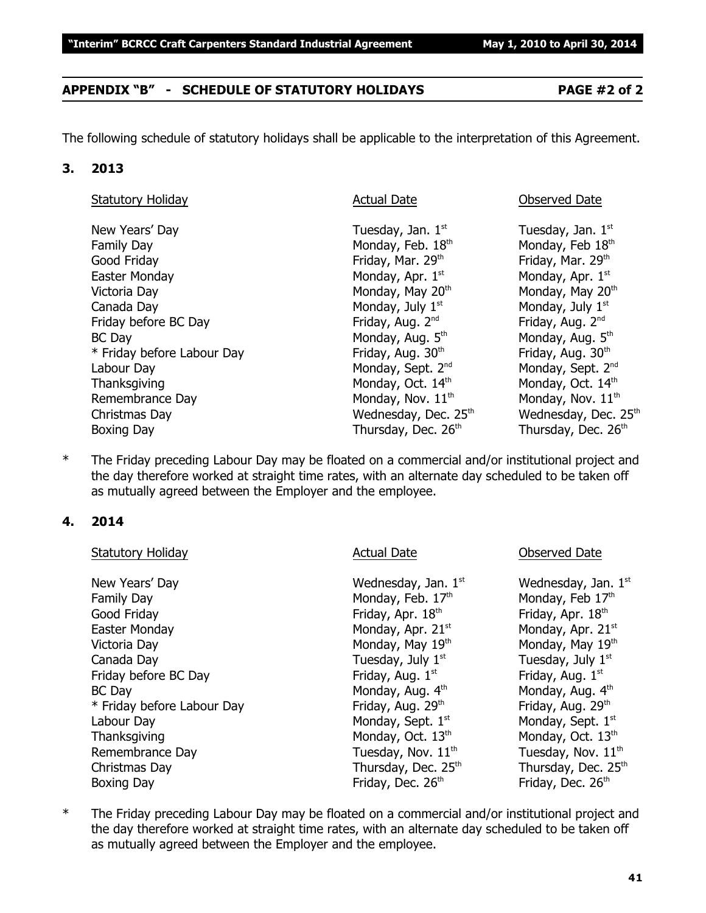## APPENDIX "B" - SCHEDULE OF STATUTORY HOLIDAYS PAGE #2 of 2

The following schedule of statutory holidays shall be applicable to the interpretation of this Agreement.

### 3. 2013

| Statutory Holiday | Actual Date | Observed Date |
|---|---|---|
| New Years' Day | Tuesday, Jan. 1st | Tuesday, Jan. 1st |
| Family Day | Monday, Feb. 18th | Monday, Feb 18th |
| Good Friday | Friday, Mar. 29th | Friday, Mar. 29th |
| Easter Monday | Monday, Apr. 1st | Monday, Apr. 1st |
| Victoria Day | Monday, May 20th | Monday, May 20th |
| Canada Day | Monday, July 1st | Monday, July 1st |
| Friday before BC Day | Friday, Aug. 2nd | Friday, Aug. 2nd |
| BC Day | Monday, Aug. 5th | Monday, Aug. 5th |
| * Friday before Labour Day | Friday, Aug. 30th | Friday, Aug. 30th |
| Labour Day | Monday, Sept. 2nd | Monday, Sept. 2nd |
| Thanksgiving | Monday, Oct. 14th | Monday, Oct. 14th |
| Remembrance Day | Monday, Nov. 11th | Monday, Nov. 11th |
| Christmas Day | Wednesday, Dec. 25th | Wednesday, Dec. 25th |
| Boxing Day | Thursday, Dec. 26th | Thursday, Dec. 26th |

* The Friday preceding Labour Day may be floated on a commercial and/or institutional project and the day therefore worked at straight time rates, with an alternate day scheduled to be taken off as mutually agreed between the Employer and the employee.

### 4. 2014

| Statutory Holiday | Actual Date | Observed Date |
|---|---|---|
| New Years' Day | Wednesday, Jan. 1st | Wednesday, Jan. 1st |
| Family Day | Monday, Feb. 17th | Monday, Feb 17th |
| Good Friday | Friday, Apr. 18th | Friday, Apr. 18th |
| Easter Monday | Monday, Apr. 21st | Monday, Apr. 21st |
| Victoria Day | Monday, May 19th | Monday, May 19th |
| Canada Day | Tuesday, July 1st | Tuesday, July 1st |
| Friday before BC Day | Friday, Aug. 1st | Friday, Aug. 1st |
| BC Day | Monday, Aug. 4th | Monday, Aug. 4th |
| * Friday before Labour Day | Friday, Aug. 29th | Friday, Aug. 29th |
| Labour Day | Monday, Sept. 1st | Monday, Sept. 1st |
| Thanksgiving | Monday, Oct. 13th | Monday, Oct. 13th |
| Remembrance Day | Tuesday, Nov. 11th | Tuesday, Nov. 11th |
| Christmas Day | Thursday, Dec. 25th | Thursday, Dec. 25th |
| Boxing Day | Friday, Dec. 26th | Friday, Dec. 26th |

* The Friday preceding Labour Day may be floated on a commercial and/or institutional project and the day therefore worked at straight time rates, with an alternate day scheduled to be taken off as mutually agreed between the Employer and the employee.